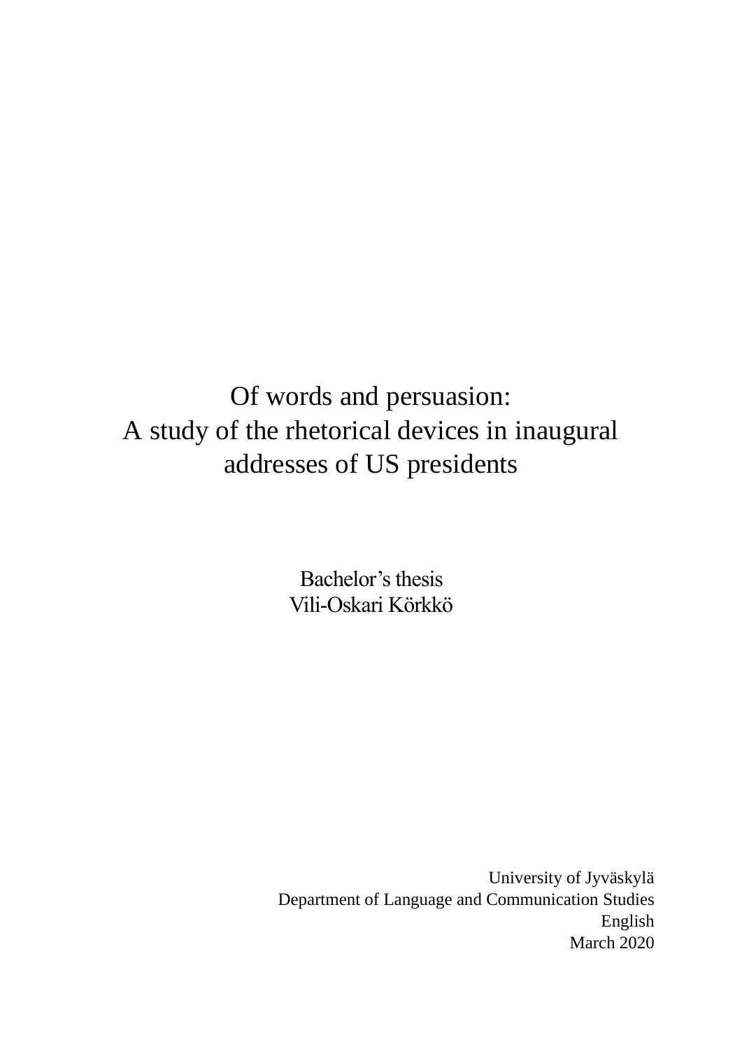# Of words and persuasion:
# A study of the rhetorical devices in inaugural addresses of US presidents

Bachelor's thesis
Vili-Oskari Körkkö

University of Jyväskylä
Department of Language and Communication Studies
English
March 2020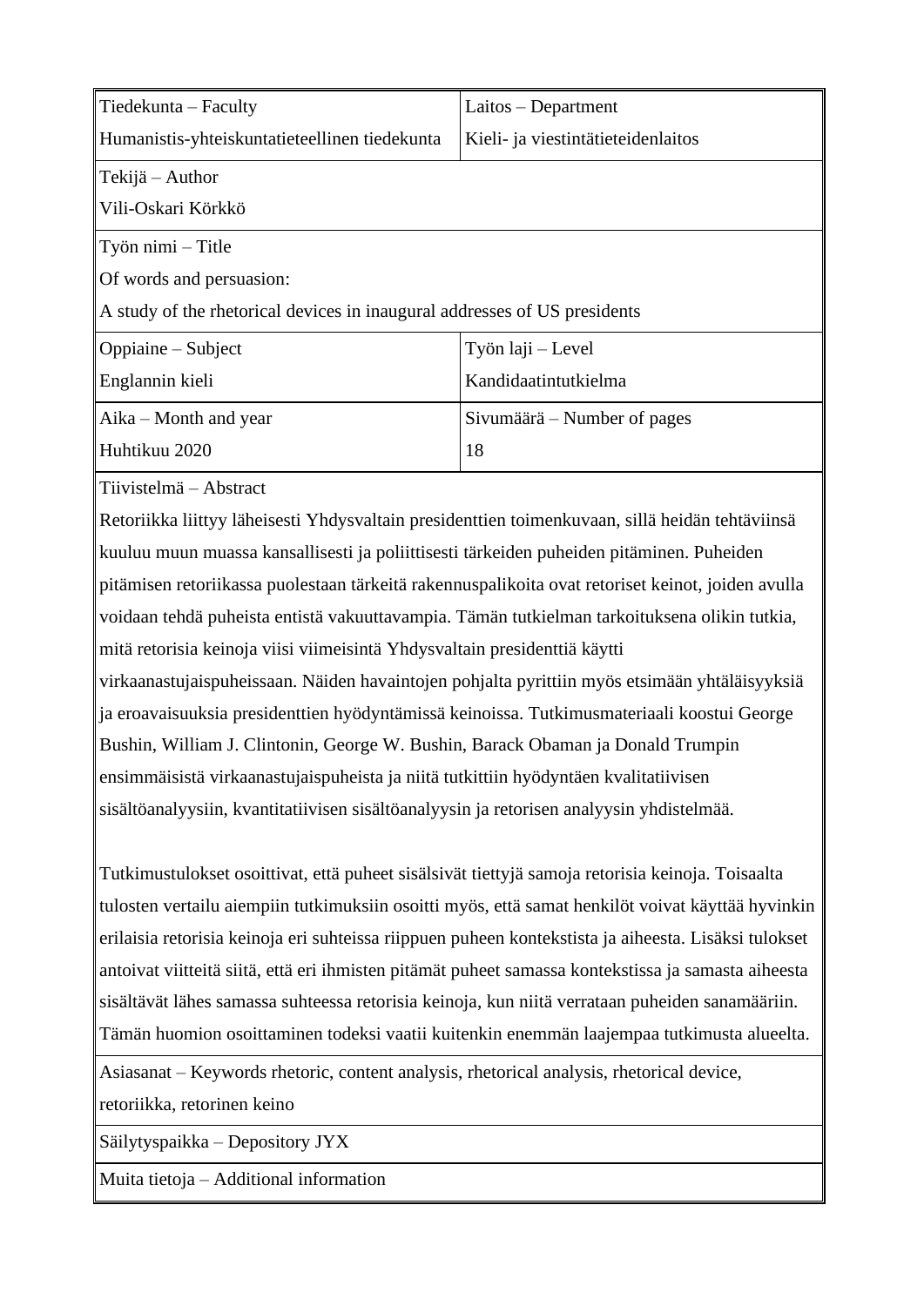| Tiedekunta – Faculty<br>Humanistis-yhteiskuntatieteellinen tiedekunta | Laitos – Department<br>Kieli- ja viestintätieteidenlaitos |
|---|---|
| Tekijä – Author<br>Vili-Oskari Körkkö | |
| Työn nimi – Title<br>Of words and persuasion:<br>A study of the rhetorical devices in inaugural addresses of US presidents | |
| Oppiaine – Subject<br>Englannin kieli | Työn laji – Level<br>Kandidaatintutkielma |
| Aika – Month and year<br>Huhtikuu 2020 | Sivumäärä – Number of pages<br>18 |

Tiivistelmä – Abstract

Retoriikka liittyy läheisesti Yhdysvaltain presidenttien toimenkuvaan, sillä heidän tehtäviinsä kuuluu muun muassa kansallisesti ja poliittisesti tärkeiden puheiden pitäminen. Puheiden pitämisen retoriikassa puolestaan tärkeitä rakennuspalikoita ovat retoriset keinot, joiden avulla voidaan tehdä puheista entistä vakuuttavampia. Tämän tutkielman tarkoituksena olikin tutkia, mitä retorisia keinoja viisi viimeisintä Yhdysvaltain presidenttiä käytti virkaanastujaispuheissaan. Näiden havaintojen pohjalta pyrittiin myös etsimään yhtäläisyyksiä ja eroavaisuuksia presidenttien hyödyntämissä keinoissa. Tutkimusmateriaali koostui George Bushin, William J. Clintonin, George W. Bushin, Barack Obaman ja Donald Trumpin ensimmäisistä virkaanastujaispuheista ja niitä tutkittiin hyödyntäen kvalitatiivisen sisältöanalyysiin, kvantitatiivisen sisältöanalyysin ja retorisen analyysin yhdistelmää.

Tutkimustulokset osoittivat, että puheet sisälsivät tiettyjä samoja retorisia keinoja. Toisaalta tulosten vertailu aiempiin tutkimuksiin osoitti myös, että samat henkilöt voivat käyttää hyvinkin erilaisia retorisia keinoja eri suhteissa riippuen puheen kontekstista ja aiheesta. Lisäksi tulokset antoivat viitteitä siitä, että eri ihmisten pitämät puheet samassa kontekstissa ja samasta aiheesta sisältävät lähes samassa suhteessa retorisia keinoja, kun niitä verrataan puheiden sanamääriin. Tämän huomion osoittaminen todeksi vaatii kuitenkin enemmän laajempaa tutkimusta alueelta.

Asiasanat – Keywords rhetoric, content analysis, rhetorical analysis, rhetorical device, retoriikka, retorinen keino

Säilytyspaikka – Depository JYX

Muita tietoja – Additional information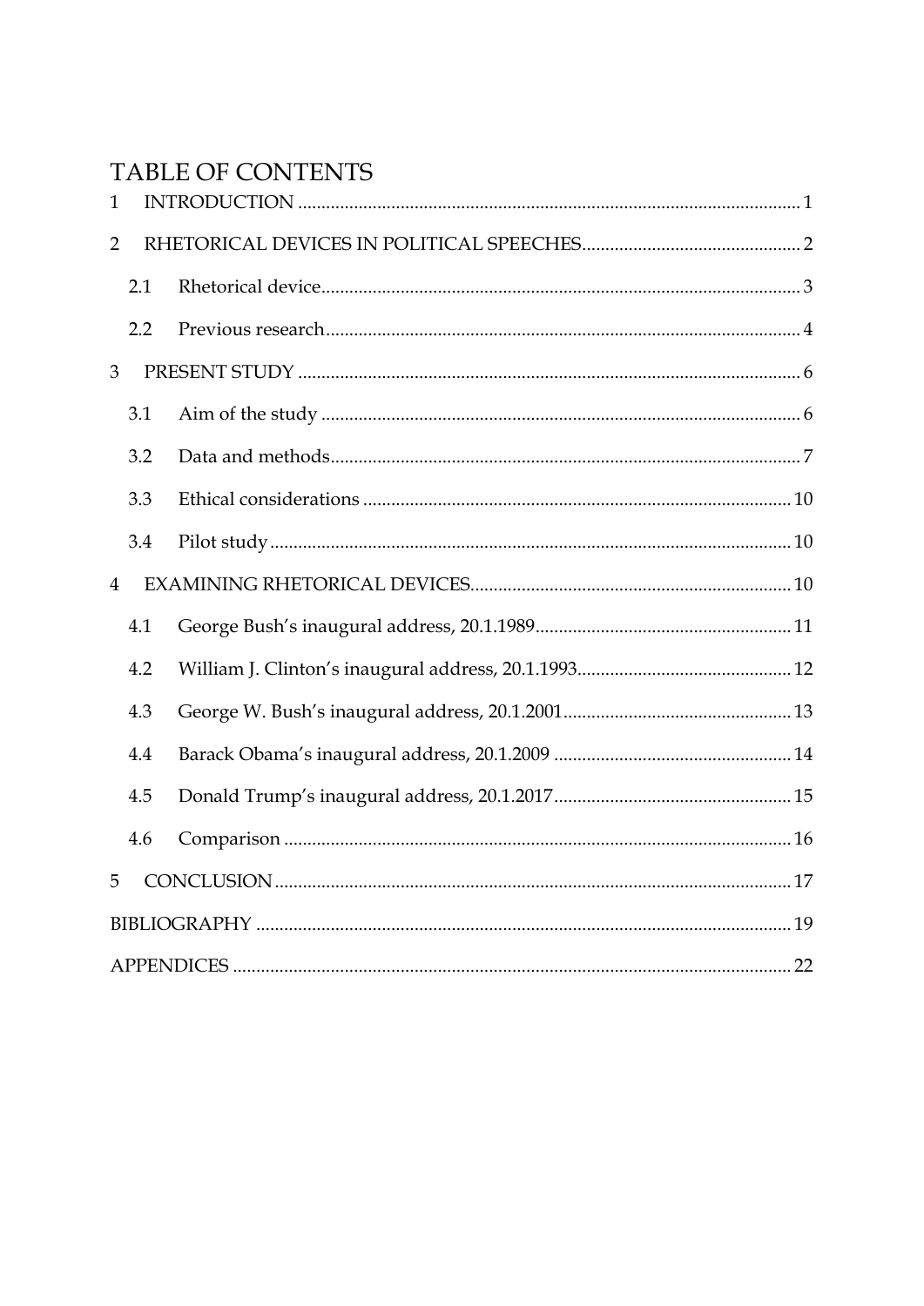# TABLE OF CONTENTS

1 INTRODUCTION ........................................................................................................ 1

2 RHETORICAL DEVICES IN POLITICAL SPEECHES ............................................... 2

 2.1 Rhetorical device ................................................................................................. 3

 2.2 Previous research ................................................................................................ 4

3 PRESENT STUDY ........................................................................................................ 6

 3.1 Aim of the study ................................................................................................. 6

 3.2 Data and methods ................................................................................................ 7

 3.3 Ethical considerations ........................................................................................ 10

 3.4 Pilot study .......................................................................................................... 10

4 EXAMINING RHETORICAL DEVICES ..................................................................... 10

 4.1 George Bush's inaugural address, 20.1.1989 ..................................................... 11

 4.2 William J. Clinton's inaugural address, 20.1.1993 ............................................ 12

 4.3 George W. Bush's inaugural address, 20.1.2001 ............................................... 13

 4.4 Barack Obama's inaugural address, 20.1.2009 .................................................. 14

 4.5 Donald Trump's inaugural address, 20.1.2017 .................................................. 15

 4.6 Comparison ........................................................................................................ 16

5 CONCLUSION ............................................................................................................ 17

BIBLIOGRAPHY ............................................................................................................. 19

APPENDICES .................................................................................................................. 22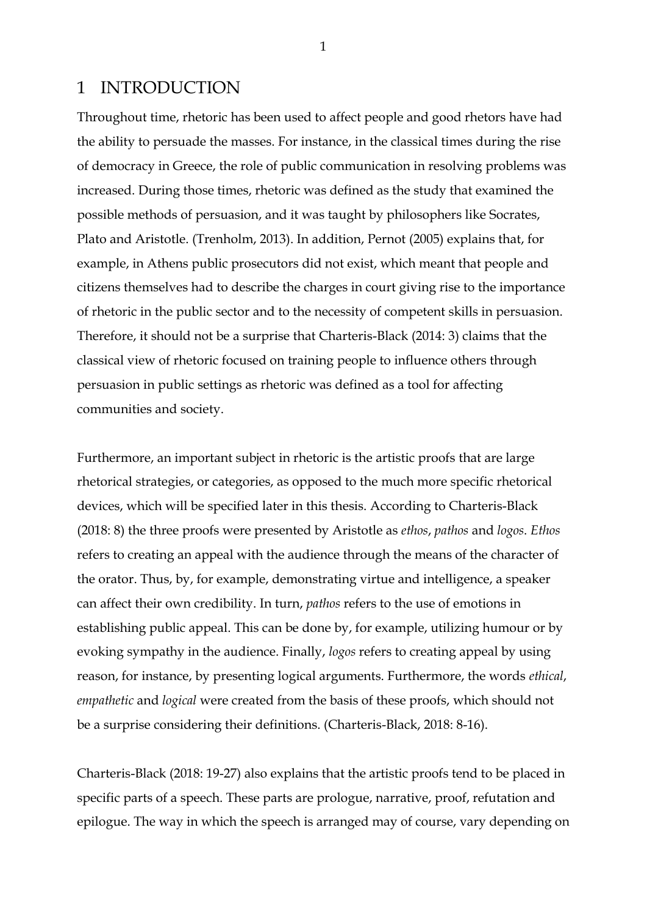# 1 INTRODUCTION

Throughout time, rhetoric has been used to affect people and good rhetors have had the ability to persuade the masses. For instance, in the classical times during the rise of democracy in Greece, the role of public communication in resolving problems was increased. During those times, rhetoric was defined as the study that examined the possible methods of persuasion, and it was taught by philosophers like Socrates, Plato and Aristotle. (Trenholm, 2013). In addition, Pernot (2005) explains that, for example, in Athens public prosecutors did not exist, which meant that people and citizens themselves had to describe the charges in court giving rise to the importance of rhetoric in the public sector and to the necessity of competent skills in persuasion. Therefore, it should not be a surprise that Charteris-Black (2014: 3) claims that the classical view of rhetoric focused on training people to influence others through persuasion in public settings as rhetoric was defined as a tool for affecting communities and society.

Furthermore, an important subject in rhetoric is the artistic proofs that are large rhetorical strategies, or categories, as opposed to the much more specific rhetorical devices, which will be specified later in this thesis. According to Charteris-Black (2018: 8) the three proofs were presented by Aristotle as *ethos*, *pathos* and *logos*. *Ethos* refers to creating an appeal with the audience through the means of the character of the orator. Thus, by, for example, demonstrating virtue and intelligence, a speaker can affect their own credibility. In turn, *pathos* refers to the use of emotions in establishing public appeal. This can be done by, for example, utilizing humour or by evoking sympathy in the audience. Finally, *logos* refers to creating appeal by using reason, for instance, by presenting logical arguments. Furthermore, the words *ethical*, *empathetic* and *logical* were created from the basis of these proofs, which should not be a surprise considering their definitions. (Charteris-Black, 2018: 8-16).

Charteris-Black (2018: 19-27) also explains that the artistic proofs tend to be placed in specific parts of a speech. These parts are prologue, narrative, proof, refutation and epilogue. The way in which the speech is arranged may of course, vary depending on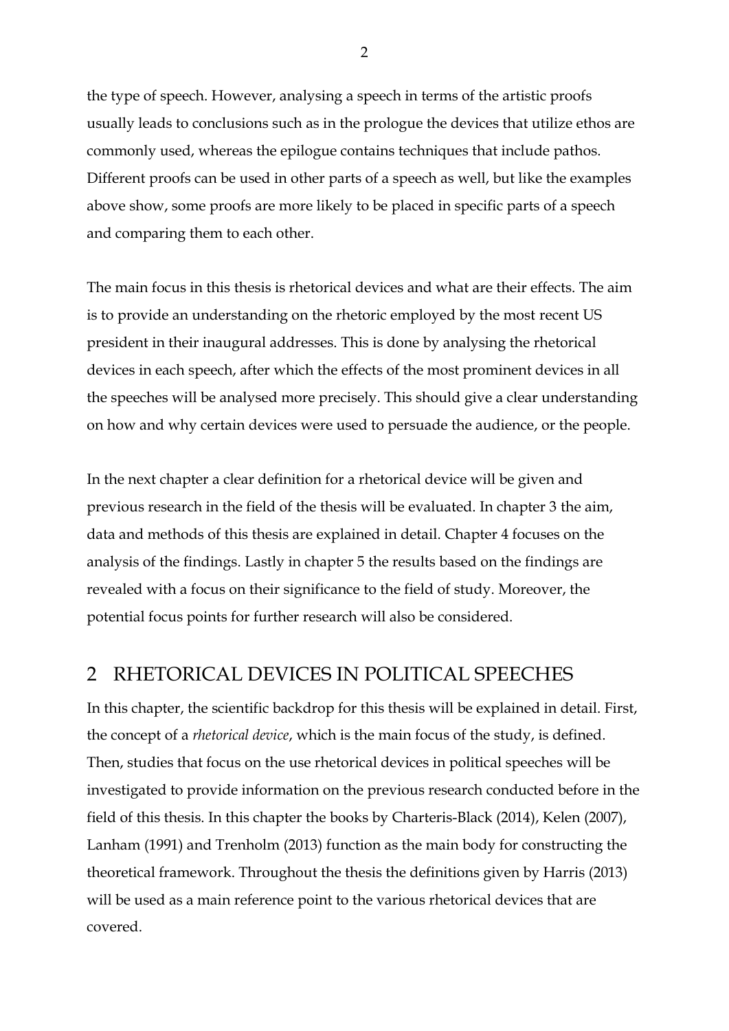the type of speech. However, analysing a speech in terms of the artistic proofs usually leads to conclusions such as in the prologue the devices that utilize ethos are commonly used, whereas the epilogue contains techniques that include pathos. Different proofs can be used in other parts of a speech as well, but like the examples above show, some proofs are more likely to be placed in specific parts of a speech and comparing them to each other.

The main focus in this thesis is rhetorical devices and what are their effects. The aim is to provide an understanding on the rhetoric employed by the most recent US president in their inaugural addresses. This is done by analysing the rhetorical devices in each speech, after which the effects of the most prominent devices in all the speeches will be analysed more precisely. This should give a clear understanding on how and why certain devices were used to persuade the audience, or the people.

In the next chapter a clear definition for a rhetorical device will be given and previous research in the field of the thesis will be evaluated. In chapter 3 the aim, data and methods of this thesis are explained in detail. Chapter 4 focuses on the analysis of the findings. Lastly in chapter 5 the results based on the findings are revealed with a focus on their significance to the field of study. Moreover, the potential focus points for further research will also be considered.

# 2 RHETORICAL DEVICES IN POLITICAL SPEECHES

In this chapter, the scientific backdrop for this thesis will be explained in detail. First, the concept of a *rhetorical device*, which is the main focus of the study, is defined. Then, studies that focus on the use rhetorical devices in political speeches will be investigated to provide information on the previous research conducted before in the field of this thesis. In this chapter the books by Charteris-Black (2014), Kelen (2007), Lanham (1991) and Trenholm (2013) function as the main body for constructing the theoretical framework. Throughout the thesis the definitions given by Harris (2013) will be used as a main reference point to the various rhetorical devices that are covered.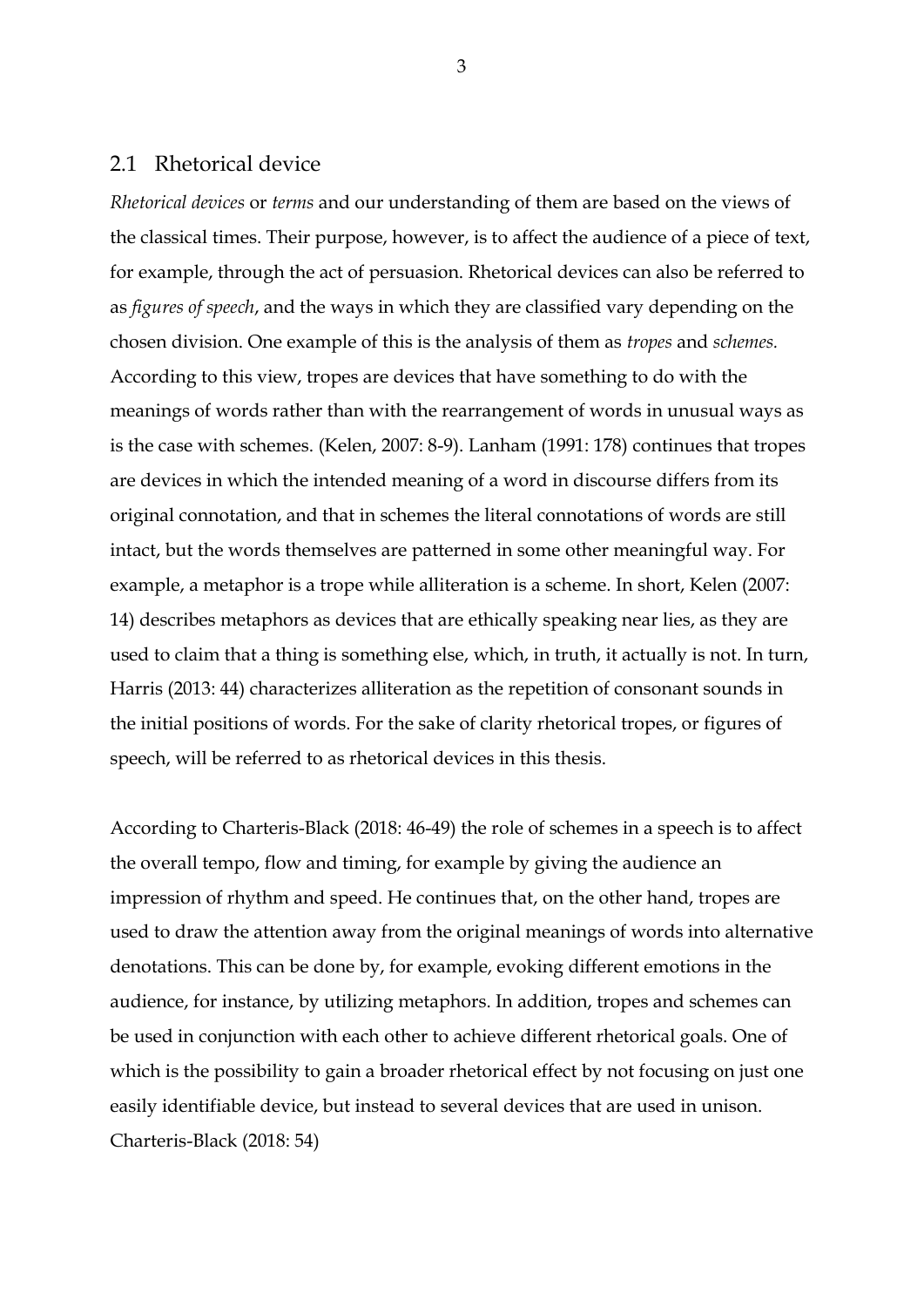## 2.1 Rhetorical device

*Rhetorical devices* or *terms* and our understanding of them are based on the views of the classical times. Their purpose, however, is to affect the audience of a piece of text, for example, through the act of persuasion. Rhetorical devices can also be referred to as *figures of speech*, and the ways in which they are classified vary depending on the chosen division. One example of this is the analysis of them as *tropes* and *schemes.* According to this view, tropes are devices that have something to do with the meanings of words rather than with the rearrangement of words in unusual ways as is the case with schemes. (Kelen, 2007: 8-9). Lanham (1991: 178) continues that tropes are devices in which the intended meaning of a word in discourse differs from its original connotation, and that in schemes the literal connotations of words are still intact, but the words themselves are patterned in some other meaningful way. For example, a metaphor is a trope while alliteration is a scheme. In short, Kelen (2007: 14) describes metaphors as devices that are ethically speaking near lies, as they are used to claim that a thing is something else, which, in truth, it actually is not. In turn, Harris (2013: 44) characterizes alliteration as the repetition of consonant sounds in the initial positions of words. For the sake of clarity rhetorical tropes, or figures of speech, will be referred to as rhetorical devices in this thesis.

According to Charteris-Black (2018: 46-49) the role of schemes in a speech is to affect the overall tempo, flow and timing, for example by giving the audience an impression of rhythm and speed. He continues that, on the other hand, tropes are used to draw the attention away from the original meanings of words into alternative denotations. This can be done by, for example, evoking different emotions in the audience, for instance, by utilizing metaphors. In addition, tropes and schemes can be used in conjunction with each other to achieve different rhetorical goals. One of which is the possibility to gain a broader rhetorical effect by not focusing on just one easily identifiable device, but instead to several devices that are used in unison. Charteris-Black (2018: 54)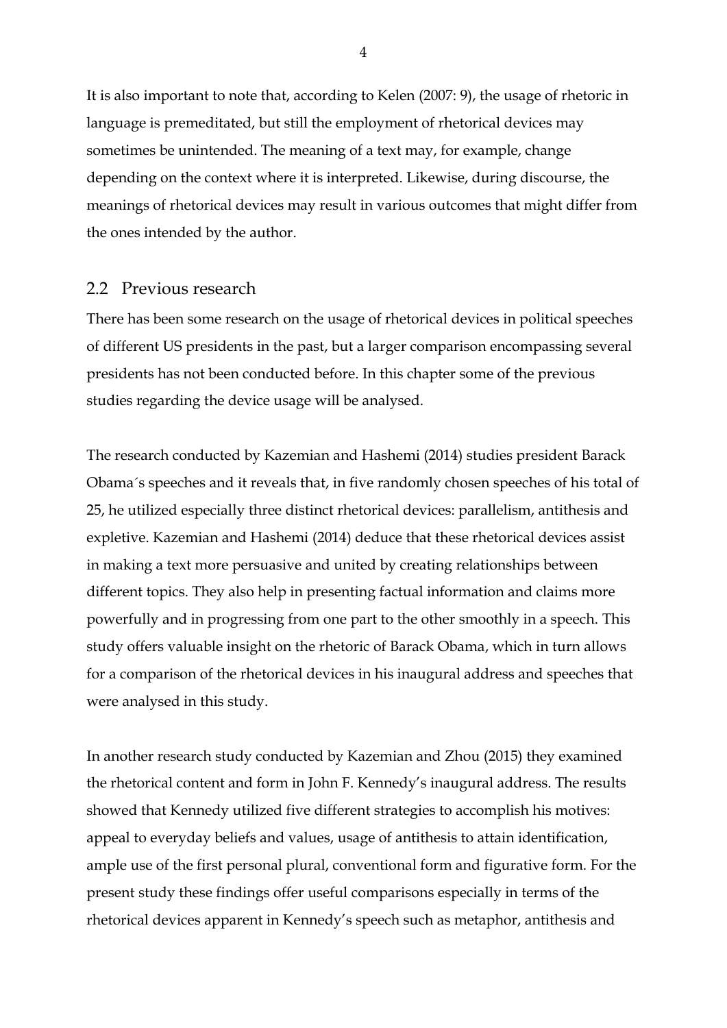It is also important to note that, according to Kelen (2007: 9), the usage of rhetoric in language is premeditated, but still the employment of rhetorical devices may sometimes be unintended. The meaning of a text may, for example, change depending on the context where it is interpreted. Likewise, during discourse, the meanings of rhetorical devices may result in various outcomes that might differ from the ones intended by the author.

## 2.2 Previous research

There has been some research on the usage of rhetorical devices in political speeches of different US presidents in the past, but a larger comparison encompassing several presidents has not been conducted before. In this chapter some of the previous studies regarding the device usage will be analysed.

The research conducted by Kazemian and Hashemi (2014) studies president Barack Obama´s speeches and it reveals that, in five randomly chosen speeches of his total of 25, he utilized especially three distinct rhetorical devices: parallelism, antithesis and expletive. Kazemian and Hashemi (2014) deduce that these rhetorical devices assist in making a text more persuasive and united by creating relationships between different topics. They also help in presenting factual information and claims more powerfully and in progressing from one part to the other smoothly in a speech. This study offers valuable insight on the rhetoric of Barack Obama, which in turn allows for a comparison of the rhetorical devices in his inaugural address and speeches that were analysed in this study.

In another research study conducted by Kazemian and Zhou (2015) they examined the rhetorical content and form in John F. Kennedy's inaugural address. The results showed that Kennedy utilized five different strategies to accomplish his motives: appeal to everyday beliefs and values, usage of antithesis to attain identification, ample use of the first personal plural, conventional form and figurative form. For the present study these findings offer useful comparisons especially in terms of the rhetorical devices apparent in Kennedy's speech such as metaphor, antithesis and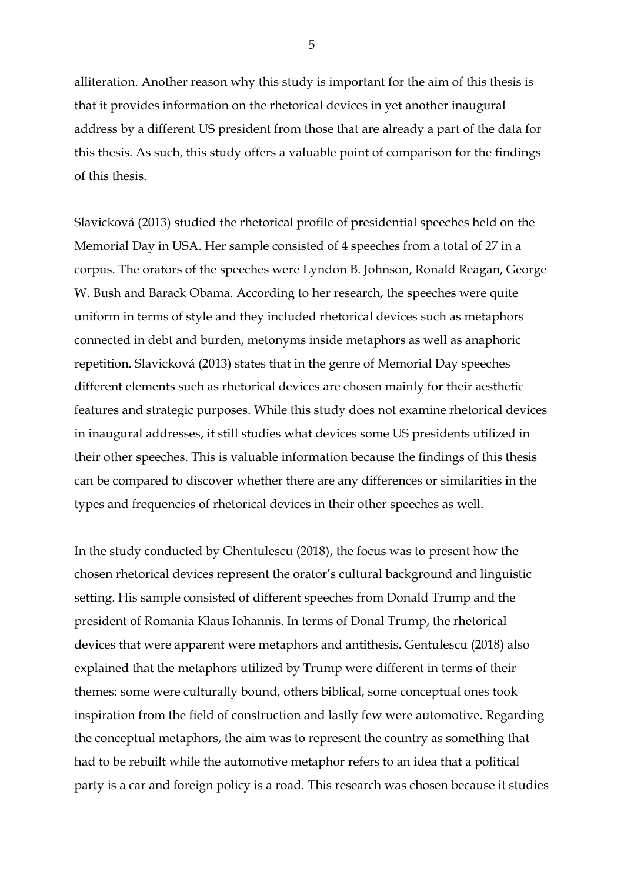alliteration. Another reason why this study is important for the aim of this thesis is that it provides information on the rhetorical devices in yet another inaugural address by a different US president from those that are already a part of the data for this thesis. As such, this study offers a valuable point of comparison for the findings of this thesis.

Slavicková (2013) studied the rhetorical profile of presidential speeches held on the Memorial Day in USA. Her sample consisted of 4 speeches from a total of 27 in a corpus. The orators of the speeches were Lyndon B. Johnson, Ronald Reagan, George W. Bush and Barack Obama. According to her research, the speeches were quite uniform in terms of style and they included rhetorical devices such as metaphors connected in debt and burden, metonyms inside metaphors as well as anaphoric repetition. Slavicková (2013) states that in the genre of Memorial Day speeches different elements such as rhetorical devices are chosen mainly for their aesthetic features and strategic purposes. While this study does not examine rhetorical devices in inaugural addresses, it still studies what devices some US presidents utilized in their other speeches. This is valuable information because the findings of this thesis can be compared to discover whether there are any differences or similarities in the types and frequencies of rhetorical devices in their other speeches as well.

In the study conducted by Ghentulescu (2018), the focus was to present how the chosen rhetorical devices represent the orator's cultural background and linguistic setting. His sample consisted of different speeches from Donald Trump and the president of Romania Klaus Iohannis. In terms of Donal Trump, the rhetorical devices that were apparent were metaphors and antithesis. Gentulescu (2018) also explained that the metaphors utilized by Trump were different in terms of their themes: some were culturally bound, others biblical, some conceptual ones took inspiration from the field of construction and lastly few were automotive. Regarding the conceptual metaphors, the aim was to represent the country as something that had to be rebuilt while the automotive metaphor refers to an idea that a political party is a car and foreign policy is a road. This research was chosen because it studies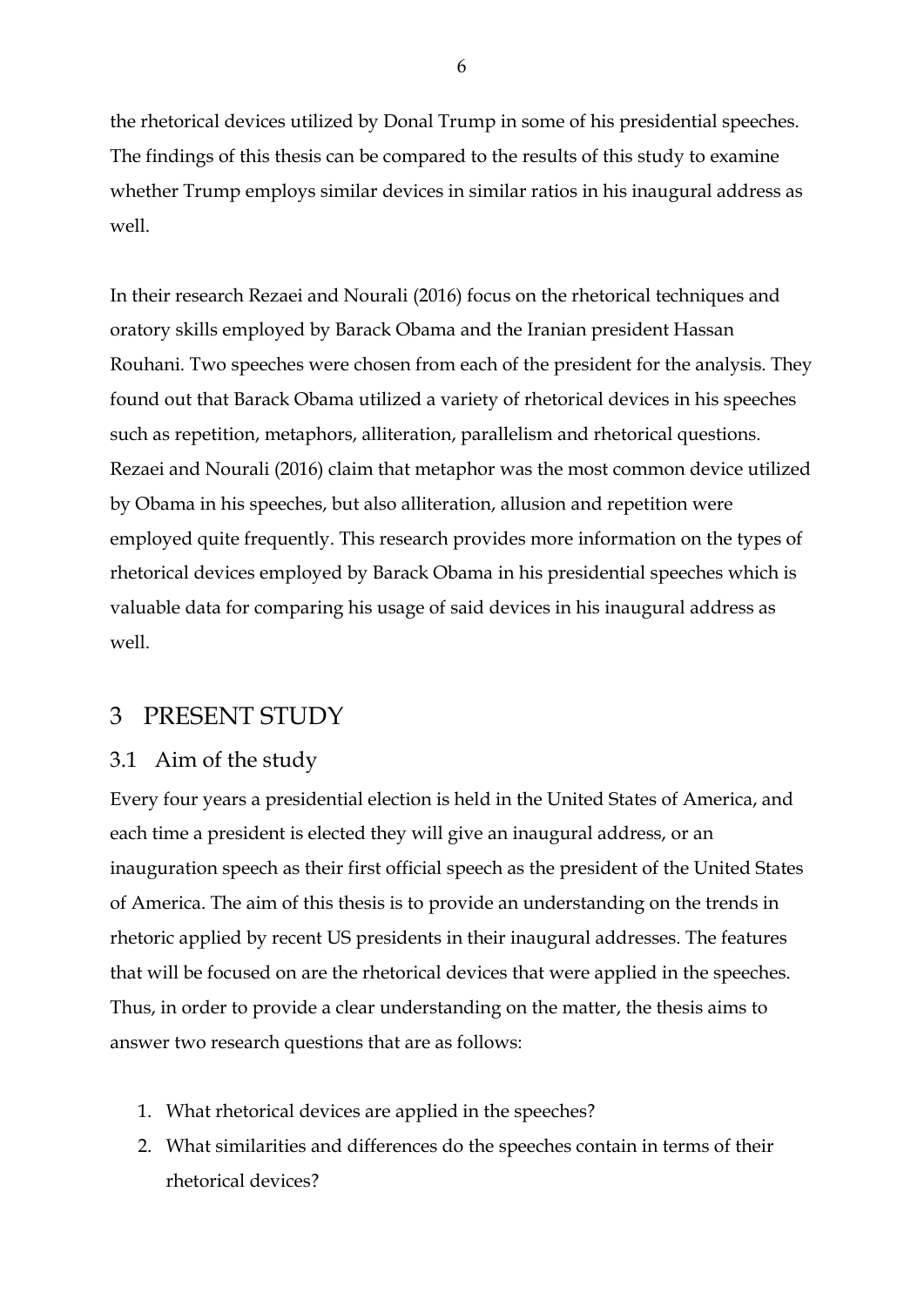the rhetorical devices utilized by Donal Trump in some of his presidential speeches. The findings of this thesis can be compared to the results of this study to examine whether Trump employs similar devices in similar ratios in his inaugural address as well.

In their research Rezaei and Nourali (2016) focus on the rhetorical techniques and oratory skills employed by Barack Obama and the Iranian president Hassan Rouhani. Two speeches were chosen from each of the president for the analysis. They found out that Barack Obama utilized a variety of rhetorical devices in his speeches such as repetition, metaphors, alliteration, parallelism and rhetorical questions. Rezaei and Nourali (2016) claim that metaphor was the most common device utilized by Obama in his speeches, but also alliteration, allusion and repetition were employed quite frequently. This research provides more information on the types of rhetorical devices employed by Barack Obama in his presidential speeches which is valuable data for comparing his usage of said devices in his inaugural address as well.

# 3 PRESENT STUDY

## 3.1 Aim of the study

Every four years a presidential election is held in the United States of America, and each time a president is elected they will give an inaugural address, or an inauguration speech as their first official speech as the president of the United States of America. The aim of this thesis is to provide an understanding on the trends in rhetoric applied by recent US presidents in their inaugural addresses. The features that will be focused on are the rhetorical devices that were applied in the speeches. Thus, in order to provide a clear understanding on the matter, the thesis aims to answer two research questions that are as follows:

1. What rhetorical devices are applied in the speeches?
2. What similarities and differences do the speeches contain in terms of their rhetorical devices?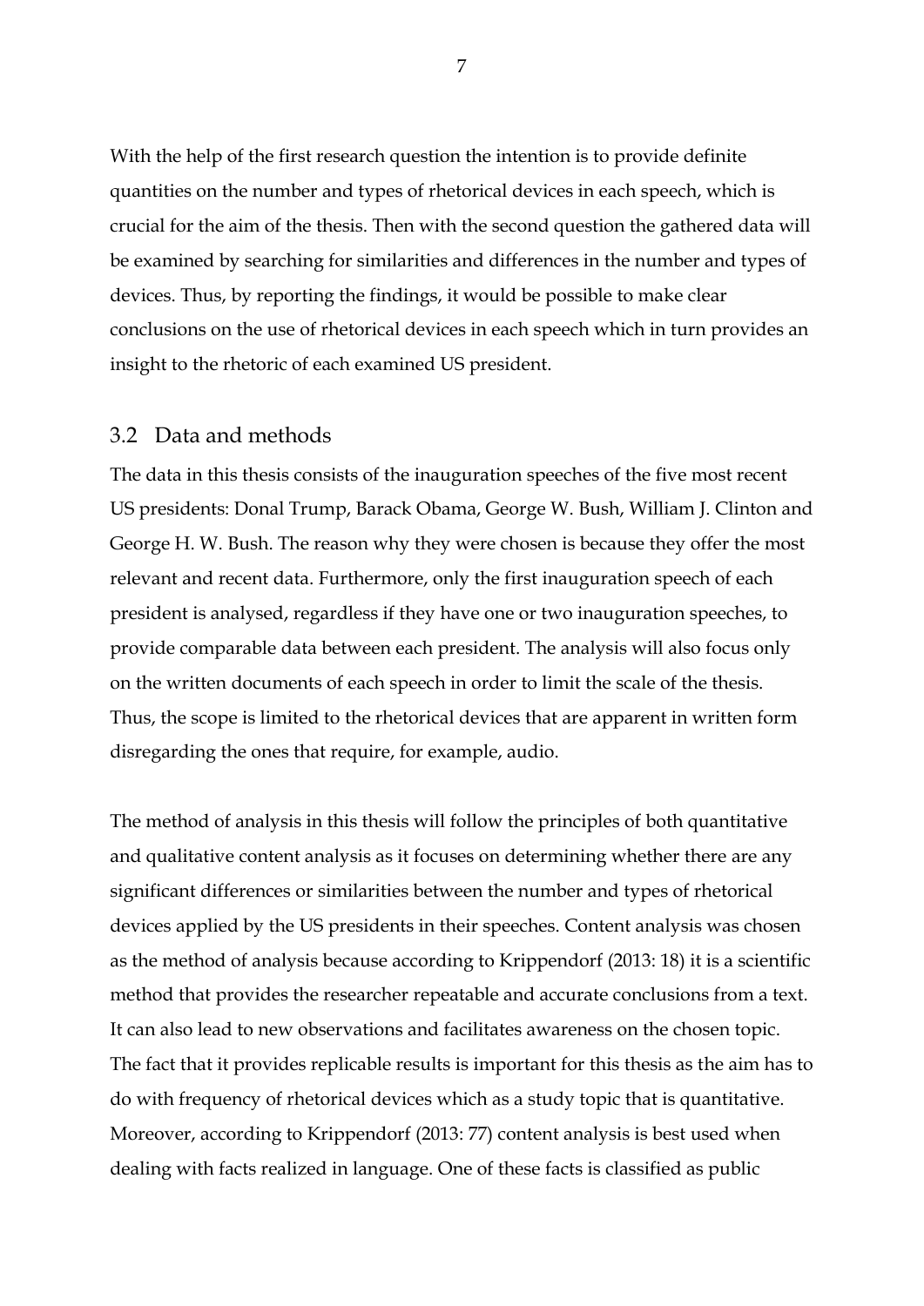With the help of the first research question the intention is to provide definite quantities on the number and types of rhetorical devices in each speech, which is crucial for the aim of the thesis. Then with the second question the gathered data will be examined by searching for similarities and differences in the number and types of devices. Thus, by reporting the findings, it would be possible to make clear conclusions on the use of rhetorical devices in each speech which in turn provides an insight to the rhetoric of each examined US president.

## 3.2 Data and methods

The data in this thesis consists of the inauguration speeches of the five most recent US presidents: Donal Trump, Barack Obama, George W. Bush, William J. Clinton and George H. W. Bush. The reason why they were chosen is because they offer the most relevant and recent data. Furthermore, only the first inauguration speech of each president is analysed, regardless if they have one or two inauguration speeches, to provide comparable data between each president. The analysis will also focus only on the written documents of each speech in order to limit the scale of the thesis. Thus, the scope is limited to the rhetorical devices that are apparent in written form disregarding the ones that require, for example, audio.

The method of analysis in this thesis will follow the principles of both quantitative and qualitative content analysis as it focuses on determining whether there are any significant differences or similarities between the number and types of rhetorical devices applied by the US presidents in their speeches. Content analysis was chosen as the method of analysis because according to Krippendorf (2013: 18) it is a scientific method that provides the researcher repeatable and accurate conclusions from a text. It can also lead to new observations and facilitates awareness on the chosen topic. The fact that it provides replicable results is important for this thesis as the aim has to do with frequency of rhetorical devices which as a study topic that is quantitative. Moreover, according to Krippendorf (2013: 77) content analysis is best used when dealing with facts realized in language. One of these facts is classified as public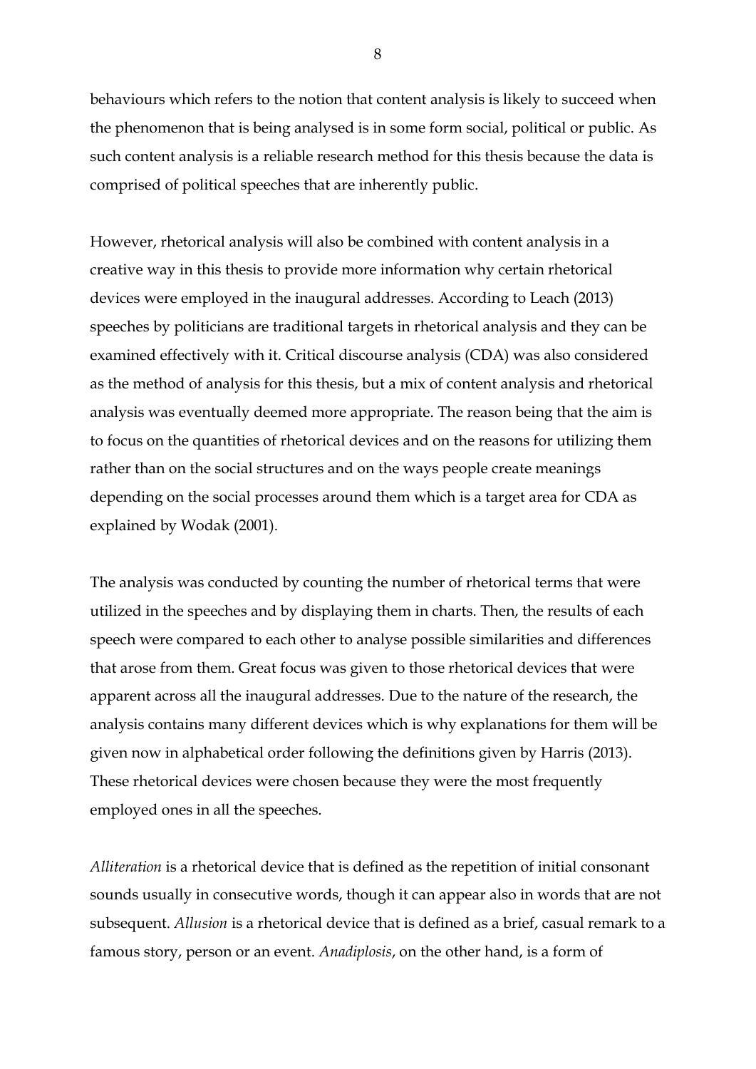behaviours which refers to the notion that content analysis is likely to succeed when the phenomenon that is being analysed is in some form social, political or public. As such content analysis is a reliable research method for this thesis because the data is comprised of political speeches that are inherently public.

However, rhetorical analysis will also be combined with content analysis in a creative way in this thesis to provide more information why certain rhetorical devices were employed in the inaugural addresses. According to Leach (2013) speeches by politicians are traditional targets in rhetorical analysis and they can be examined effectively with it. Critical discourse analysis (CDA) was also considered as the method of analysis for this thesis, but a mix of content analysis and rhetorical analysis was eventually deemed more appropriate. The reason being that the aim is to focus on the quantities of rhetorical devices and on the reasons for utilizing them rather than on the social structures and on the ways people create meanings depending on the social processes around them which is a target area for CDA as explained by Wodak (2001).

The analysis was conducted by counting the number of rhetorical terms that were utilized in the speeches and by displaying them in charts. Then, the results of each speech were compared to each other to analyse possible similarities and differences that arose from them. Great focus was given to those rhetorical devices that were apparent across all the inaugural addresses. Due to the nature of the research, the analysis contains many different devices which is why explanations for them will be given now in alphabetical order following the definitions given by Harris (2013). These rhetorical devices were chosen because they were the most frequently employed ones in all the speeches.

*Alliteration* is a rhetorical device that is defined as the repetition of initial consonant sounds usually in consecutive words, though it can appear also in words that are not subsequent. *Allusion* is a rhetorical device that is defined as a brief, casual remark to a famous story, person or an event. *Anadiplosis*, on the other hand, is a form of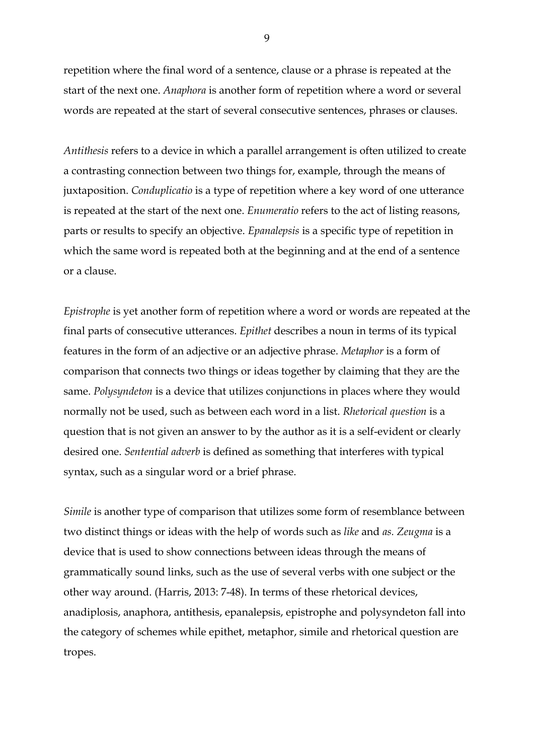repetition where the final word of a sentence, clause or a phrase is repeated at the start of the next one. *Anaphora* is another form of repetition where a word or several words are repeated at the start of several consecutive sentences, phrases or clauses.

*Antithesis* refers to a device in which a parallel arrangement is often utilized to create a contrasting connection between two things for, example, through the means of juxtaposition. *Conduplicatio* is a type of repetition where a key word of one utterance is repeated at the start of the next one. *Enumeratio* refers to the act of listing reasons, parts or results to specify an objective. *Epanalepsis* is a specific type of repetition in which the same word is repeated both at the beginning and at the end of a sentence or a clause.

*Epistrophe* is yet another form of repetition where a word or words are repeated at the final parts of consecutive utterances. *Epithet* describes a noun in terms of its typical features in the form of an adjective or an adjective phrase. *Metaphor* is a form of comparison that connects two things or ideas together by claiming that they are the same. *Polysyndeton* is a device that utilizes conjunctions in places where they would normally not be used, such as between each word in a list. *Rhetorical question* is a question that is not given an answer to by the author as it is a self-evident or clearly desired one. *Sentential adverb* is defined as something that interferes with typical syntax, such as a singular word or a brief phrase.

*Simile* is another type of comparison that utilizes some form of resemblance between two distinct things or ideas with the help of words such as *like* and *as. Zeugma* is a device that is used to show connections between ideas through the means of grammatically sound links, such as the use of several verbs with one subject or the other way around. (Harris, 2013: 7-48). In terms of these rhetorical devices, anadiplosis, anaphora, antithesis, epanalepsis, epistrophe and polysyndeton fall into the category of schemes while epithet, metaphor, simile and rhetorical question are tropes.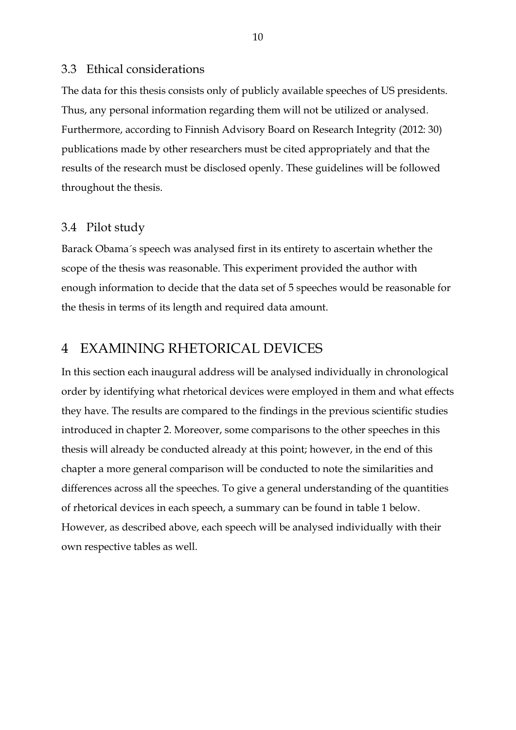### 3.3 Ethical considerations

The data for this thesis consists only of publicly available speeches of US presidents. Thus, any personal information regarding them will not be utilized or analysed. Furthermore, according to Finnish Advisory Board on Research Integrity (2012: 30) publications made by other researchers must be cited appropriately and that the results of the research must be disclosed openly. These guidelines will be followed throughout the thesis.

### 3.4 Pilot study

Barack Obama´s speech was analysed first in its entirety to ascertain whether the scope of the thesis was reasonable. This experiment provided the author with enough information to decide that the data set of 5 speeches would be reasonable for the thesis in terms of its length and required data amount.

## 4 EXAMINING RHETORICAL DEVICES

In this section each inaugural address will be analysed individually in chronological order by identifying what rhetorical devices were employed in them and what effects they have. The results are compared to the findings in the previous scientific studies introduced in chapter 2. Moreover, some comparisons to the other speeches in this thesis will already be conducted already at this point; however, in the end of this chapter a more general comparison will be conducted to note the similarities and differences across all the speeches. To give a general understanding of the quantities of rhetorical devices in each speech, a summary can be found in table 1 below. However, as described above, each speech will be analysed individually with their own respective tables as well.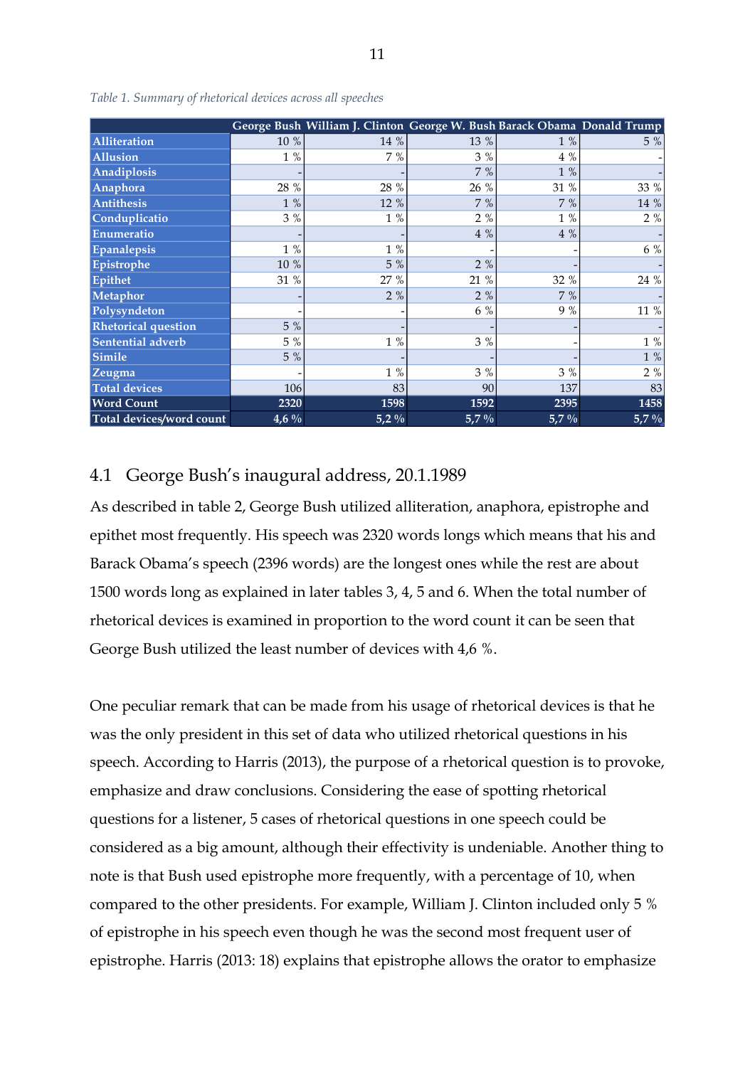*Table 1. Summary of rhetorical devices across all speeches*

| | George Bush | William J. Clinton | George W. Bush | Barack Obama | Donald Trump |
|---|---|---|---|---|---|
| Alliteration | 10 % | 14 % | 13 % | 1 % | 5 % |
| Allusion | 1 % | 7 % | 3 % | 4 % | - |
| Anadiplosis | - | - | 7 % | 1 % | - |
| Anaphora | 28 % | 28 % | 26 % | 31 % | 33 % |
| Antithesis | 1 % | 12 % | 7 % | 7 % | 14 % |
| Conduplicatio | 3 % | 1 % | 2 % | 1 % | 2 % |
| Enumeratio | - | - | 4 % | 4 % | - |
| Epanalepsis | 1 % | 1 % | - | - | 6 % |
| Epistrophe | 10 % | 5 % | 2 % | - | - |
| Epithet | 31 % | 27 % | 21 % | 32 % | 24 % |
| Metaphor | - | 2 % | 2 % | 7 % | - |
| Polysyndeton | - | - | 6 % | 9 % | 11 % |
| Rhetorical question | 5 % | - | - | - | - |
| Sentential adverb | 5 % | 1 % | 3 % | - | 1 % |
| Simile | 5 % | - | - | - | 1 % |
| Zeugma | - | 1 % | 3 % | 3 % | 2 % |
| Total devices | 106 | 83 | 90 | 137 | 83 |
| Word Count | 2320 | 1598 | 1592 | 2395 | 1458 |
| Total devices/word count | 4,6 % | 5,2 % | 5,7 % | 5,7 % | 5,7 % |

## 4.1 George Bush's inaugural address, 20.1.1989

As described in table 2, George Bush utilized alliteration, anaphora, epistrophe and epithet most frequently. His speech was 2320 words longs which means that his and Barack Obama's speech (2396 words) are the longest ones while the rest are about 1500 words long as explained in later tables 3, 4, 5 and 6. When the total number of rhetorical devices is examined in proportion to the word count it can be seen that George Bush utilized the least number of devices with 4,6 %.

One peculiar remark that can be made from his usage of rhetorical devices is that he was the only president in this set of data who utilized rhetorical questions in his speech. According to Harris (2013), the purpose of a rhetorical question is to provoke, emphasize and draw conclusions. Considering the ease of spotting rhetorical questions for a listener, 5 cases of rhetorical questions in one speech could be considered as a big amount, although their effectivity is undeniable. Another thing to note is that Bush used epistrophe more frequently, with a percentage of 10, when compared to the other presidents. For example, William J. Clinton included only 5 % of epistrophe in his speech even though he was the second most frequent user of epistrophe. Harris (2013: 18) explains that epistrophe allows the orator to emphasize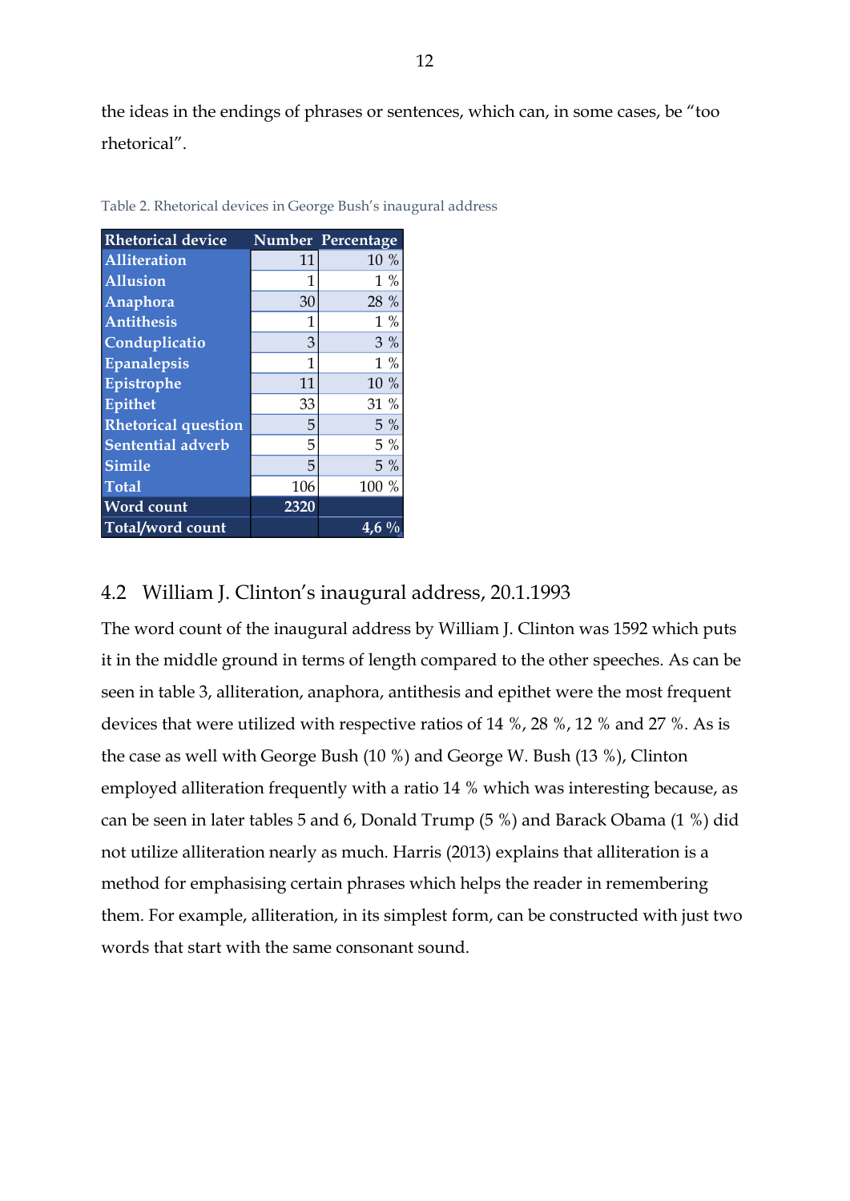the ideas in the endings of phrases or sentences, which can, in some cases, be "too rhetorical".

Table 2. Rhetorical devices in George Bush's inaugural address

| Rhetorical device | Number | Percentage |
|---|---|---|
| Alliteration | 11 | 10 % |
| Allusion | 1 | 1 % |
| Anaphora | 30 | 28 % |
| Antithesis | 1 | 1 % |
| Conduplicatio | 3 | 3 % |
| Epanalepsis | 1 | 1 % |
| Epistrophe | 11 | 10 % |
| Epithet | 33 | 31 % |
| Rhetorical question | 5 | 5 % |
| Sentential adverb | 5 | 5 % |
| Simile | 5 | 5 % |
| Total | 106 | 100 % |
| Word count | 2320 | |
| Total/word count | | 4,6 % |

## 4.2 William J. Clinton's inaugural address, 20.1.1993

The word count of the inaugural address by William J. Clinton was 1592 which puts it in the middle ground in terms of length compared to the other speeches. As can be seen in table 3, alliteration, anaphora, antithesis and epithet were the most frequent devices that were utilized with respective ratios of 14 %, 28 %, 12 % and 27 %. As is the case as well with George Bush (10 %) and George W. Bush (13 %), Clinton employed alliteration frequently with a ratio 14 % which was interesting because, as can be seen in later tables 5 and 6, Donald Trump (5 %) and Barack Obama (1 %) did not utilize alliteration nearly as much. Harris (2013) explains that alliteration is a method for emphasising certain phrases which helps the reader in remembering them. For example, alliteration, in its simplest form, can be constructed with just two words that start with the same consonant sound.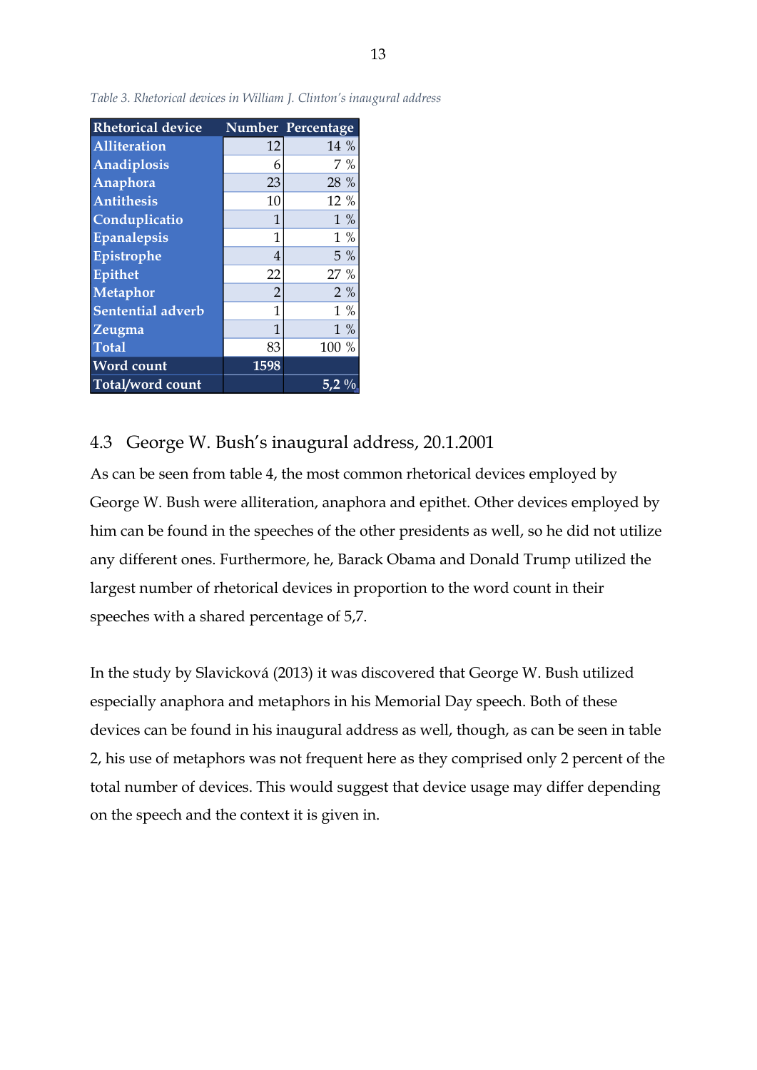*Table 3. Rhetorical devices in William J. Clinton's inaugural address*

| Rhetorical device | Number | Percentage |
|---|---|---|
| Alliteration | 12 | 14 % |
| Anadiplosis | 6 | 7 % |
| Anaphora | 23 | 28 % |
| Antithesis | 10 | 12 % |
| Conduplicatio | 1 | 1 % |
| Epanalepsis | 1 | 1 % |
| Epistrophe | 4 | 5 % |
| Epithet | 22 | 27 % |
| Metaphor | 2 | 2 % |
| Sentential adverb | 1 | 1 % |
| Zeugma | 1 | 1 % |
| Total | 83 | 100 % |
| Word count | 1598 | |
| Total/word count | | 5,2 % |

## 4.3 George W. Bush's inaugural address, 20.1.2001

As can be seen from table 4, the most common rhetorical devices employed by George W. Bush were alliteration, anaphora and epithet. Other devices employed by him can be found in the speeches of the other presidents as well, so he did not utilize any different ones. Furthermore, he, Barack Obama and Donald Trump utilized the largest number of rhetorical devices in proportion to the word count in their speeches with a shared percentage of 5,7.

In the study by Slavicková (2013) it was discovered that George W. Bush utilized especially anaphora and metaphors in his Memorial Day speech. Both of these devices can be found in his inaugural address as well, though, as can be seen in table 2, his use of metaphors was not frequent here as they comprised only 2 percent of the total number of devices. This would suggest that device usage may differ depending on the speech and the context it is given in.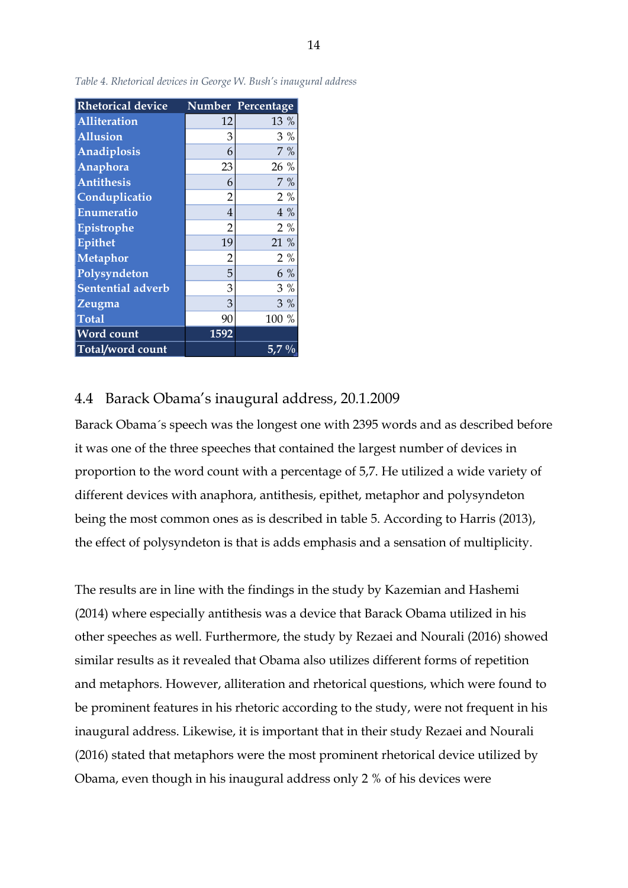*Table 4. Rhetorical devices in George W. Bush's inaugural address*

| Rhetorical device | Number | Percentage |
|---|---|---|
| Alliteration | 12 | 13 % |
| Allusion | 3 | 3 % |
| Anadiplosis | 6 | 7 % |
| Anaphora | 23 | 26 % |
| Antithesis | 6 | 7 % |
| Conduplicatio | 2 | 2 % |
| Enumeratio | 4 | 4 % |
| Epistrophe | 2 | 2 % |
| Epithet | 19 | 21 % |
| Metaphor | 2 | 2 % |
| Polysyndeton | 5 | 6 % |
| Sentential adverb | 3 | 3 % |
| Zeugma | 3 | 3 % |
| Total | 90 | 100 % |
| Word count | 1592 | |
| Total/word count | | 5,7 % |

## 4.4 Barack Obama's inaugural address, 20.1.2009

Barack Obama´s speech was the longest one with 2395 words and as described before it was one of the three speeches that contained the largest number of devices in proportion to the word count with a percentage of 5,7. He utilized a wide variety of different devices with anaphora, antithesis, epithet, metaphor and polysyndeton being the most common ones as is described in table 5. According to Harris (2013), the effect of polysyndeton is that is adds emphasis and a sensation of multiplicity.

The results are in line with the findings in the study by Kazemian and Hashemi (2014) where especially antithesis was a device that Barack Obama utilized in his other speeches as well. Furthermore, the study by Rezaei and Nourali (2016) showed similar results as it revealed that Obama also utilizes different forms of repetition and metaphors. However, alliteration and rhetorical questions, which were found to be prominent features in his rhetoric according to the study, were not frequent in his inaugural address. Likewise, it is important that in their study Rezaei and Nourali (2016) stated that metaphors were the most prominent rhetorical device utilized by Obama, even though in his inaugural address only 2 % of his devices were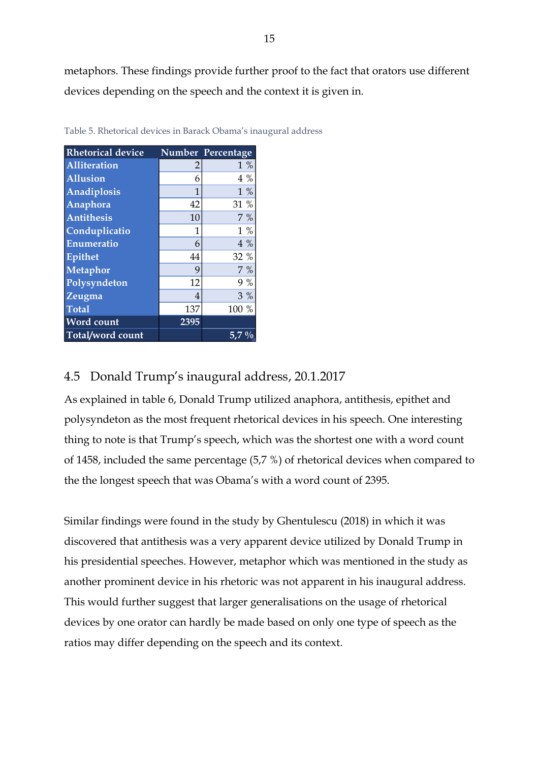metaphors. These findings provide further proof to the fact that orators use different devices depending on the speech and the context it is given in.

Table 5. Rhetorical devices in Barack Obama's inaugural address

| Rhetorical device | Number | Percentage |
|---|---|---|
| Alliteration | 2 | 1 % |
| Allusion | 6 | 4 % |
| Anadiplosis | 1 | 1 % |
| Anaphora | 42 | 31 % |
| Antithesis | 10 | 7 % |
| Conduplicatio | 1 | 1 % |
| Enumeratio | 6 | 4 % |
| Epithet | 44 | 32 % |
| Metaphor | 9 | 7 % |
| Polysyndeton | 12 | 9 % |
| Zeugma | 4 | 3 % |
| Total | 137 | 100 % |
| Word count | 2395 | |
| Total/word count | | 5,7 % |

## 4.5 Donald Trump's inaugural address, 20.1.2017

As explained in table 6, Donald Trump utilized anaphora, antithesis, epithet and polysyndeton as the most frequent rhetorical devices in his speech. One interesting thing to note is that Trump's speech, which was the shortest one with a word count of 1458, included the same percentage (5,7 %) of rhetorical devices when compared to the the longest speech that was Obama's with a word count of 2395.

Similar findings were found in the study by Ghentulescu (2018) in which it was discovered that antithesis was a very apparent device utilized by Donald Trump in his presidential speeches. However, metaphor which was mentioned in the study as another prominent device in his rhetoric was not apparent in his inaugural address. This would further suggest that larger generalisations on the usage of rhetorical devices by one orator can hardly be made based on only one type of speech as the ratios may differ depending on the speech and its context.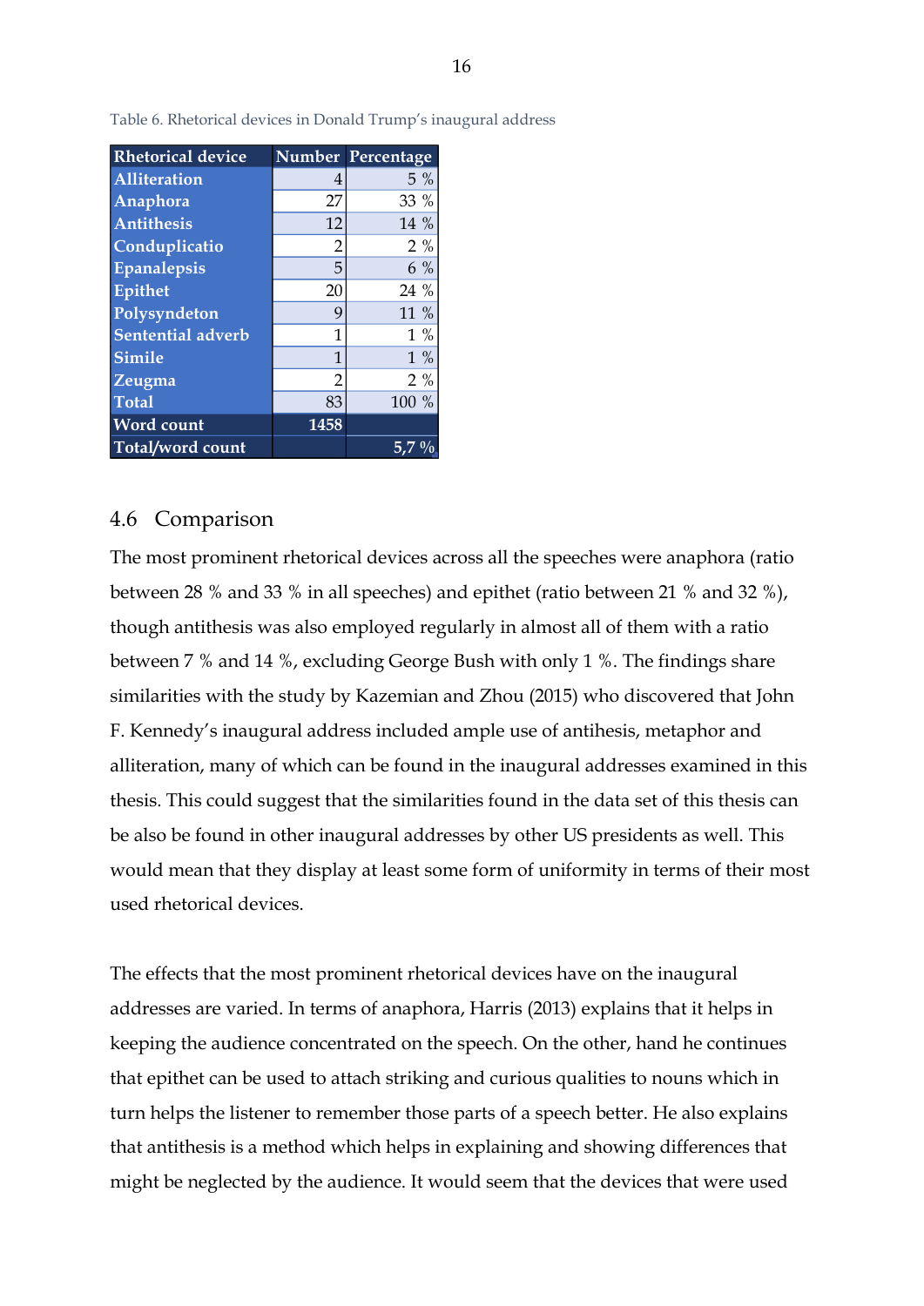Table 6. Rhetorical devices in Donald Trump's inaugural address

| Rhetorical device | Number | Percentage |
| --- | --- | --- |
| Alliteration | 4 | 5 % |
| Anaphora | 27 | 33 % |
| Antithesis | 12 | 14 % |
| Conduplicatio | 2 | 2 % |
| Epanalepsis | 5 | 6 % |
| Epithet | 20 | 24 % |
| Polysyndeton | 9 | 11 % |
| Sentential adverb | 1 | 1 % |
| Simile | 1 | 1 % |
| Zeugma | 2 | 2 % |
| Total | 83 | 100 % |
| Word count | 1458 | |
| Total/word count | | 5,7 % |

## 4.6 Comparison

The most prominent rhetorical devices across all the speeches were anaphora (ratio between 28 % and 33 % in all speeches) and epithet (ratio between 21 % and 32 %), though antithesis was also employed regularly in almost all of them with a ratio between 7 % and 14 %, excluding George Bush with only 1 %. The findings share similarities with the study by Kazemian and Zhou (2015) who discovered that John F. Kennedy's inaugural address included ample use of antihesis, metaphor and alliteration, many of which can be found in the inaugural addresses examined in this thesis. This could suggest that the similarities found in the data set of this thesis can be also be found in other inaugural addresses by other US presidents as well. This would mean that they display at least some form of uniformity in terms of their most used rhetorical devices.

The effects that the most prominent rhetorical devices have on the inaugural addresses are varied. In terms of anaphora, Harris (2013) explains that it helps in keeping the audience concentrated on the speech. On the other, hand he continues that epithet can be used to attach striking and curious qualities to nouns which in turn helps the listener to remember those parts of a speech better. He also explains that antithesis is a method which helps in explaining and showing differences that might be neglected by the audience. It would seem that the devices that were used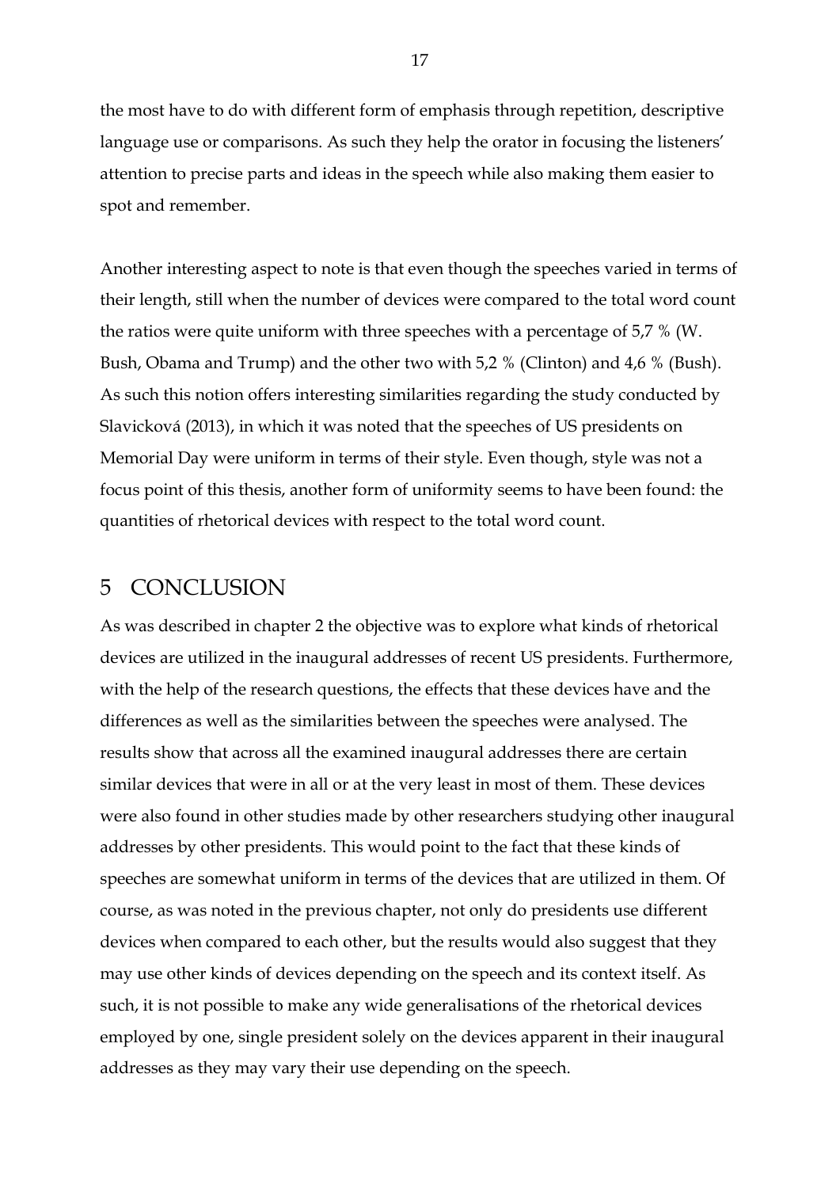the most have to do with different form of emphasis through repetition, descriptive language use or comparisons. As such they help the orator in focusing the listeners' attention to precise parts and ideas in the speech while also making them easier to spot and remember.

Another interesting aspect to note is that even though the speeches varied in terms of their length, still when the number of devices were compared to the total word count the ratios were quite uniform with three speeches with a percentage of 5,7 % (W. Bush, Obama and Trump) and the other two with 5,2 % (Clinton) and 4,6 % (Bush). As such this notion offers interesting similarities regarding the study conducted by Slavicková (2013), in which it was noted that the speeches of US presidents on Memorial Day were uniform in terms of their style. Even though, style was not a focus point of this thesis, another form of uniformity seems to have been found: the quantities of rhetorical devices with respect to the total word count.

# 5 CONCLUSION

As was described in chapter 2 the objective was to explore what kinds of rhetorical devices are utilized in the inaugural addresses of recent US presidents. Furthermore, with the help of the research questions, the effects that these devices have and the differences as well as the similarities between the speeches were analysed. The results show that across all the examined inaugural addresses there are certain similar devices that were in all or at the very least in most of them. These devices were also found in other studies made by other researchers studying other inaugural addresses by other presidents. This would point to the fact that these kinds of speeches are somewhat uniform in terms of the devices that are utilized in them. Of course, as was noted in the previous chapter, not only do presidents use different devices when compared to each other, but the results would also suggest that they may use other kinds of devices depending on the speech and its context itself. As such, it is not possible to make any wide generalisations of the rhetorical devices employed by one, single president solely on the devices apparent in their inaugural addresses as they may vary their use depending on the speech.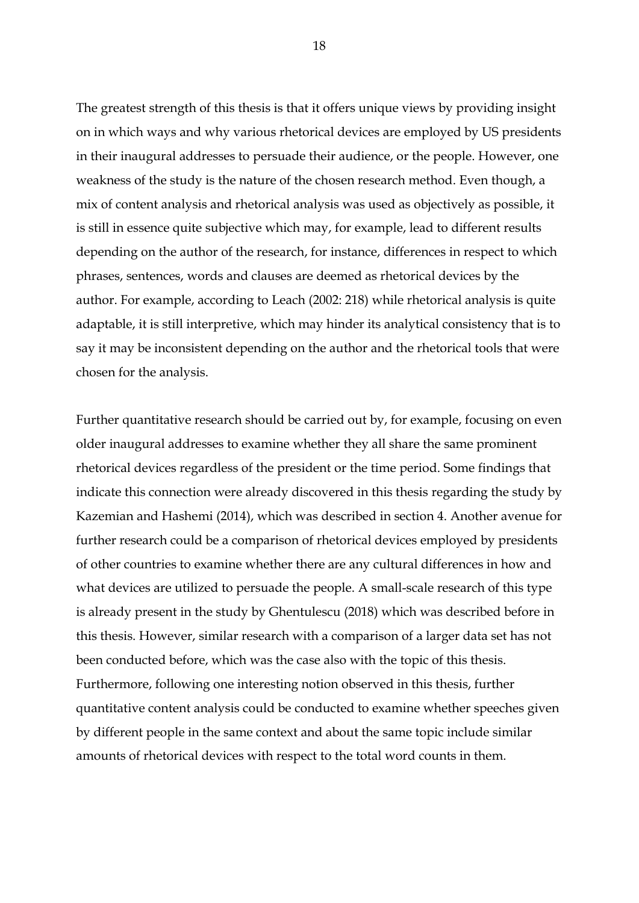The greatest strength of this thesis is that it offers unique views by providing insight on in which ways and why various rhetorical devices are employed by US presidents in their inaugural addresses to persuade their audience, or the people. However, one weakness of the study is the nature of the chosen research method. Even though, a mix of content analysis and rhetorical analysis was used as objectively as possible, it is still in essence quite subjective which may, for example, lead to different results depending on the author of the research, for instance, differences in respect to which phrases, sentences, words and clauses are deemed as rhetorical devices by the author. For example, according to Leach (2002: 218) while rhetorical analysis is quite adaptable, it is still interpretive, which may hinder its analytical consistency that is to say it may be inconsistent depending on the author and the rhetorical tools that were chosen for the analysis.

Further quantitative research should be carried out by, for example, focusing on even older inaugural addresses to examine whether they all share the same prominent rhetorical devices regardless of the president or the time period. Some findings that indicate this connection were already discovered in this thesis regarding the study by Kazemian and Hashemi (2014), which was described in section 4. Another avenue for further research could be a comparison of rhetorical devices employed by presidents of other countries to examine whether there are any cultural differences in how and what devices are utilized to persuade the people. A small-scale research of this type is already present in the study by Ghentulescu (2018) which was described before in this thesis. However, similar research with a comparison of a larger data set has not been conducted before, which was the case also with the topic of this thesis. Furthermore, following one interesting notion observed in this thesis, further quantitative content analysis could be conducted to examine whether speeches given by different people in the same context and about the same topic include similar amounts of rhetorical devices with respect to the total word counts in them.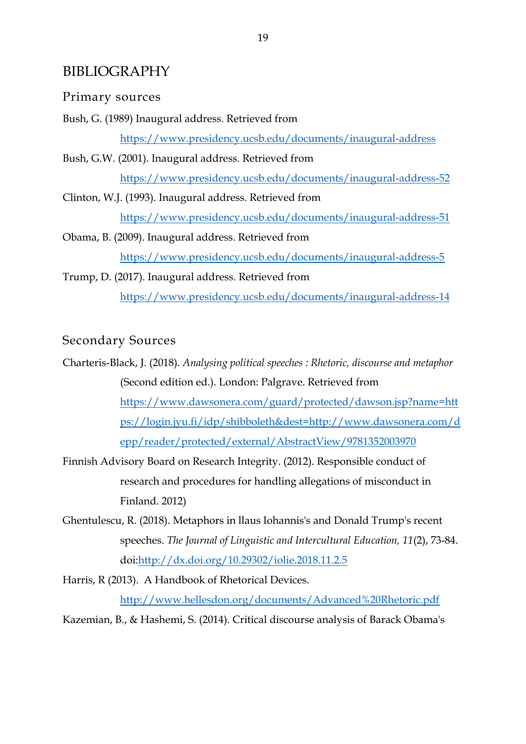# BIBLIOGRAPHY

## Primary sources

Bush, G. (1989) Inaugural address. Retrieved from https://www.presidency.ucsb.edu/documents/inaugural-address

Bush, G.W. (2001). Inaugural address. Retrieved from https://www.presidency.ucsb.edu/documents/inaugural-address-52

Clinton, W.J. (1993). Inaugural address. Retrieved from https://www.presidency.ucsb.edu/documents/inaugural-address-51

Obama, B. (2009). Inaugural address. Retrieved from https://www.presidency.ucsb.edu/documents/inaugural-address-5

Trump, D. (2017). Inaugural address. Retrieved from https://www.presidency.ucsb.edu/documents/inaugural-address-14

## Secondary Sources

Charteris-Black, J. (2018). *Analysing political speeches : Rhetoric, discourse and metaphor* (Second edition ed.). London: Palgrave. Retrieved from https://www.dawsonera.com/guard/protected/dawson.jsp?name=https://login.jyu.fi/idp/shibboleth&dest=http://www.dawsonera.com/depp/reader/protected/external/AbstractView/9781352003970

Finnish Advisory Board on Research Integrity. (2012). Responsible conduct of research and procedures for handling allegations of misconduct in Finland. 2012)

Ghentulescu, R. (2018). Metaphors in llaus Iohannis's and Donald Trump's recent speeches. *The Journal of Linguistic and Intercultural Education, 11*(2), 73-84. doi:http://dx.doi.org/10.29302/iolie.2018.11.2.5

Harris, R (2013). A Handbook of Rhetorical Devices. http://www.hellesdon.org/documents/Advanced%20Rhetoric.pdf

Kazemian, B., & Hashemi, S. (2014). Critical discourse analysis of Barack Obama's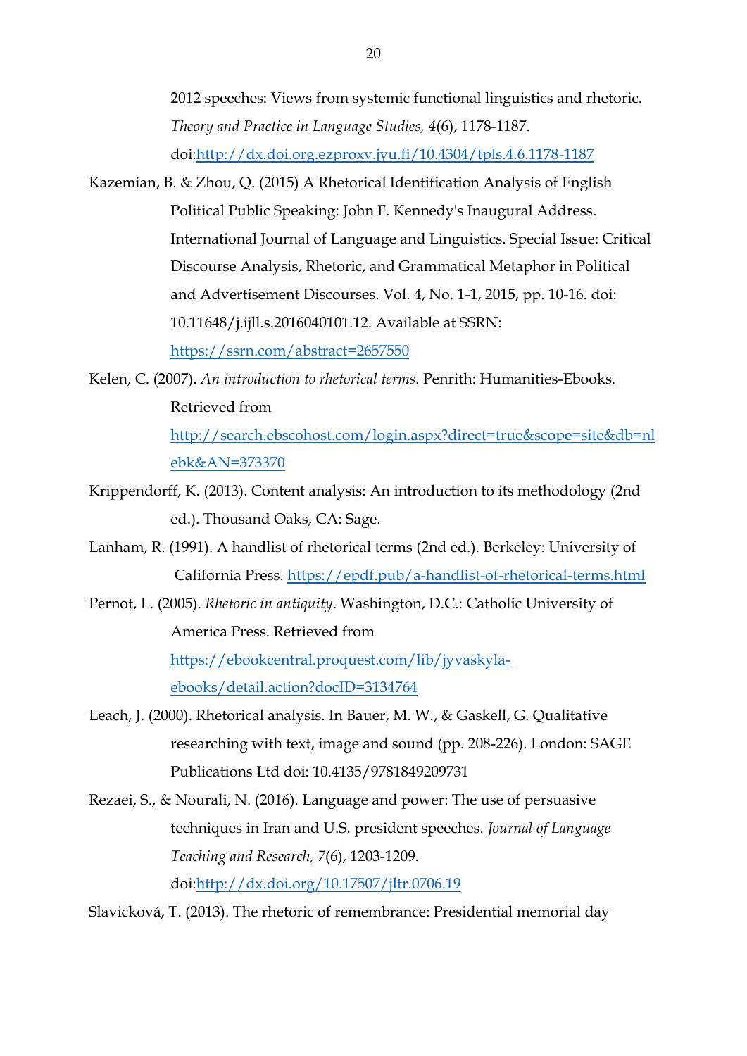2012 speeches: Views from systemic functional linguistics and rhetoric. *Theory and Practice in Language Studies, 4*(6), 1178-1187. doi:http://dx.doi.org.ezproxy.jyu.fi/10.4304/tpls.4.6.1178-1187

Kazemian, B. & Zhou, Q. (2015) A Rhetorical Identification Analysis of English Political Public Speaking: John F. Kennedy's Inaugural Address. International Journal of Language and Linguistics. Special Issue: Critical Discourse Analysis, Rhetoric, and Grammatical Metaphor in Political and Advertisement Discourses. Vol. 4, No. 1-1, 2015, pp. 10-16. doi: 10.11648/j.ijll.s.2016040101.12. Available at SSRN: https://ssrn.com/abstract=2657550

Kelen, C. (2007). *An introduction to rhetorical terms*. Penrith: Humanities-Ebooks. Retrieved from http://search.ebscohost.com/login.aspx?direct=true&scope=site&db=nlebk&AN=373370

Krippendorff, K. (2013). Content analysis: An introduction to its methodology (2nd ed.). Thousand Oaks, CA: Sage.

Lanham, R. (1991). A handlist of rhetorical terms (2nd ed.). Berkeley: University of California Press. https://epdf.pub/a-handlist-of-rhetorical-terms.html

Pernot, L. (2005). *Rhetoric in antiquity*. Washington, D.C.: Catholic University of America Press. Retrieved from https://ebookcentral.proquest.com/lib/jyvaskyla-ebooks/detail.action?docID=3134764

Leach, J. (2000). Rhetorical analysis. In Bauer, M. W., & Gaskell, G. Qualitative researching with text, image and sound (pp. 208-226). London: SAGE Publications Ltd doi: 10.4135/9781849209731

Rezaei, S., & Nourali, N. (2016). Language and power: The use of persuasive techniques in Iran and U.S. president speeches. *Journal of Language Teaching and Research, 7*(6), 1203-1209. doi:http://dx.doi.org/10.17507/jltr.0706.19

Slavicková, T. (2013). The rhetoric of remembrance: Presidential memorial day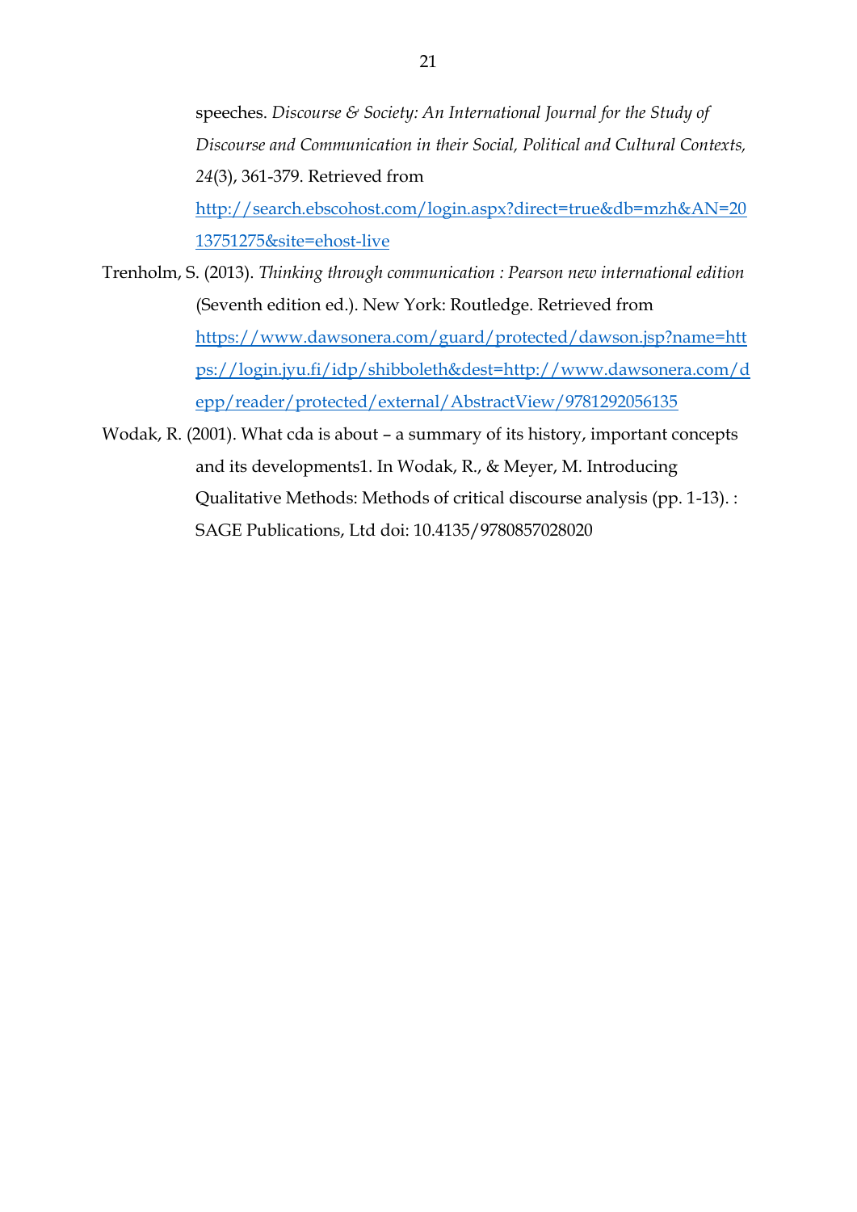speeches. *Discourse & Society: An International Journal for the Study of Discourse and Communication in their Social, Political and Cultural Contexts, 24*(3), 361-379. Retrieved from http://search.ebscohost.com/login.aspx?direct=true&db=mzh&AN=2013751275&site=ehost-live

Trenholm, S. (2013). *Thinking through communication : Pearson new international edition* (Seventh edition ed.). New York: Routledge. Retrieved from https://www.dawsonera.com/guard/protected/dawson.jsp?name=https://login.jyu.fi/idp/shibboleth&dest=http://www.dawsonera.com/depp/reader/protected/external/AbstractView/9781292056135

Wodak, R. (2001). What cda is about – a summary of its history, important concepts and its developments1. In Wodak, R., & Meyer, M. Introducing Qualitative Methods: Methods of critical discourse analysis (pp. 1-13). : SAGE Publications, Ltd doi: 10.4135/9780857028020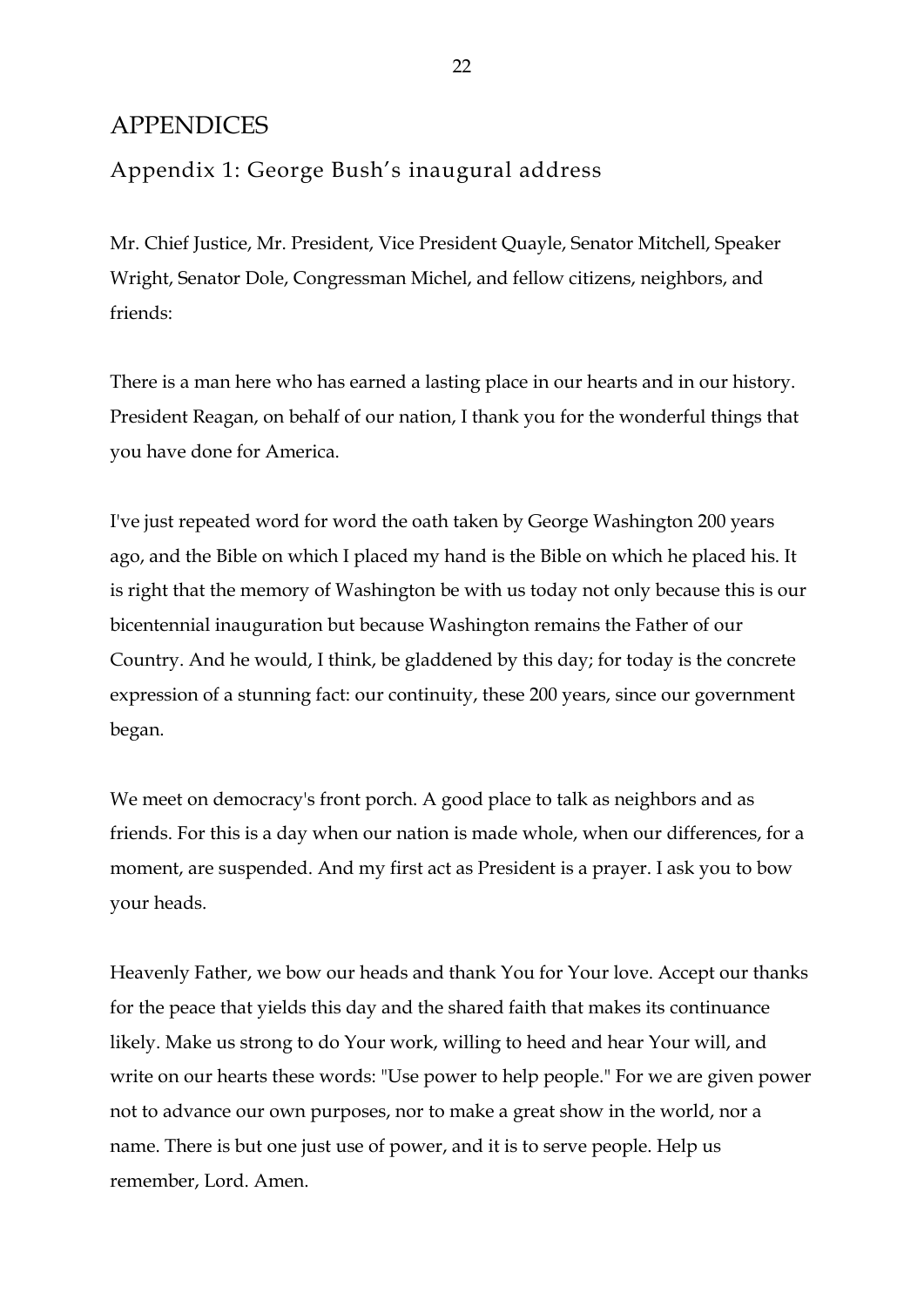# APPENDICES

## Appendix 1: George Bush's inaugural address

Mr. Chief Justice, Mr. President, Vice President Quayle, Senator Mitchell, Speaker Wright, Senator Dole, Congressman Michel, and fellow citizens, neighbors, and friends:

There is a man here who has earned a lasting place in our hearts and in our history. President Reagan, on behalf of our nation, I thank you for the wonderful things that you have done for America.

I've just repeated word for word the oath taken by George Washington 200 years ago, and the Bible on which I placed my hand is the Bible on which he placed his. It is right that the memory of Washington be with us today not only because this is our bicentennial inauguration but because Washington remains the Father of our Country. And he would, I think, be gladdened by this day; for today is the concrete expression of a stunning fact: our continuity, these 200 years, since our government began.

We meet on democracy's front porch. A good place to talk as neighbors and as friends. For this is a day when our nation is made whole, when our differences, for a moment, are suspended. And my first act as President is a prayer. I ask you to bow your heads.

Heavenly Father, we bow our heads and thank You for Your love. Accept our thanks for the peace that yields this day and the shared faith that makes its continuance likely. Make us strong to do Your work, willing to heed and hear Your will, and write on our hearts these words: "Use power to help people." For we are given power not to advance our own purposes, nor to make a great show in the world, nor a name. There is but one just use of power, and it is to serve people. Help us remember, Lord. Amen.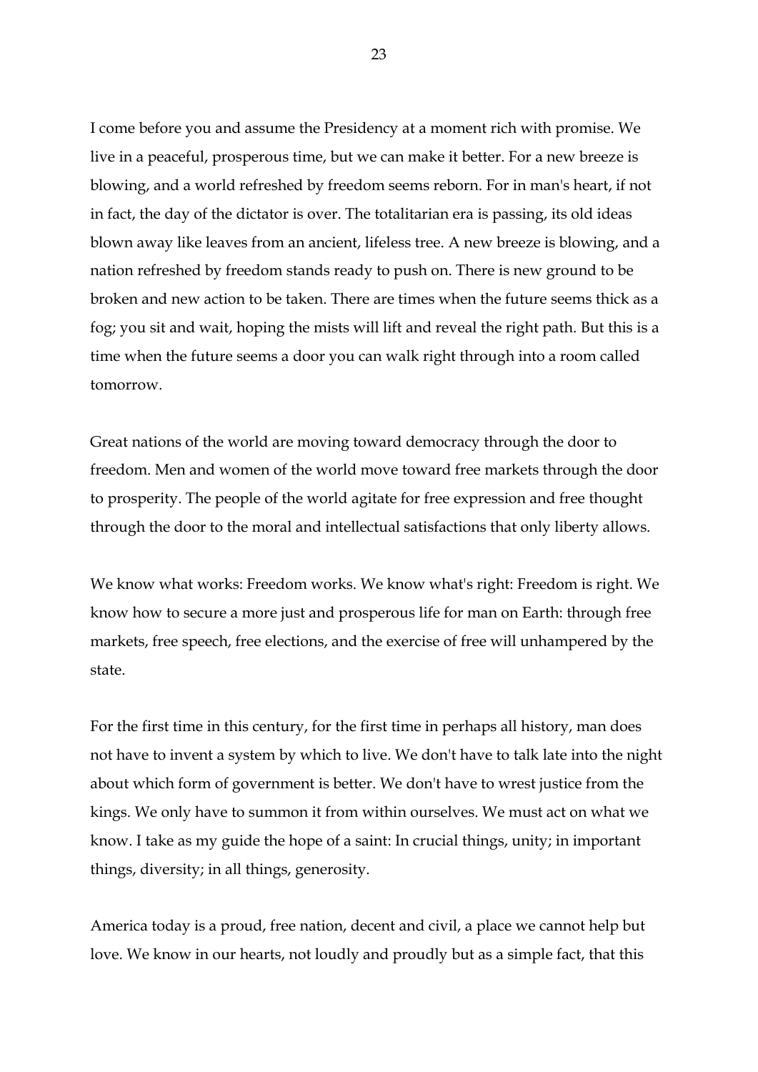I come before you and assume the Presidency at a moment rich with promise. We live in a peaceful, prosperous time, but we can make it better. For a new breeze is blowing, and a world refreshed by freedom seems reborn. For in man's heart, if not in fact, the day of the dictator is over. The totalitarian era is passing, its old ideas blown away like leaves from an ancient, lifeless tree. A new breeze is blowing, and a nation refreshed by freedom stands ready to push on. There is new ground to be broken and new action to be taken. There are times when the future seems thick as a fog; you sit and wait, hoping the mists will lift and reveal the right path. But this is a time when the future seems a door you can walk right through into a room called tomorrow.

Great nations of the world are moving toward democracy through the door to freedom. Men and women of the world move toward free markets through the door to prosperity. The people of the world agitate for free expression and free thought through the door to the moral and intellectual satisfactions that only liberty allows.

We know what works: Freedom works. We know what's right: Freedom is right. We know how to secure a more just and prosperous life for man on Earth: through free markets, free speech, free elections, and the exercise of free will unhampered by the state.

For the first time in this century, for the first time in perhaps all history, man does not have to invent a system by which to live. We don't have to talk late into the night about which form of government is better. We don't have to wrest justice from the kings. We only have to summon it from within ourselves. We must act on what we know. I take as my guide the hope of a saint: In crucial things, unity; in important things, diversity; in all things, generosity.

America today is a proud, free nation, decent and civil, a place we cannot help but love. We know in our hearts, not loudly and proudly but as a simple fact, that this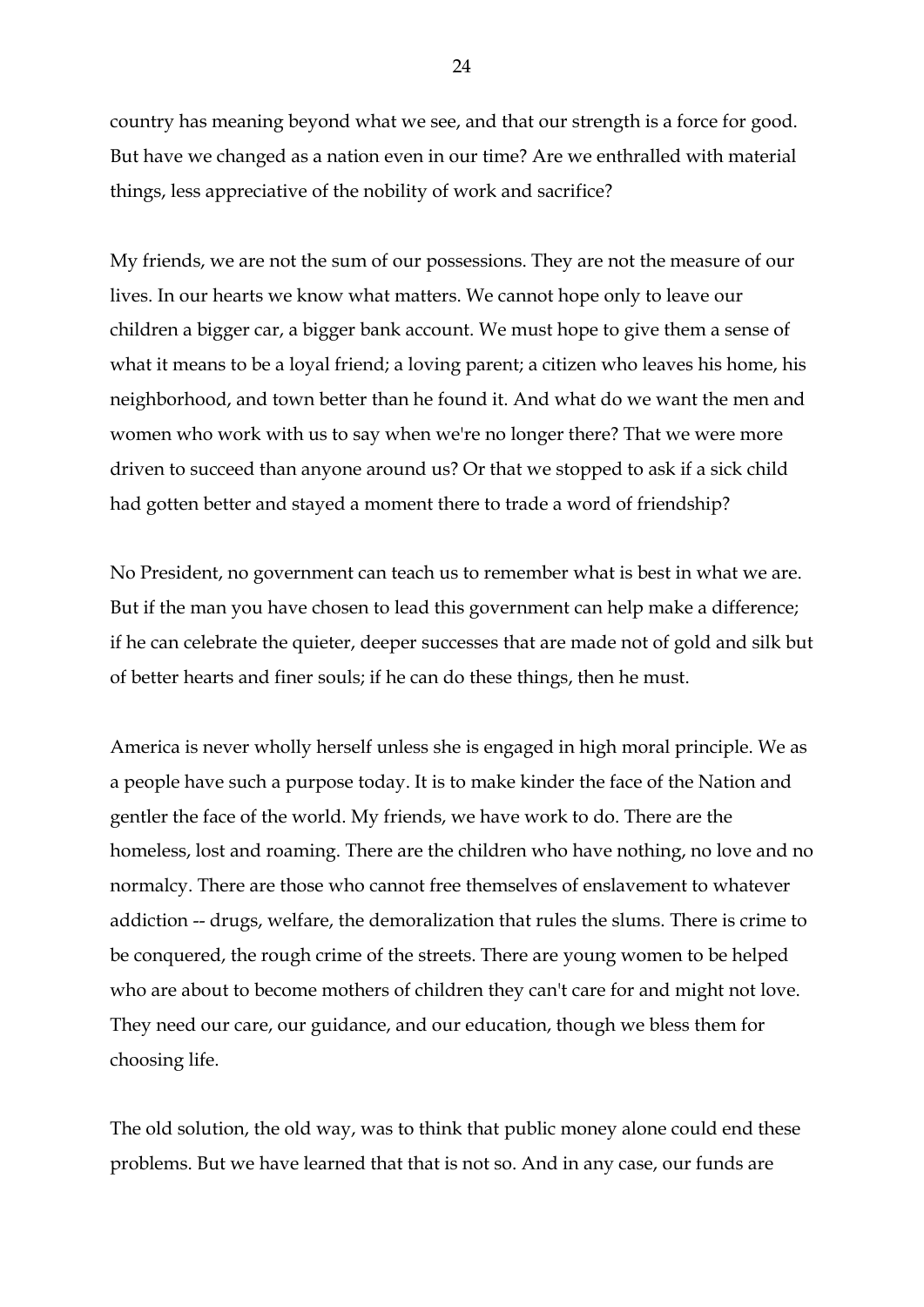country has meaning beyond what we see, and that our strength is a force for good. But have we changed as a nation even in our time? Are we enthralled with material things, less appreciative of the nobility of work and sacrifice?

My friends, we are not the sum of our possessions. They are not the measure of our lives. In our hearts we know what matters. We cannot hope only to leave our children a bigger car, a bigger bank account. We must hope to give them a sense of what it means to be a loyal friend; a loving parent; a citizen who leaves his home, his neighborhood, and town better than he found it. And what do we want the men and women who work with us to say when we're no longer there? That we were more driven to succeed than anyone around us? Or that we stopped to ask if a sick child had gotten better and stayed a moment there to trade a word of friendship?

No President, no government can teach us to remember what is best in what we are. But if the man you have chosen to lead this government can help make a difference; if he can celebrate the quieter, deeper successes that are made not of gold and silk but of better hearts and finer souls; if he can do these things, then he must.

America is never wholly herself unless she is engaged in high moral principle. We as a people have such a purpose today. It is to make kinder the face of the Nation and gentler the face of the world. My friends, we have work to do. There are the homeless, lost and roaming. There are the children who have nothing, no love and no normalcy. There are those who cannot free themselves of enslavement to whatever addiction -- drugs, welfare, the demoralization that rules the slums. There is crime to be conquered, the rough crime of the streets. There are young women to be helped who are about to become mothers of children they can't care for and might not love. They need our care, our guidance, and our education, though we bless them for choosing life.

The old solution, the old way, was to think that public money alone could end these problems. But we have learned that that is not so. And in any case, our funds are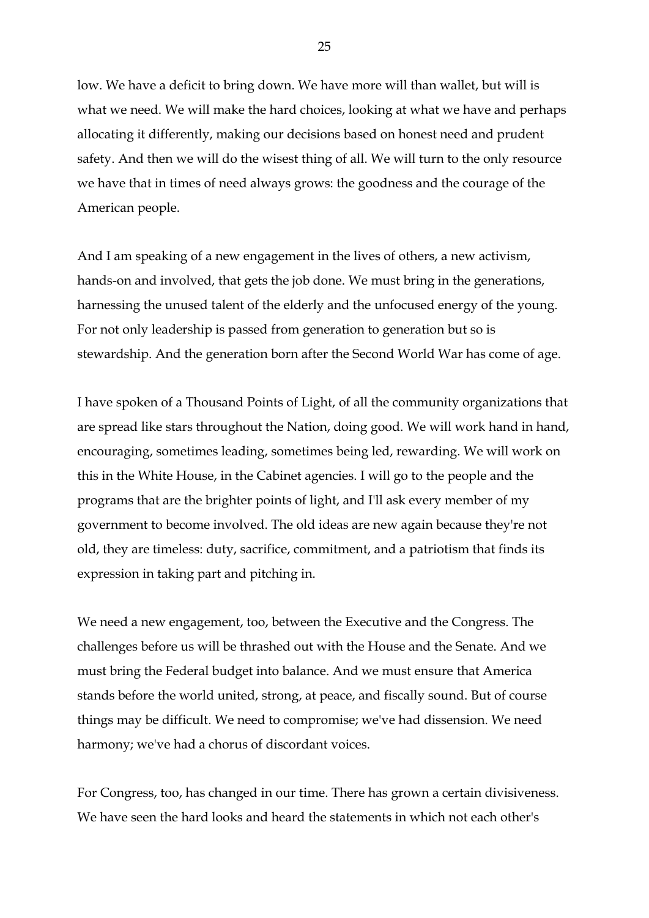low. We have a deficit to bring down. We have more will than wallet, but will is what we need. We will make the hard choices, looking at what we have and perhaps allocating it differently, making our decisions based on honest need and prudent safety. And then we will do the wisest thing of all. We will turn to the only resource we have that in times of need always grows: the goodness and the courage of the American people.

And I am speaking of a new engagement in the lives of others, a new activism, hands-on and involved, that gets the job done. We must bring in the generations, harnessing the unused talent of the elderly and the unfocused energy of the young. For not only leadership is passed from generation to generation but so is stewardship. And the generation born after the Second World War has come of age.

I have spoken of a Thousand Points of Light, of all the community organizations that are spread like stars throughout the Nation, doing good. We will work hand in hand, encouraging, sometimes leading, sometimes being led, rewarding. We will work on this in the White House, in the Cabinet agencies. I will go to the people and the programs that are the brighter points of light, and I'll ask every member of my government to become involved. The old ideas are new again because they're not old, they are timeless: duty, sacrifice, commitment, and a patriotism that finds its expression in taking part and pitching in.

We need a new engagement, too, between the Executive and the Congress. The challenges before us will be thrashed out with the House and the Senate. And we must bring the Federal budget into balance. And we must ensure that America stands before the world united, strong, at peace, and fiscally sound. But of course things may be difficult. We need to compromise; we've had dissension. We need harmony; we've had a chorus of discordant voices.

For Congress, too, has changed in our time. There has grown a certain divisiveness. We have seen the hard looks and heard the statements in which not each other's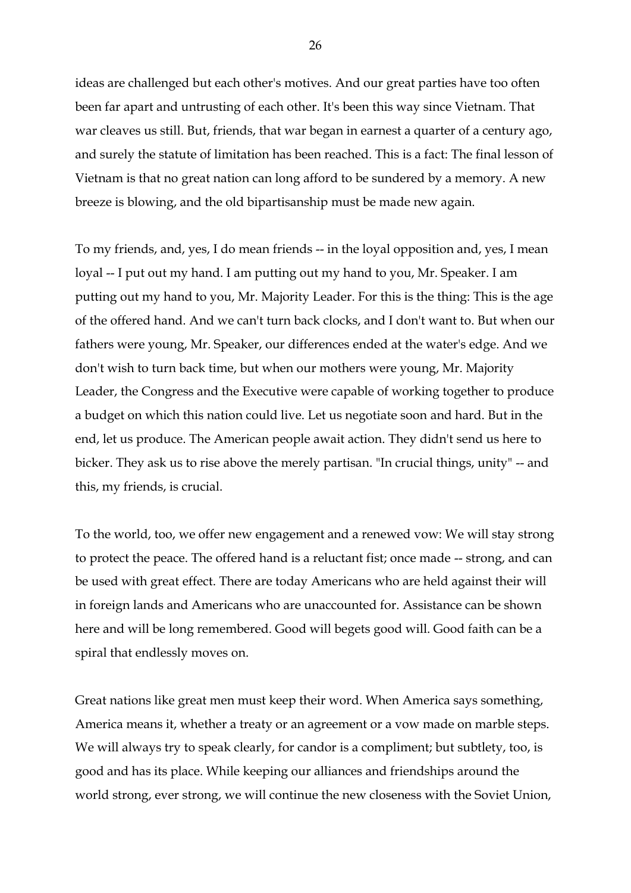ideas are challenged but each other's motives. And our great parties have too often been far apart and untrusting of each other. It's been this way since Vietnam. That war cleaves us still. But, friends, that war began in earnest a quarter of a century ago, and surely the statute of limitation has been reached. This is a fact: The final lesson of Vietnam is that no great nation can long afford to be sundered by a memory. A new breeze is blowing, and the old bipartisanship must be made new again.

To my friends, and, yes, I do mean friends -- in the loyal opposition and, yes, I mean loyal -- I put out my hand. I am putting out my hand to you, Mr. Speaker. I am putting out my hand to you, Mr. Majority Leader. For this is the thing: This is the age of the offered hand. And we can't turn back clocks, and I don't want to. But when our fathers were young, Mr. Speaker, our differences ended at the water's edge. And we don't wish to turn back time, but when our mothers were young, Mr. Majority Leader, the Congress and the Executive were capable of working together to produce a budget on which this nation could live. Let us negotiate soon and hard. But in the end, let us produce. The American people await action. They didn't send us here to bicker. They ask us to rise above the merely partisan. "In crucial things, unity" -- and this, my friends, is crucial.

To the world, too, we offer new engagement and a renewed vow: We will stay strong to protect the peace. The offered hand is a reluctant fist; once made -- strong, and can be used with great effect. There are today Americans who are held against their will in foreign lands and Americans who are unaccounted for. Assistance can be shown here and will be long remembered. Good will begets good will. Good faith can be a spiral that endlessly moves on.

Great nations like great men must keep their word. When America says something, America means it, whether a treaty or an agreement or a vow made on marble steps. We will always try to speak clearly, for candor is a compliment; but subtlety, too, is good and has its place. While keeping our alliances and friendships around the world strong, ever strong, we will continue the new closeness with the Soviet Union,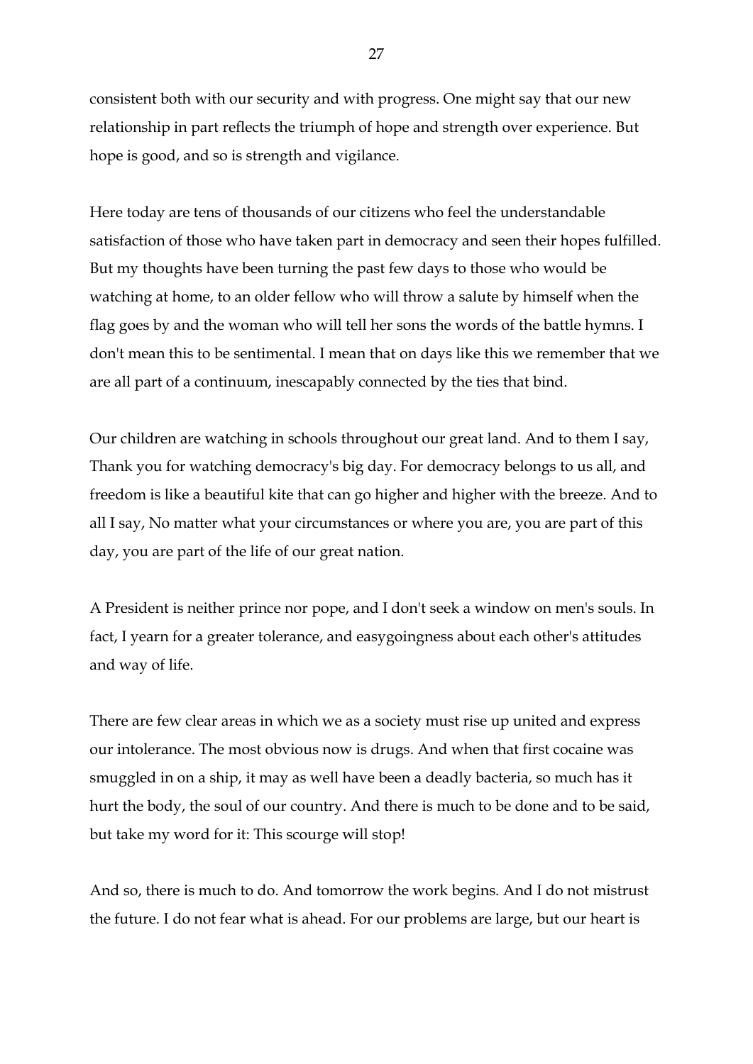consistent both with our security and with progress. One might say that our new relationship in part reflects the triumph of hope and strength over experience. But hope is good, and so is strength and vigilance.

Here today are tens of thousands of our citizens who feel the understandable satisfaction of those who have taken part in democracy and seen their hopes fulfilled. But my thoughts have been turning the past few days to those who would be watching at home, to an older fellow who will throw a salute by himself when the flag goes by and the woman who will tell her sons the words of the battle hymns. I don't mean this to be sentimental. I mean that on days like this we remember that we are all part of a continuum, inescapably connected by the ties that bind.

Our children are watching in schools throughout our great land. And to them I say, Thank you for watching democracy's big day. For democracy belongs to us all, and freedom is like a beautiful kite that can go higher and higher with the breeze. And to all I say, No matter what your circumstances or where you are, you are part of this day, you are part of the life of our great nation.

A President is neither prince nor pope, and I don't seek a window on men's souls. In fact, I yearn for a greater tolerance, and easygoingness about each other's attitudes and way of life.

There are few clear areas in which we as a society must rise up united and express our intolerance. The most obvious now is drugs. And when that first cocaine was smuggled in on a ship, it may as well have been a deadly bacteria, so much has it hurt the body, the soul of our country. And there is much to be done and to be said, but take my word for it: This scourge will stop!

And so, there is much to do. And tomorrow the work begins. And I do not mistrust the future. I do not fear what is ahead. For our problems are large, but our heart is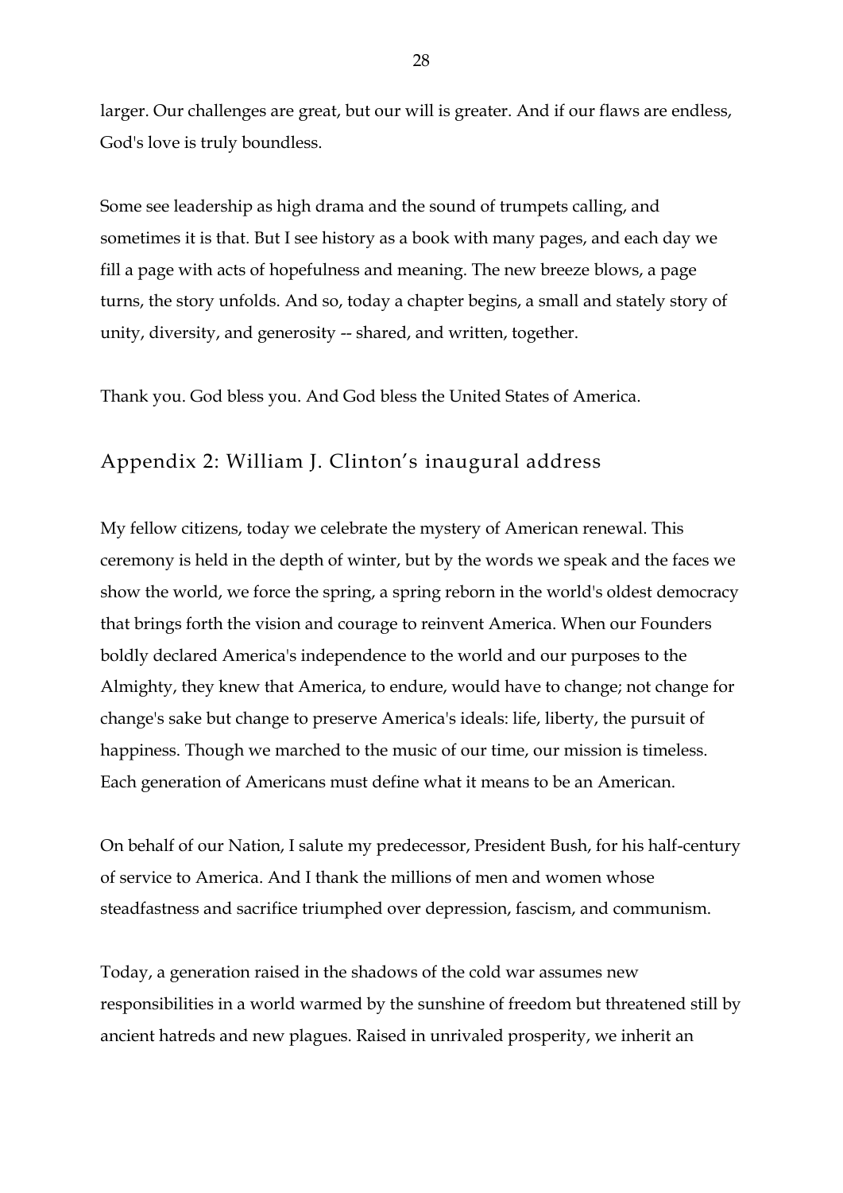larger. Our challenges are great, but our will is greater. And if our flaws are endless, God's love is truly boundless.

Some see leadership as high drama and the sound of trumpets calling, and sometimes it is that. But I see history as a book with many pages, and each day we fill a page with acts of hopefulness and meaning. The new breeze blows, a page turns, the story unfolds. And so, today a chapter begins, a small and stately story of unity, diversity, and generosity -- shared, and written, together.

Thank you. God bless you. And God bless the United States of America.

## Appendix 2: William J. Clinton's inaugural address

My fellow citizens, today we celebrate the mystery of American renewal. This ceremony is held in the depth of winter, but by the words we speak and the faces we show the world, we force the spring, a spring reborn in the world's oldest democracy that brings forth the vision and courage to reinvent America. When our Founders boldly declared America's independence to the world and our purposes to the Almighty, they knew that America, to endure, would have to change; not change for change's sake but change to preserve America's ideals: life, liberty, the pursuit of happiness. Though we marched to the music of our time, our mission is timeless. Each generation of Americans must define what it means to be an American.

On behalf of our Nation, I salute my predecessor, President Bush, for his half-century of service to America. And I thank the millions of men and women whose steadfastness and sacrifice triumphed over depression, fascism, and communism.

Today, a generation raised in the shadows of the cold war assumes new responsibilities in a world warmed by the sunshine of freedom but threatened still by ancient hatreds and new plagues. Raised in unrivaled prosperity, we inherit an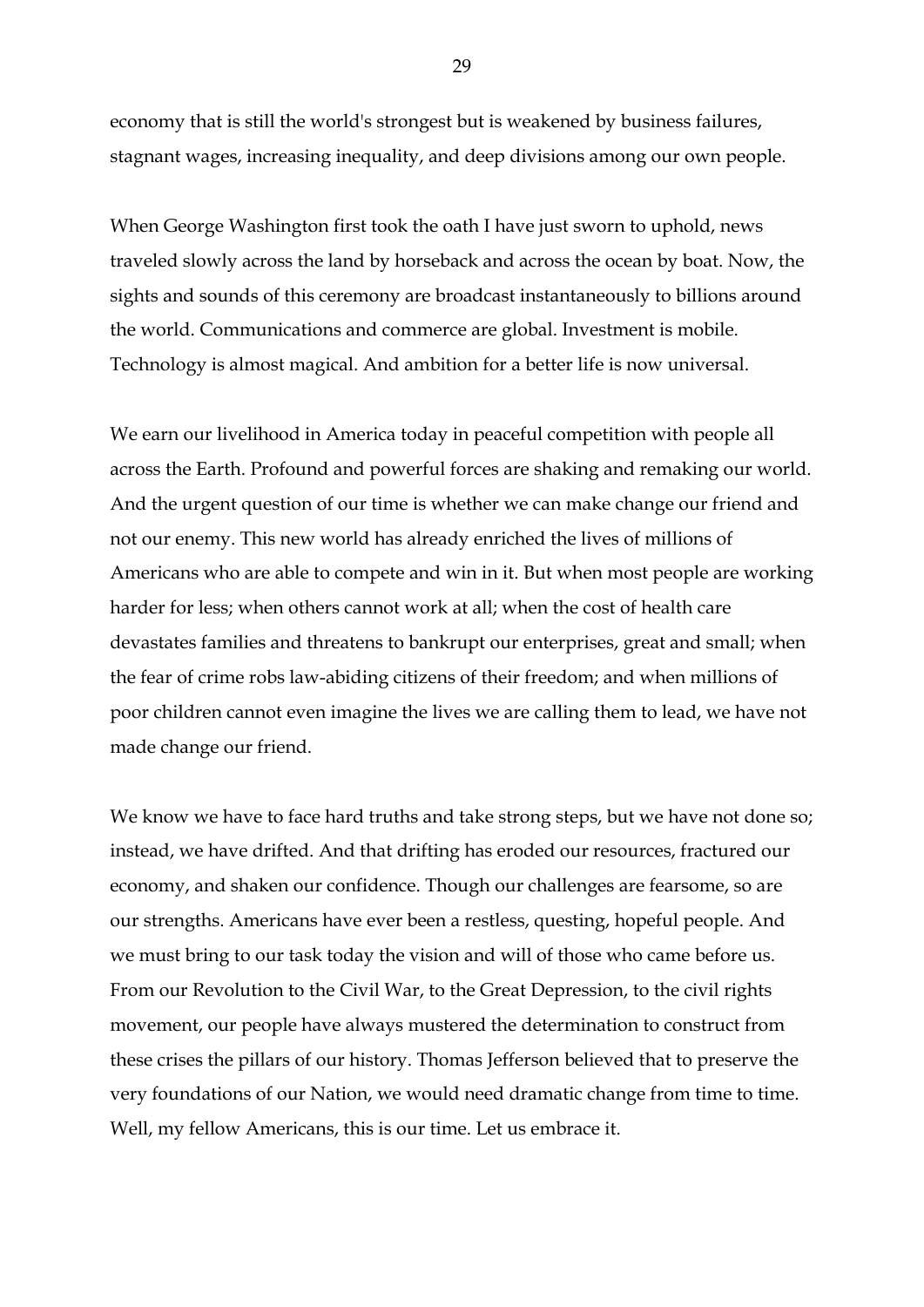economy that is still the world's strongest but is weakened by business failures, stagnant wages, increasing inequality, and deep divisions among our own people.

When George Washington first took the oath I have just sworn to uphold, news traveled slowly across the land by horseback and across the ocean by boat. Now, the sights and sounds of this ceremony are broadcast instantaneously to billions around the world. Communications and commerce are global. Investment is mobile. Technology is almost magical. And ambition for a better life is now universal.

We earn our livelihood in America today in peaceful competition with people all across the Earth. Profound and powerful forces are shaking and remaking our world. And the urgent question of our time is whether we can make change our friend and not our enemy. This new world has already enriched the lives of millions of Americans who are able to compete and win in it. But when most people are working harder for less; when others cannot work at all; when the cost of health care devastates families and threatens to bankrupt our enterprises, great and small; when the fear of crime robs law-abiding citizens of their freedom; and when millions of poor children cannot even imagine the lives we are calling them to lead, we have not made change our friend.

We know we have to face hard truths and take strong steps, but we have not done so; instead, we have drifted. And that drifting has eroded our resources, fractured our economy, and shaken our confidence. Though our challenges are fearsome, so are our strengths. Americans have ever been a restless, questing, hopeful people. And we must bring to our task today the vision and will of those who came before us. From our Revolution to the Civil War, to the Great Depression, to the civil rights movement, our people have always mustered the determination to construct from these crises the pillars of our history. Thomas Jefferson believed that to preserve the very foundations of our Nation, we would need dramatic change from time to time. Well, my fellow Americans, this is our time. Let us embrace it.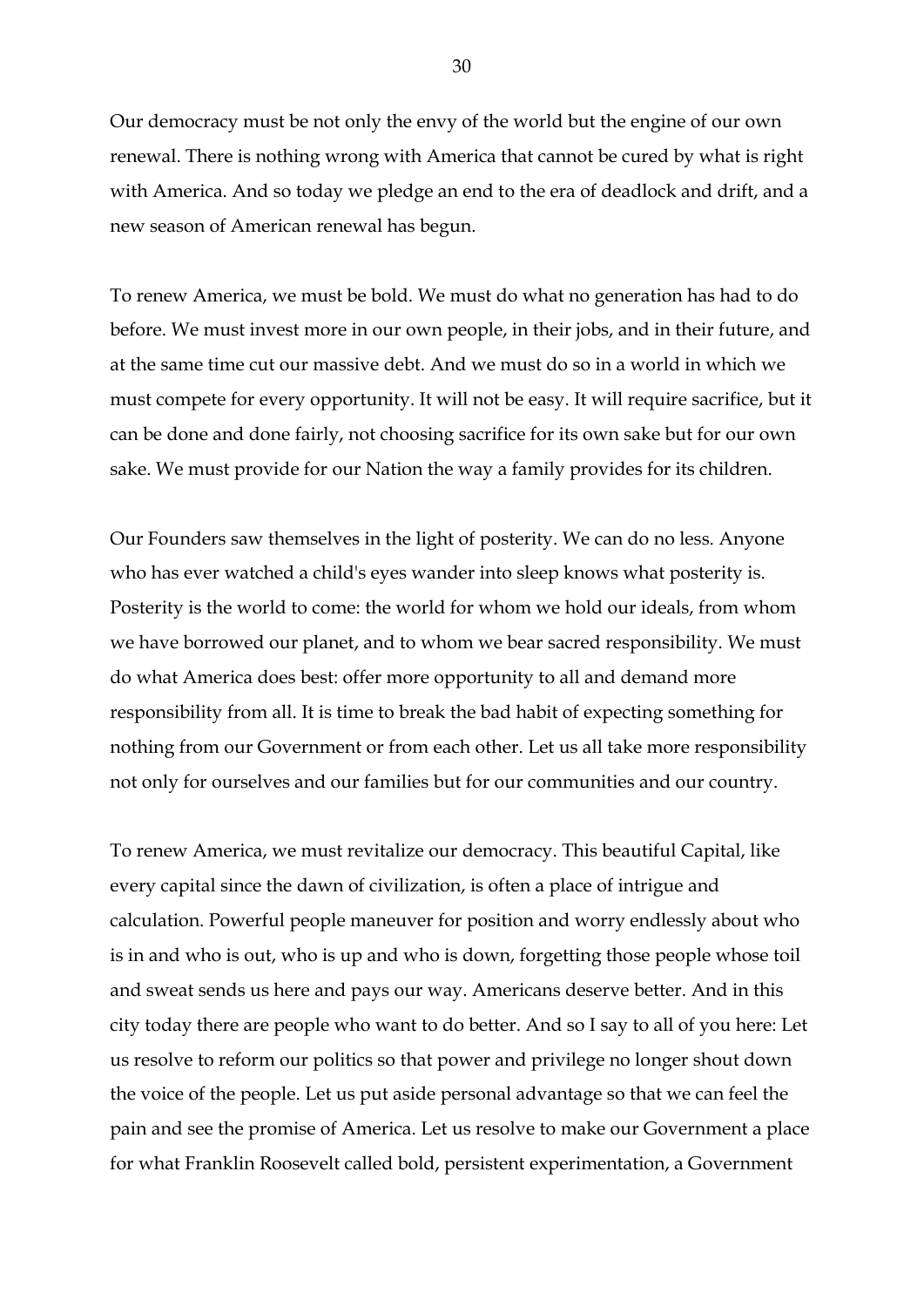Our democracy must be not only the envy of the world but the engine of our own renewal. There is nothing wrong with America that cannot be cured by what is right with America. And so today we pledge an end to the era of deadlock and drift, and a new season of American renewal has begun.

To renew America, we must be bold. We must do what no generation has had to do before. We must invest more in our own people, in their jobs, and in their future, and at the same time cut our massive debt. And we must do so in a world in which we must compete for every opportunity. It will not be easy. It will require sacrifice, but it can be done and done fairly, not choosing sacrifice for its own sake but for our own sake. We must provide for our Nation the way a family provides for its children.

Our Founders saw themselves in the light of posterity. We can do no less. Anyone who has ever watched a child's eyes wander into sleep knows what posterity is. Posterity is the world to come: the world for whom we hold our ideals, from whom we have borrowed our planet, and to whom we bear sacred responsibility. We must do what America does best: offer more opportunity to all and demand more responsibility from all. It is time to break the bad habit of expecting something for nothing from our Government or from each other. Let us all take more responsibility not only for ourselves and our families but for our communities and our country.

To renew America, we must revitalize our democracy. This beautiful Capital, like every capital since the dawn of civilization, is often a place of intrigue and calculation. Powerful people maneuver for position and worry endlessly about who is in and who is out, who is up and who is down, forgetting those people whose toil and sweat sends us here and pays our way. Americans deserve better. And in this city today there are people who want to do better. And so I say to all of you here: Let us resolve to reform our politics so that power and privilege no longer shout down the voice of the people. Let us put aside personal advantage so that we can feel the pain and see the promise of America. Let us resolve to make our Government a place for what Franklin Roosevelt called bold, persistent experimentation, a Government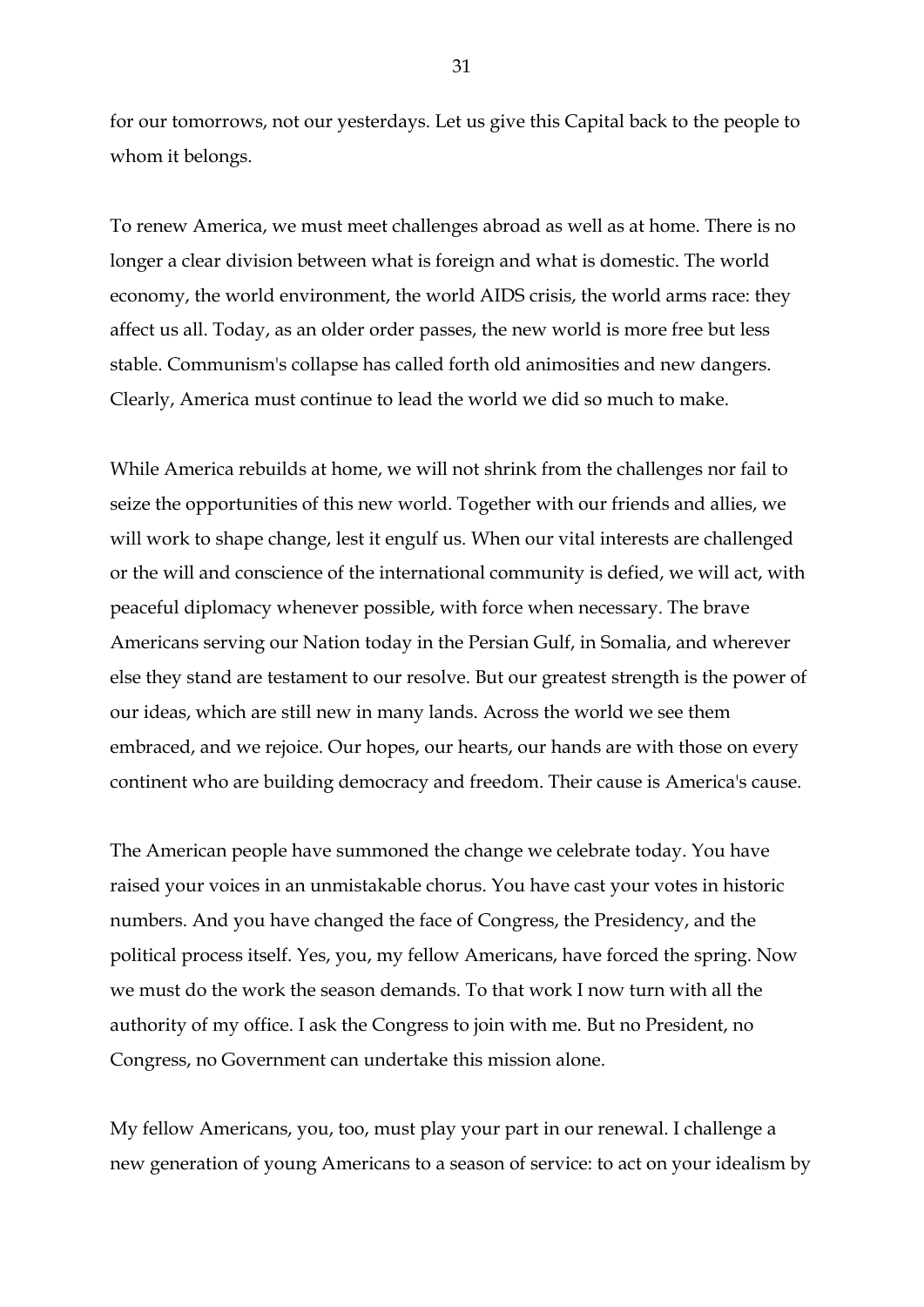for our tomorrows, not our yesterdays. Let us give this Capital back to the people to whom it belongs.

To renew America, we must meet challenges abroad as well as at home. There is no longer a clear division between what is foreign and what is domestic. The world economy, the world environment, the world AIDS crisis, the world arms race: they affect us all. Today, as an older order passes, the new world is more free but less stable. Communism's collapse has called forth old animosities and new dangers. Clearly, America must continue to lead the world we did so much to make.

While America rebuilds at home, we will not shrink from the challenges nor fail to seize the opportunities of this new world. Together with our friends and allies, we will work to shape change, lest it engulf us. When our vital interests are challenged or the will and conscience of the international community is defied, we will act, with peaceful diplomacy whenever possible, with force when necessary. The brave Americans serving our Nation today in the Persian Gulf, in Somalia, and wherever else they stand are testament to our resolve. But our greatest strength is the power of our ideas, which are still new in many lands. Across the world we see them embraced, and we rejoice. Our hopes, our hearts, our hands are with those on every continent who are building democracy and freedom. Their cause is America's cause.

The American people have summoned the change we celebrate today. You have raised your voices in an unmistakable chorus. You have cast your votes in historic numbers. And you have changed the face of Congress, the Presidency, and the political process itself. Yes, you, my fellow Americans, have forced the spring. Now we must do the work the season demands. To that work I now turn with all the authority of my office. I ask the Congress to join with me. But no President, no Congress, no Government can undertake this mission alone.

My fellow Americans, you, too, must play your part in our renewal. I challenge a new generation of young Americans to a season of service: to act on your idealism by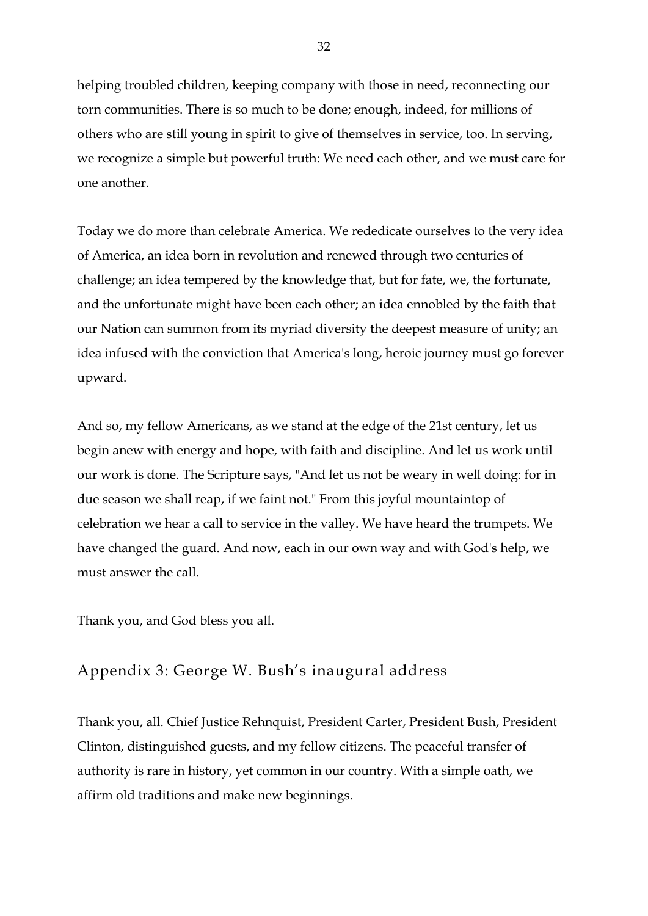helping troubled children, keeping company with those in need, reconnecting our torn communities. There is so much to be done; enough, indeed, for millions of others who are still young in spirit to give of themselves in service, too. In serving, we recognize a simple but powerful truth: We need each other, and we must care for one another.

Today we do more than celebrate America. We rededicate ourselves to the very idea of America, an idea born in revolution and renewed through two centuries of challenge; an idea tempered by the knowledge that, but for fate, we, the fortunate, and the unfortunate might have been each other; an idea ennobled by the faith that our Nation can summon from its myriad diversity the deepest measure of unity; an idea infused with the conviction that America's long, heroic journey must go forever upward.

And so, my fellow Americans, as we stand at the edge of the 21st century, let us begin anew with energy and hope, with faith and discipline. And let us work until our work is done. The Scripture says, "And let us not be weary in well doing: for in due season we shall reap, if we faint not." From this joyful mountaintop of celebration we hear a call to service in the valley. We have heard the trumpets. We have changed the guard. And now, each in our own way and with God's help, we must answer the call.

Thank you, and God bless you all.

## Appendix 3: George W. Bush's inaugural address

Thank you, all. Chief Justice Rehnquist, President Carter, President Bush, President Clinton, distinguished guests, and my fellow citizens. The peaceful transfer of authority is rare in history, yet common in our country. With a simple oath, we affirm old traditions and make new beginnings.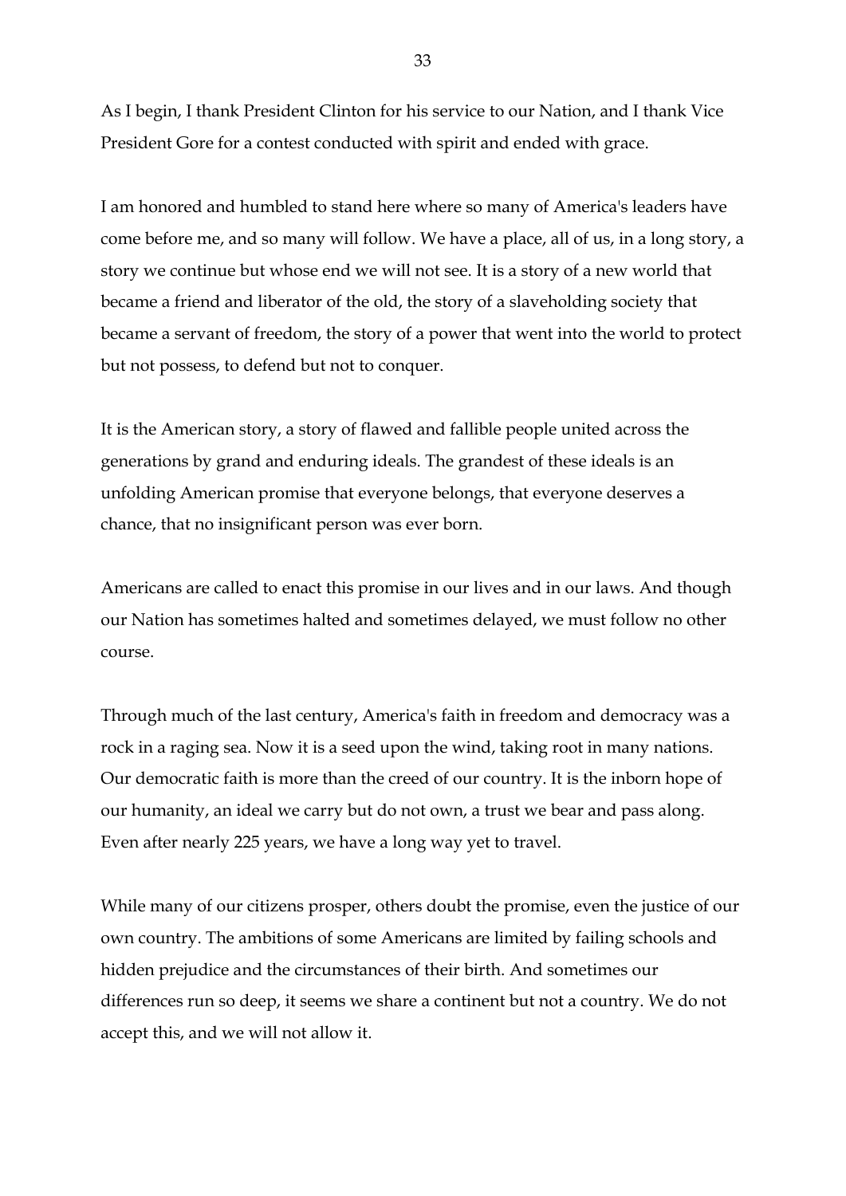As I begin, I thank President Clinton for his service to our Nation, and I thank Vice President Gore for a contest conducted with spirit and ended with grace.

I am honored and humbled to stand here where so many of America's leaders have come before me, and so many will follow. We have a place, all of us, in a long story, a story we continue but whose end we will not see. It is a story of a new world that became a friend and liberator of the old, the story of a slaveholding society that became a servant of freedom, the story of a power that went into the world to protect but not possess, to defend but not to conquer.

It is the American story, a story of flawed and fallible people united across the generations by grand and enduring ideals. The grandest of these ideals is an unfolding American promise that everyone belongs, that everyone deserves a chance, that no insignificant person was ever born.

Americans are called to enact this promise in our lives and in our laws. And though our Nation has sometimes halted and sometimes delayed, we must follow no other course.

Through much of the last century, America's faith in freedom and democracy was a rock in a raging sea. Now it is a seed upon the wind, taking root in many nations. Our democratic faith is more than the creed of our country. It is the inborn hope of our humanity, an ideal we carry but do not own, a trust we bear and pass along. Even after nearly 225 years, we have a long way yet to travel.

While many of our citizens prosper, others doubt the promise, even the justice of our own country. The ambitions of some Americans are limited by failing schools and hidden prejudice and the circumstances of their birth. And sometimes our differences run so deep, it seems we share a continent but not a country. We do not accept this, and we will not allow it.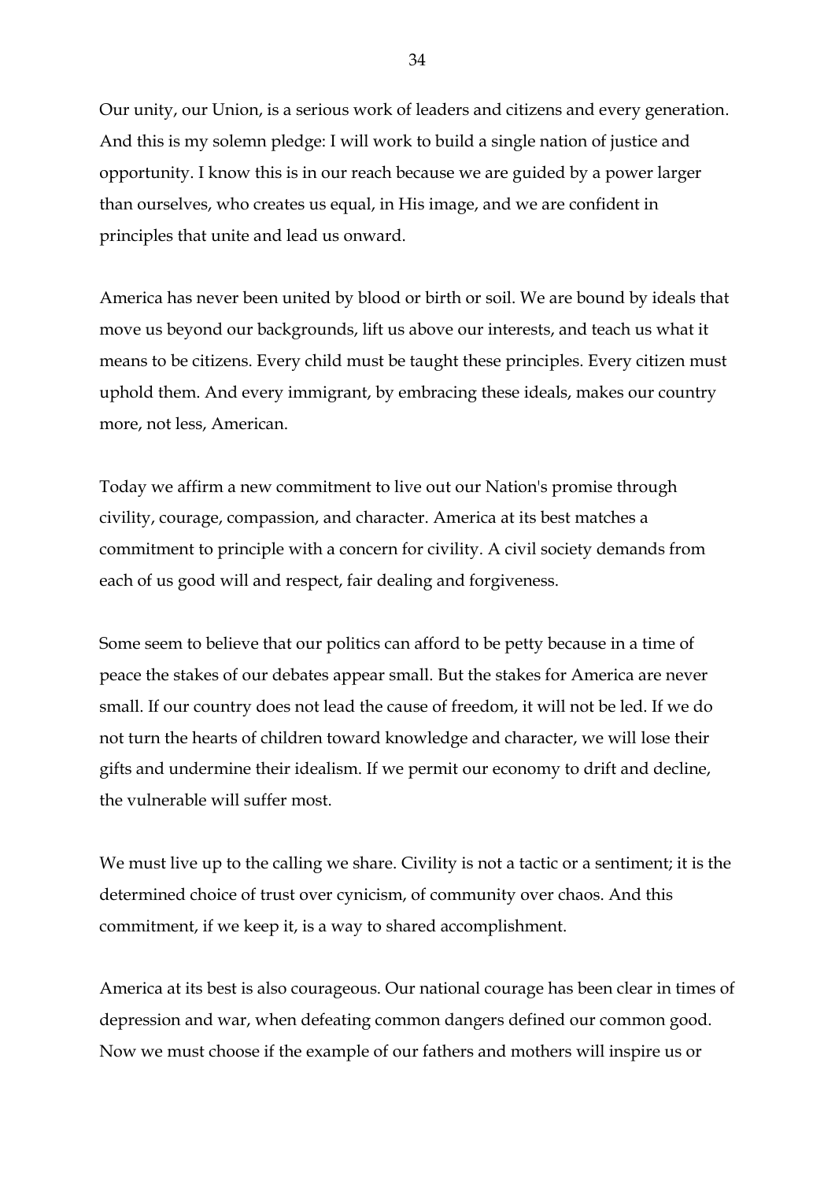Our unity, our Union, is a serious work of leaders and citizens and every generation. And this is my solemn pledge: I will work to build a single nation of justice and opportunity. I know this is in our reach because we are guided by a power larger than ourselves, who creates us equal, in His image, and we are confident in principles that unite and lead us onward.

America has never been united by blood or birth or soil. We are bound by ideals that move us beyond our backgrounds, lift us above our interests, and teach us what it means to be citizens. Every child must be taught these principles. Every citizen must uphold them. And every immigrant, by embracing these ideals, makes our country more, not less, American.

Today we affirm a new commitment to live out our Nation's promise through civility, courage, compassion, and character. America at its best matches a commitment to principle with a concern for civility. A civil society demands from each of us good will and respect, fair dealing and forgiveness.

Some seem to believe that our politics can afford to be petty because in a time of peace the stakes of our debates appear small. But the stakes for America are never small. If our country does not lead the cause of freedom, it will not be led. If we do not turn the hearts of children toward knowledge and character, we will lose their gifts and undermine their idealism. If we permit our economy to drift and decline, the vulnerable will suffer most.

We must live up to the calling we share. Civility is not a tactic or a sentiment; it is the determined choice of trust over cynicism, of community over chaos. And this commitment, if we keep it, is a way to shared accomplishment.

America at its best is also courageous. Our national courage has been clear in times of depression and war, when defeating common dangers defined our common good. Now we must choose if the example of our fathers and mothers will inspire us or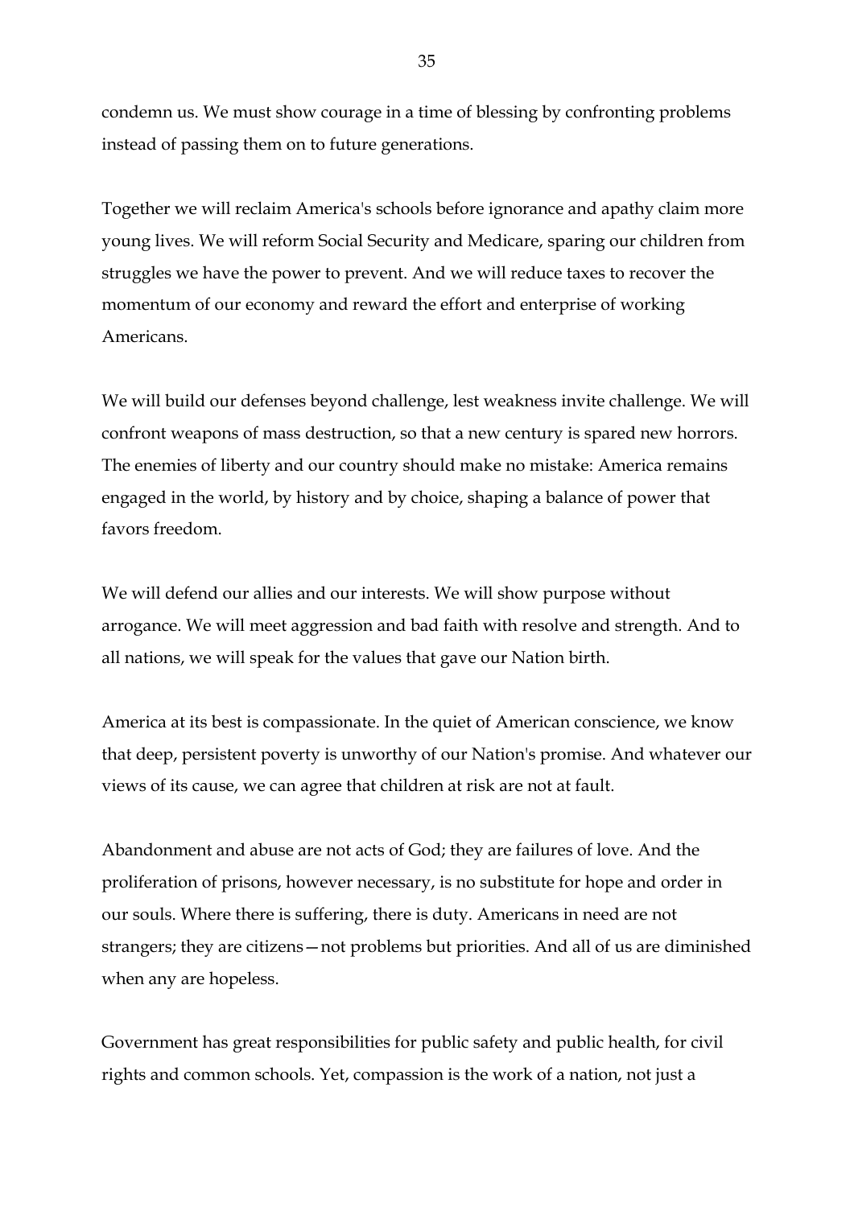condemn us. We must show courage in a time of blessing by confronting problems instead of passing them on to future generations.

Together we will reclaim America's schools before ignorance and apathy claim more young lives. We will reform Social Security and Medicare, sparing our children from struggles we have the power to prevent. And we will reduce taxes to recover the momentum of our economy and reward the effort and enterprise of working Americans.

We will build our defenses beyond challenge, lest weakness invite challenge. We will confront weapons of mass destruction, so that a new century is spared new horrors. The enemies of liberty and our country should make no mistake: America remains engaged in the world, by history and by choice, shaping a balance of power that favors freedom.

We will defend our allies and our interests. We will show purpose without arrogance. We will meet aggression and bad faith with resolve and strength. And to all nations, we will speak for the values that gave our Nation birth.

America at its best is compassionate. In the quiet of American conscience, we know that deep, persistent poverty is unworthy of our Nation's promise. And whatever our views of its cause, we can agree that children at risk are not at fault.

Abandonment and abuse are not acts of God; they are failures of love. And the proliferation of prisons, however necessary, is no substitute for hope and order in our souls. Where there is suffering, there is duty. Americans in need are not strangers; they are citizens—not problems but priorities. And all of us are diminished when any are hopeless.

Government has great responsibilities for public safety and public health, for civil rights and common schools. Yet, compassion is the work of a nation, not just a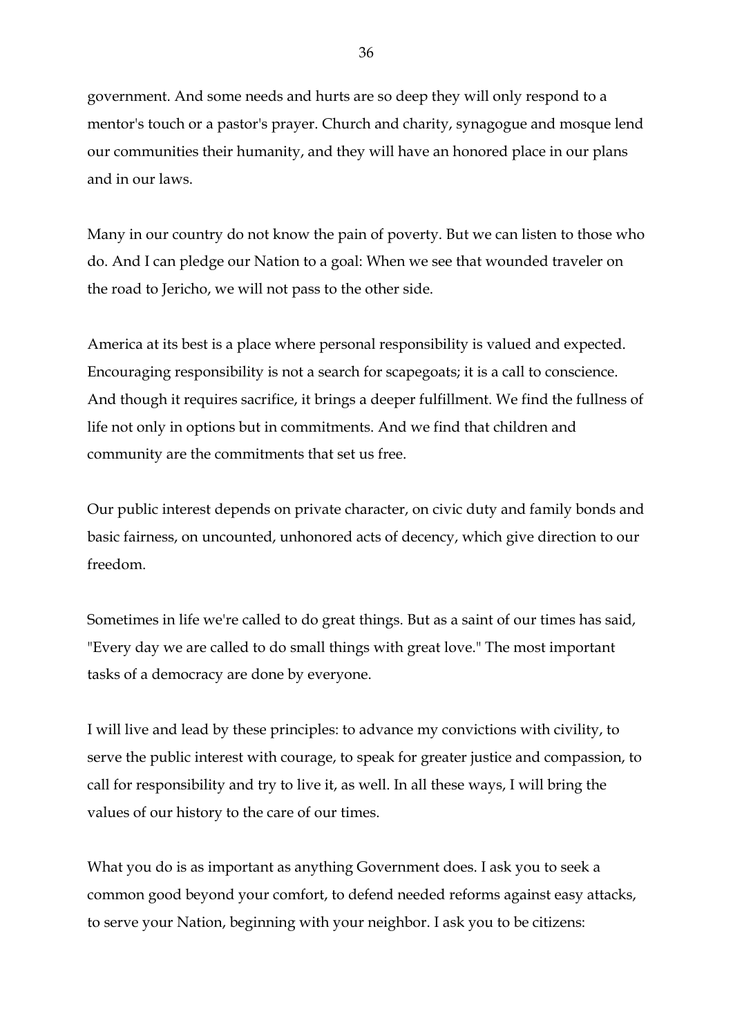government. And some needs and hurts are so deep they will only respond to a mentor's touch or a pastor's prayer. Church and charity, synagogue and mosque lend our communities their humanity, and they will have an honored place in our plans and in our laws.

Many in our country do not know the pain of poverty. But we can listen to those who do. And I can pledge our Nation to a goal: When we see that wounded traveler on the road to Jericho, we will not pass to the other side.

America at its best is a place where personal responsibility is valued and expected. Encouraging responsibility is not a search for scapegoats; it is a call to conscience. And though it requires sacrifice, it brings a deeper fulfillment. We find the fullness of life not only in options but in commitments. And we find that children and community are the commitments that set us free.

Our public interest depends on private character, on civic duty and family bonds and basic fairness, on uncounted, unhonored acts of decency, which give direction to our freedom.

Sometimes in life we're called to do great things. But as a saint of our times has said, "Every day we are called to do small things with great love." The most important tasks of a democracy are done by everyone.

I will live and lead by these principles: to advance my convictions with civility, to serve the public interest with courage, to speak for greater justice and compassion, to call for responsibility and try to live it, as well. In all these ways, I will bring the values of our history to the care of our times.

What you do is as important as anything Government does. I ask you to seek a common good beyond your comfort, to defend needed reforms against easy attacks, to serve your Nation, beginning with your neighbor. I ask you to be citizens: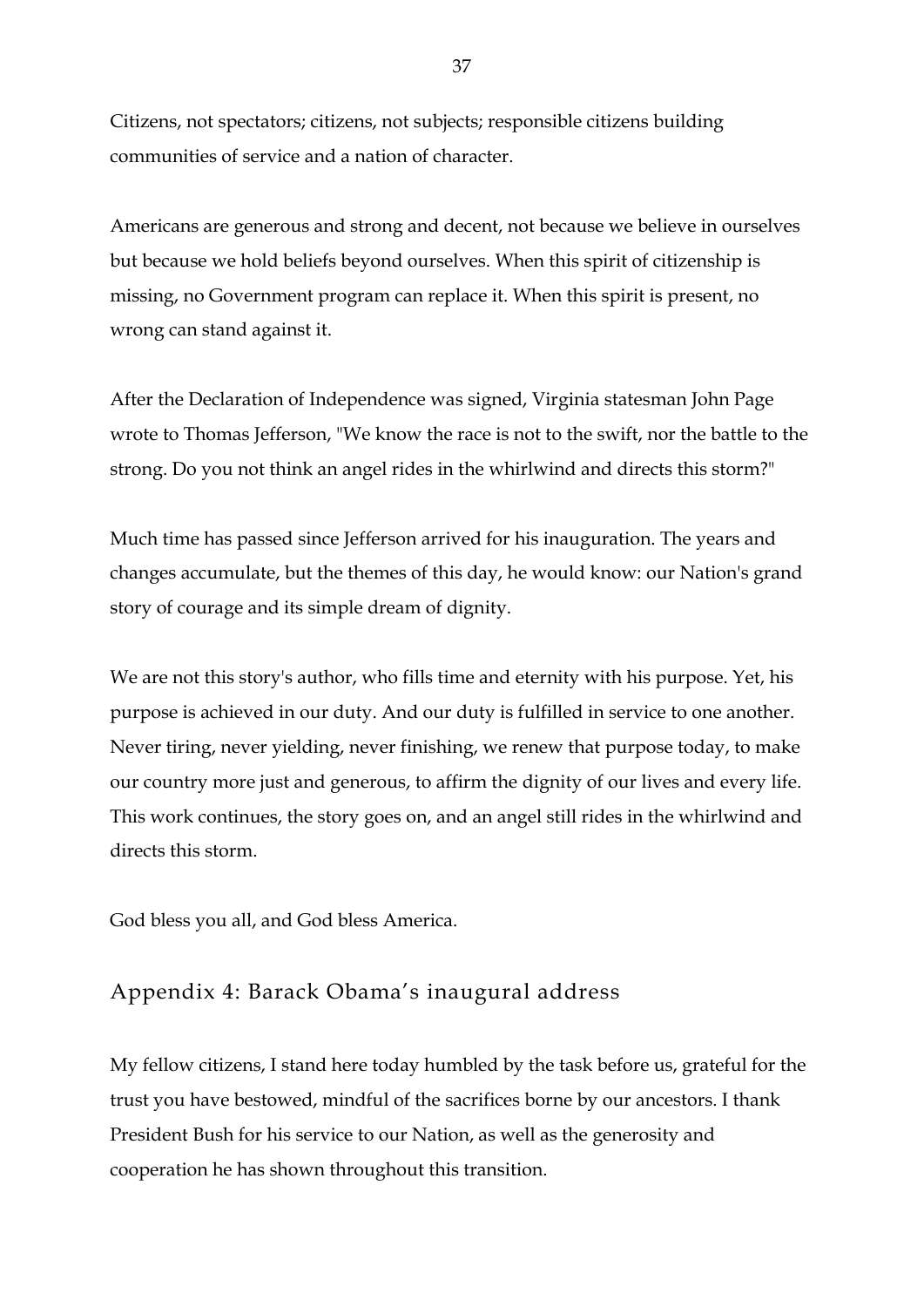Citizens, not spectators; citizens, not subjects; responsible citizens building communities of service and a nation of character.

Americans are generous and strong and decent, not because we believe in ourselves but because we hold beliefs beyond ourselves. When this spirit of citizenship is missing, no Government program can replace it. When this spirit is present, no wrong can stand against it.

After the Declaration of Independence was signed, Virginia statesman John Page wrote to Thomas Jefferson, "We know the race is not to the swift, nor the battle to the strong. Do you not think an angel rides in the whirlwind and directs this storm?"

Much time has passed since Jefferson arrived for his inauguration. The years and changes accumulate, but the themes of this day, he would know: our Nation's grand story of courage and its simple dream of dignity.

We are not this story's author, who fills time and eternity with his purpose. Yet, his purpose is achieved in our duty. And our duty is fulfilled in service to one another. Never tiring, never yielding, never finishing, we renew that purpose today, to make our country more just and generous, to affirm the dignity of our lives and every life. This work continues, the story goes on, and an angel still rides in the whirlwind and directs this storm.

God bless you all, and God bless America.

## Appendix 4: Barack Obama's inaugural address

My fellow citizens, I stand here today humbled by the task before us, grateful for the trust you have bestowed, mindful of the sacrifices borne by our ancestors. I thank President Bush for his service to our Nation, as well as the generosity and cooperation he has shown throughout this transition.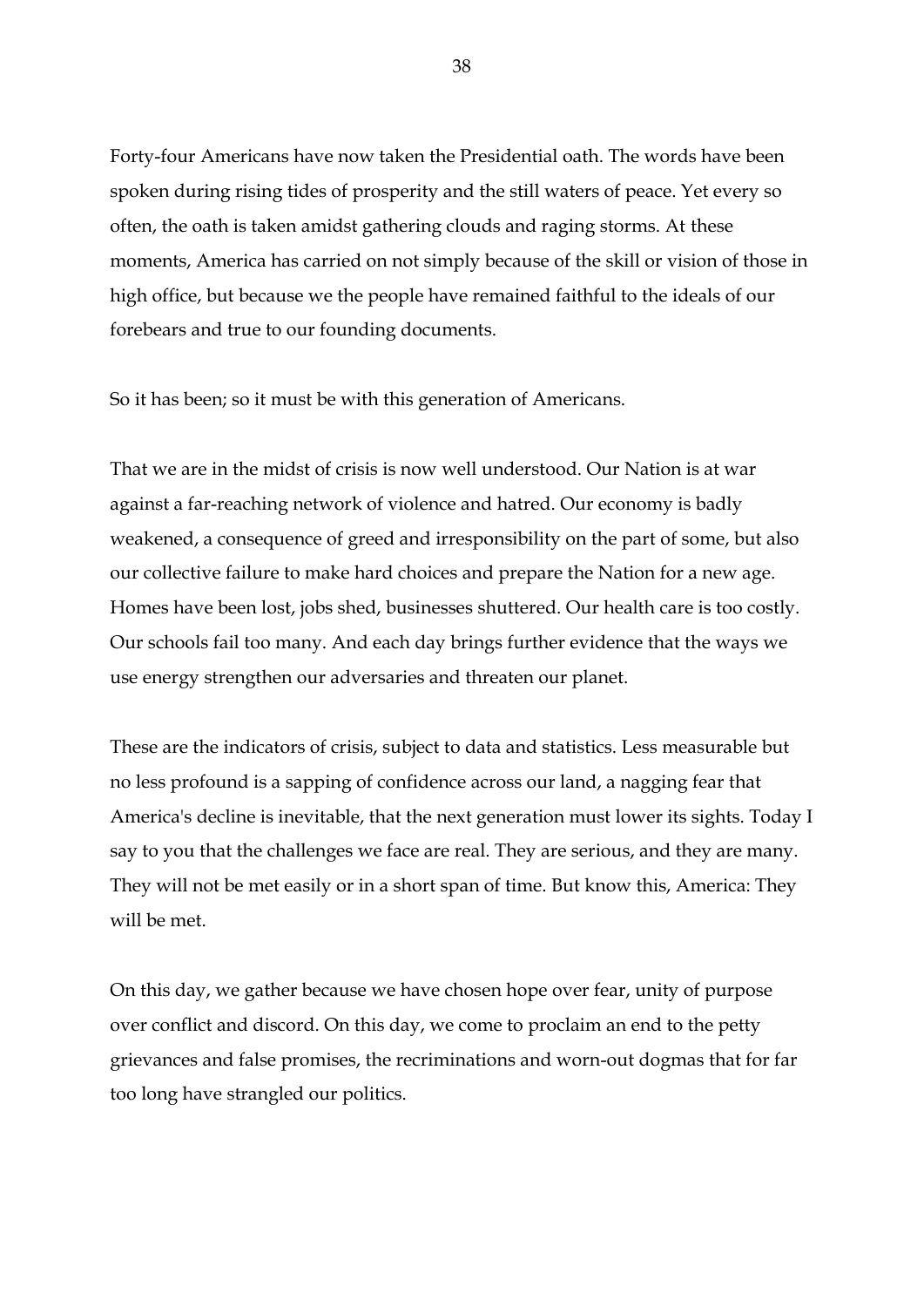Forty-four Americans have now taken the Presidential oath. The words have been spoken during rising tides of prosperity and the still waters of peace. Yet every so often, the oath is taken amidst gathering clouds and raging storms. At these moments, America has carried on not simply because of the skill or vision of those in high office, but because we the people have remained faithful to the ideals of our forebears and true to our founding documents.

So it has been; so it must be with this generation of Americans.

That we are in the midst of crisis is now well understood. Our Nation is at war against a far-reaching network of violence and hatred. Our economy is badly weakened, a consequence of greed and irresponsibility on the part of some, but also our collective failure to make hard choices and prepare the Nation for a new age. Homes have been lost, jobs shed, businesses shuttered. Our health care is too costly. Our schools fail too many. And each day brings further evidence that the ways we use energy strengthen our adversaries and threaten our planet.

These are the indicators of crisis, subject to data and statistics. Less measurable but no less profound is a sapping of confidence across our land, a nagging fear that America's decline is inevitable, that the next generation must lower its sights. Today I say to you that the challenges we face are real. They are serious, and they are many. They will not be met easily or in a short span of time. But know this, America: They will be met.

On this day, we gather because we have chosen hope over fear, unity of purpose over conflict and discord. On this day, we come to proclaim an end to the petty grievances and false promises, the recriminations and worn-out dogmas that for far too long have strangled our politics.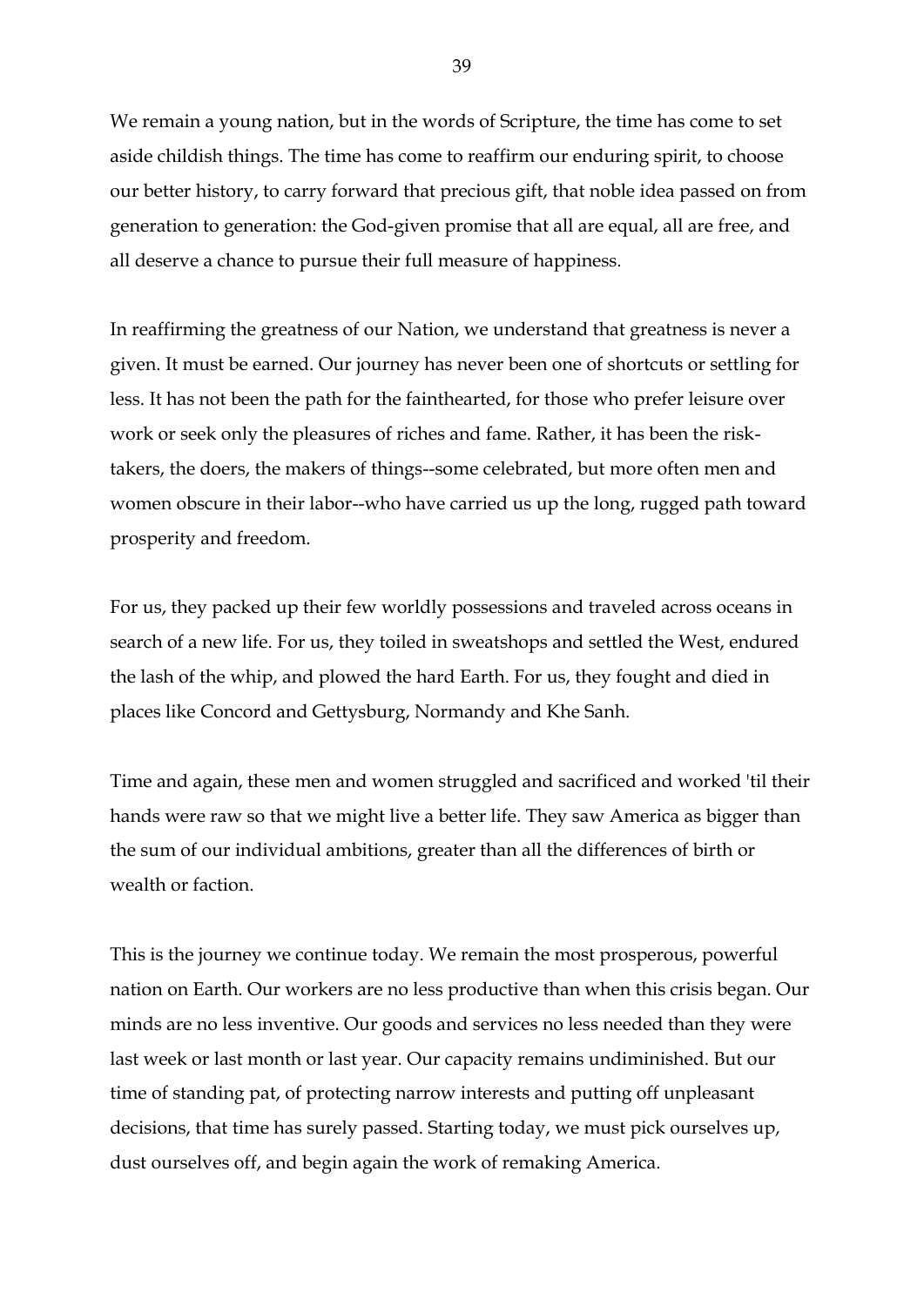We remain a young nation, but in the words of Scripture, the time has come to set aside childish things. The time has come to reaffirm our enduring spirit, to choose our better history, to carry forward that precious gift, that noble idea passed on from generation to generation: the God-given promise that all are equal, all are free, and all deserve a chance to pursue their full measure of happiness.

In reaffirming the greatness of our Nation, we understand that greatness is never a given. It must be earned. Our journey has never been one of shortcuts or settling for less. It has not been the path for the fainthearted, for those who prefer leisure over work or seek only the pleasures of riches and fame. Rather, it has been the risk-takers, the doers, the makers of things--some celebrated, but more often men and women obscure in their labor--who have carried us up the long, rugged path toward prosperity and freedom.

For us, they packed up their few worldly possessions and traveled across oceans in search of a new life. For us, they toiled in sweatshops and settled the West, endured the lash of the whip, and plowed the hard Earth. For us, they fought and died in places like Concord and Gettysburg, Normandy and Khe Sanh.

Time and again, these men and women struggled and sacrificed and worked 'til their hands were raw so that we might live a better life. They saw America as bigger than the sum of our individual ambitions, greater than all the differences of birth or wealth or faction.

This is the journey we continue today. We remain the most prosperous, powerful nation on Earth. Our workers are no less productive than when this crisis began. Our minds are no less inventive. Our goods and services no less needed than they were last week or last month or last year. Our capacity remains undiminished. But our time of standing pat, of protecting narrow interests and putting off unpleasant decisions, that time has surely passed. Starting today, we must pick ourselves up, dust ourselves off, and begin again the work of remaking America.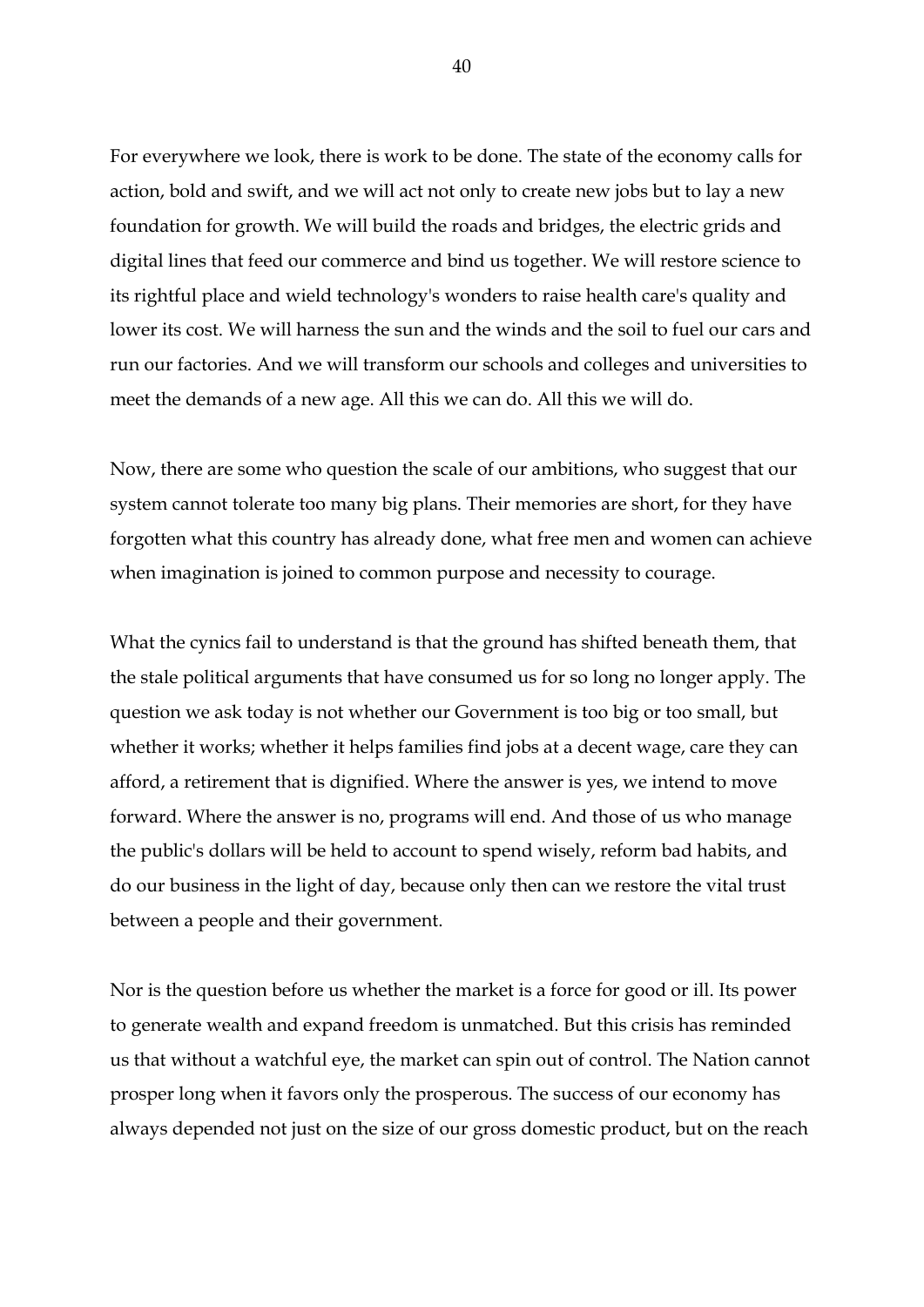For everywhere we look, there is work to be done. The state of the economy calls for action, bold and swift, and we will act not only to create new jobs but to lay a new foundation for growth. We will build the roads and bridges, the electric grids and digital lines that feed our commerce and bind us together. We will restore science to its rightful place and wield technology's wonders to raise health care's quality and lower its cost. We will harness the sun and the winds and the soil to fuel our cars and run our factories. And we will transform our schools and colleges and universities to meet the demands of a new age. All this we can do. All this we will do.

Now, there are some who question the scale of our ambitions, who suggest that our system cannot tolerate too many big plans. Their memories are short, for they have forgotten what this country has already done, what free men and women can achieve when imagination is joined to common purpose and necessity to courage.

What the cynics fail to understand is that the ground has shifted beneath them, that the stale political arguments that have consumed us for so long no longer apply. The question we ask today is not whether our Government is too big or too small, but whether it works; whether it helps families find jobs at a decent wage, care they can afford, a retirement that is dignified. Where the answer is yes, we intend to move forward. Where the answer is no, programs will end. And those of us who manage the public's dollars will be held to account to spend wisely, reform bad habits, and do our business in the light of day, because only then can we restore the vital trust between a people and their government.

Nor is the question before us whether the market is a force for good or ill. Its power to generate wealth and expand freedom is unmatched. But this crisis has reminded us that without a watchful eye, the market can spin out of control. The Nation cannot prosper long when it favors only the prosperous. The success of our economy has always depended not just on the size of our gross domestic product, but on the reach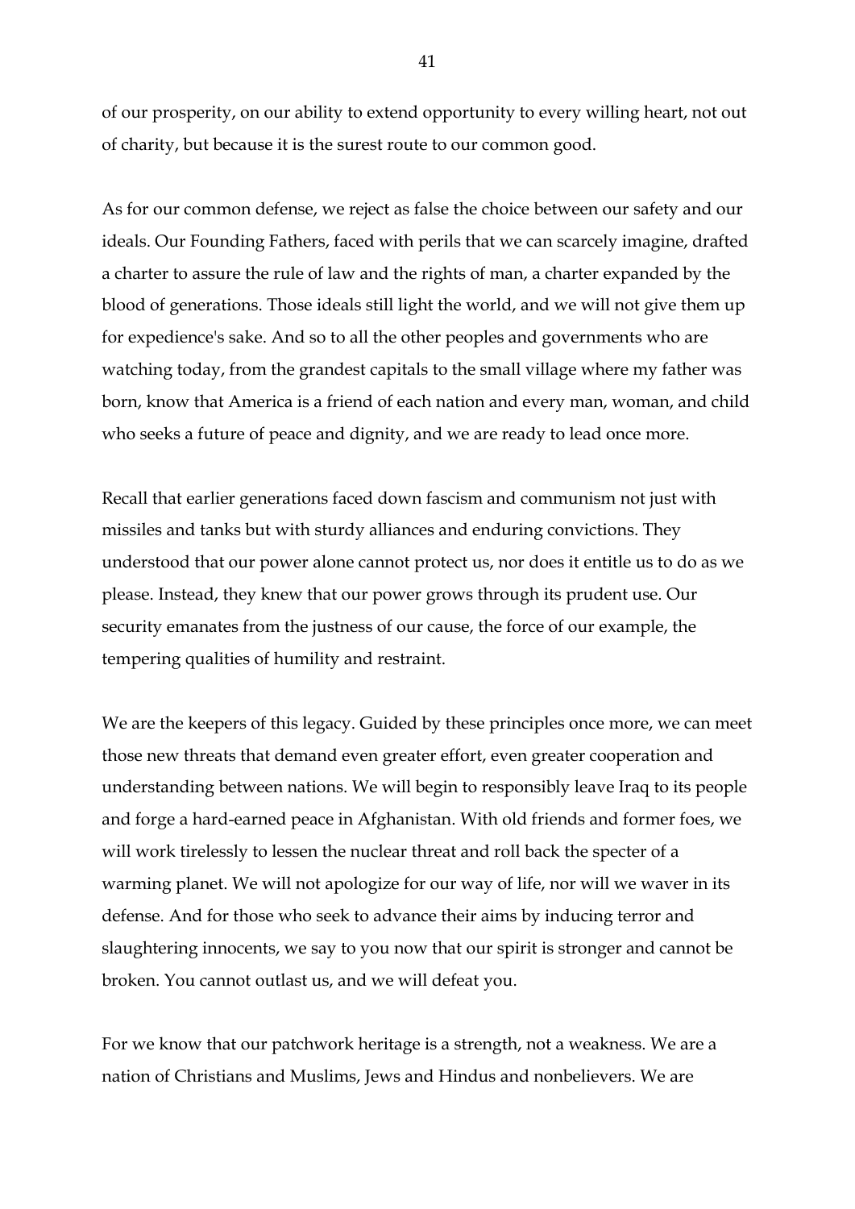of our prosperity, on our ability to extend opportunity to every willing heart, not out of charity, but because it is the surest route to our common good.

As for our common defense, we reject as false the choice between our safety and our ideals. Our Founding Fathers, faced with perils that we can scarcely imagine, drafted a charter to assure the rule of law and the rights of man, a charter expanded by the blood of generations. Those ideals still light the world, and we will not give them up for expedience's sake. And so to all the other peoples and governments who are watching today, from the grandest capitals to the small village where my father was born, know that America is a friend of each nation and every man, woman, and child who seeks a future of peace and dignity, and we are ready to lead once more.

Recall that earlier generations faced down fascism and communism not just with missiles and tanks but with sturdy alliances and enduring convictions. They understood that our power alone cannot protect us, nor does it entitle us to do as we please. Instead, they knew that our power grows through its prudent use. Our security emanates from the justness of our cause, the force of our example, the tempering qualities of humility and restraint.

We are the keepers of this legacy. Guided by these principles once more, we can meet those new threats that demand even greater effort, even greater cooperation and understanding between nations. We will begin to responsibly leave Iraq to its people and forge a hard-earned peace in Afghanistan. With old friends and former foes, we will work tirelessly to lessen the nuclear threat and roll back the specter of a warming planet. We will not apologize for our way of life, nor will we waver in its defense. And for those who seek to advance their aims by inducing terror and slaughtering innocents, we say to you now that our spirit is stronger and cannot be broken. You cannot outlast us, and we will defeat you.

For we know that our patchwork heritage is a strength, not a weakness. We are a nation of Christians and Muslims, Jews and Hindus and nonbelievers. We are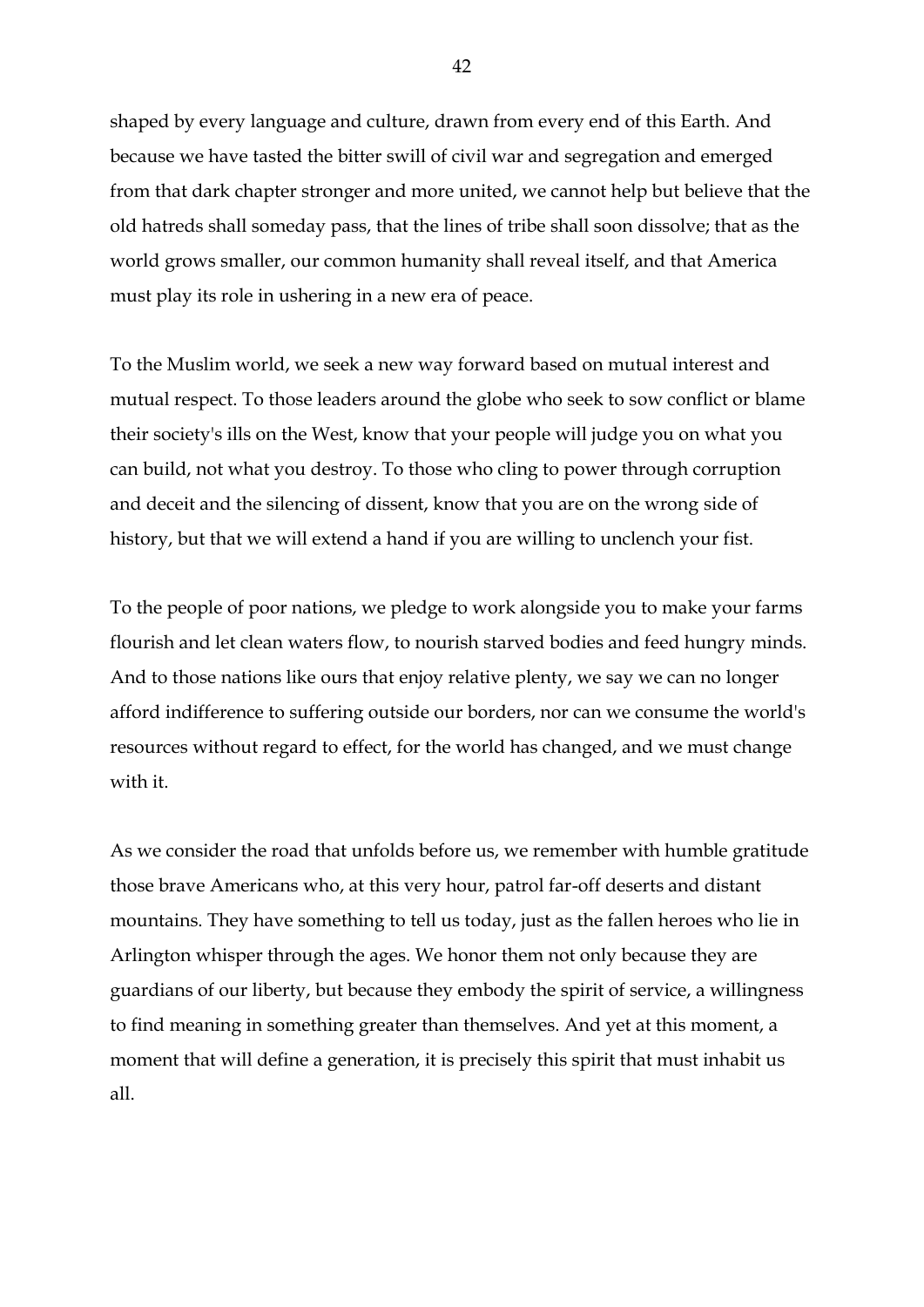shaped by every language and culture, drawn from every end of this Earth. And because we have tasted the bitter swill of civil war and segregation and emerged from that dark chapter stronger and more united, we cannot help but believe that the old hatreds shall someday pass, that the lines of tribe shall soon dissolve; that as the world grows smaller, our common humanity shall reveal itself, and that America must play its role in ushering in a new era of peace.

To the Muslim world, we seek a new way forward based on mutual interest and mutual respect. To those leaders around the globe who seek to sow conflict or blame their society's ills on the West, know that your people will judge you on what you can build, not what you destroy. To those who cling to power through corruption and deceit and the silencing of dissent, know that you are on the wrong side of history, but that we will extend a hand if you are willing to unclench your fist.

To the people of poor nations, we pledge to work alongside you to make your farms flourish and let clean waters flow, to nourish starved bodies and feed hungry minds. And to those nations like ours that enjoy relative plenty, we say we can no longer afford indifference to suffering outside our borders, nor can we consume the world's resources without regard to effect, for the world has changed, and we must change with it.

As we consider the road that unfolds before us, we remember with humble gratitude those brave Americans who, at this very hour, patrol far-off deserts and distant mountains. They have something to tell us today, just as the fallen heroes who lie in Arlington whisper through the ages. We honor them not only because they are guardians of our liberty, but because they embody the spirit of service, a willingness to find meaning in something greater than themselves. And yet at this moment, a moment that will define a generation, it is precisely this spirit that must inhabit us all.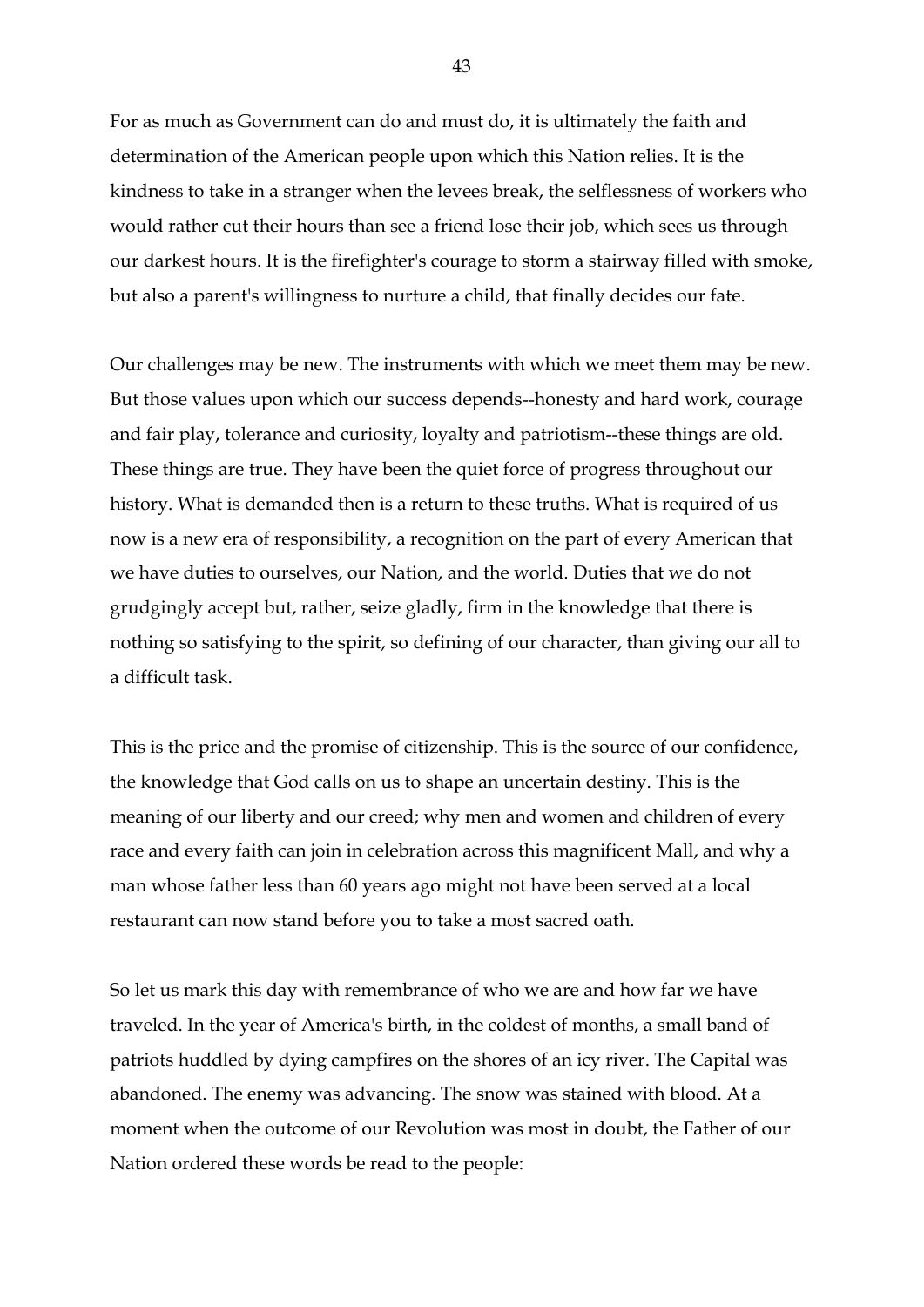For as much as Government can do and must do, it is ultimately the faith and determination of the American people upon which this Nation relies. It is the kindness to take in a stranger when the levees break, the selflessness of workers who would rather cut their hours than see a friend lose their job, which sees us through our darkest hours. It is the firefighter's courage to storm a stairway filled with smoke, but also a parent's willingness to nurture a child, that finally decides our fate.

Our challenges may be new. The instruments with which we meet them may be new. But those values upon which our success depends--honesty and hard work, courage and fair play, tolerance and curiosity, loyalty and patriotism--these things are old. These things are true. They have been the quiet force of progress throughout our history. What is demanded then is a return to these truths. What is required of us now is a new era of responsibility, a recognition on the part of every American that we have duties to ourselves, our Nation, and the world. Duties that we do not grudgingly accept but, rather, seize gladly, firm in the knowledge that there is nothing so satisfying to the spirit, so defining of our character, than giving our all to a difficult task.

This is the price and the promise of citizenship. This is the source of our confidence, the knowledge that God calls on us to shape an uncertain destiny. This is the meaning of our liberty and our creed; why men and women and children of every race and every faith can join in celebration across this magnificent Mall, and why a man whose father less than 60 years ago might not have been served at a local restaurant can now stand before you to take a most sacred oath.

So let us mark this day with remembrance of who we are and how far we have traveled. In the year of America's birth, in the coldest of months, a small band of patriots huddled by dying campfires on the shores of an icy river. The Capital was abandoned. The enemy was advancing. The snow was stained with blood. At a moment when the outcome of our Revolution was most in doubt, the Father of our Nation ordered these words be read to the people: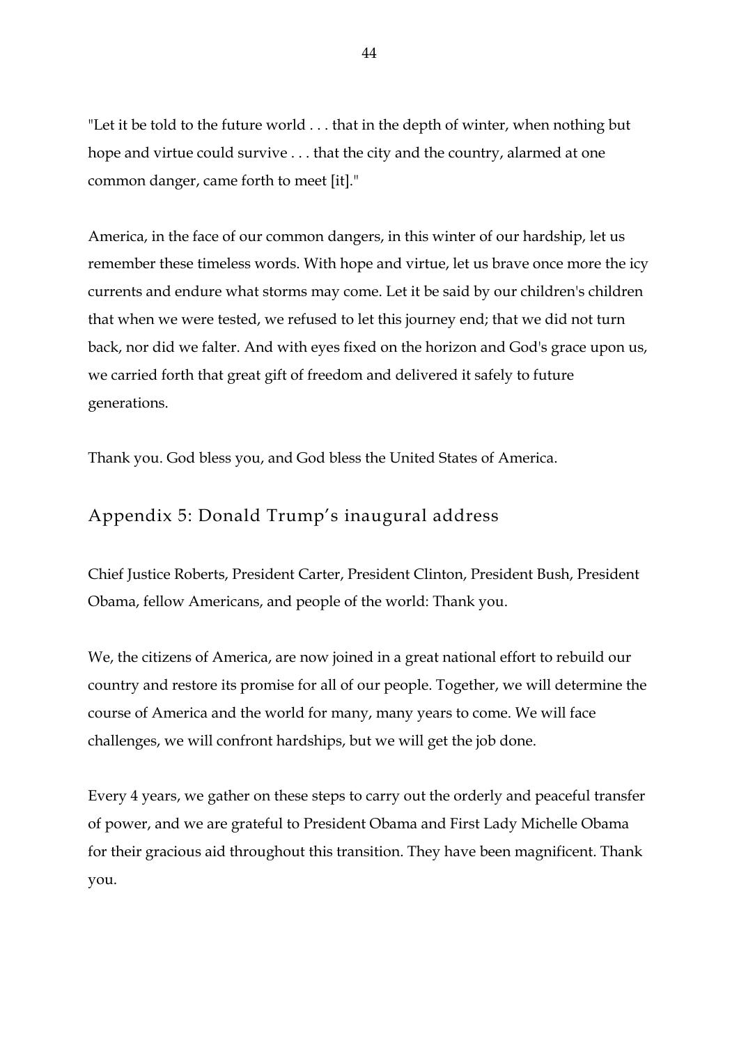"Let it be told to the future world . . . that in the depth of winter, when nothing but hope and virtue could survive . . . that the city and the country, alarmed at one common danger, came forth to meet [it]."

America, in the face of our common dangers, in this winter of our hardship, let us remember these timeless words. With hope and virtue, let us brave once more the icy currents and endure what storms may come. Let it be said by our children's children that when we were tested, we refused to let this journey end; that we did not turn back, nor did we falter. And with eyes fixed on the horizon and God's grace upon us, we carried forth that great gift of freedom and delivered it safely to future generations.

Thank you. God bless you, and God bless the United States of America.

## Appendix 5: Donald Trump's inaugural address

Chief Justice Roberts, President Carter, President Clinton, President Bush, President Obama, fellow Americans, and people of the world: Thank you.

We, the citizens of America, are now joined in a great national effort to rebuild our country and restore its promise for all of our people. Together, we will determine the course of America and the world for many, many years to come. We will face challenges, we will confront hardships, but we will get the job done.

Every 4 years, we gather on these steps to carry out the orderly and peaceful transfer of power, and we are grateful to President Obama and First Lady Michelle Obama for their gracious aid throughout this transition. They have been magnificent. Thank you.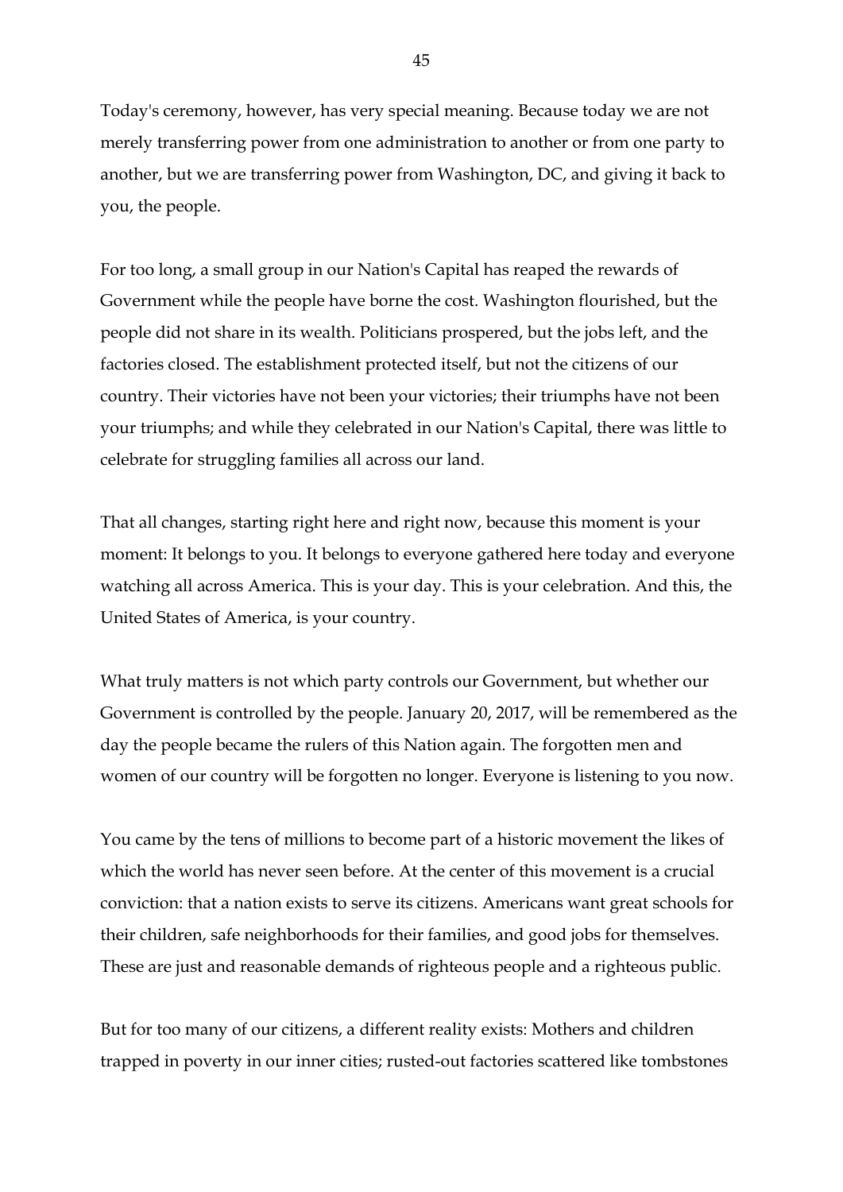Today's ceremony, however, has very special meaning. Because today we are not merely transferring power from one administration to another or from one party to another, but we are transferring power from Washington, DC, and giving it back to you, the people.

For too long, a small group in our Nation's Capital has reaped the rewards of Government while the people have borne the cost. Washington flourished, but the people did not share in its wealth. Politicians prospered, but the jobs left, and the factories closed. The establishment protected itself, but not the citizens of our country. Their victories have not been your victories; their triumphs have not been your triumphs; and while they celebrated in our Nation's Capital, there was little to celebrate for struggling families all across our land.

That all changes, starting right here and right now, because this moment is your moment: It belongs to you. It belongs to everyone gathered here today and everyone watching all across America. This is your day. This is your celebration. And this, the United States of America, is your country.

What truly matters is not which party controls our Government, but whether our Government is controlled by the people. January 20, 2017, will be remembered as the day the people became the rulers of this Nation again. The forgotten men and women of our country will be forgotten no longer. Everyone is listening to you now.

You came by the tens of millions to become part of a historic movement the likes of which the world has never seen before. At the center of this movement is a crucial conviction: that a nation exists to serve its citizens. Americans want great schools for their children, safe neighborhoods for their families, and good jobs for themselves. These are just and reasonable demands of righteous people and a righteous public.

But for too many of our citizens, a different reality exists: Mothers and children trapped in poverty in our inner cities; rusted-out factories scattered like tombstones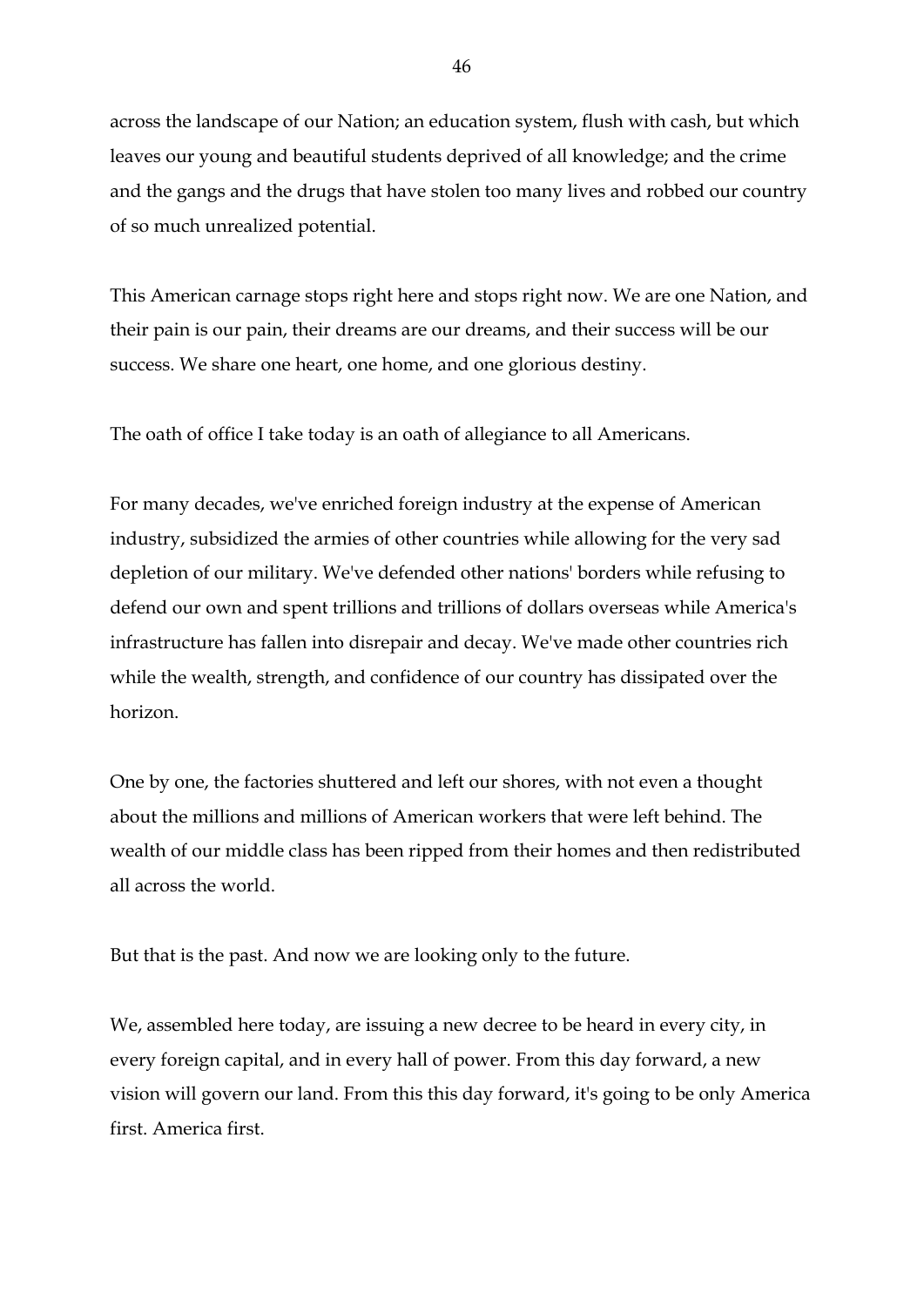across the landscape of our Nation; an education system, flush with cash, but which leaves our young and beautiful students deprived of all knowledge; and the crime and the gangs and the drugs that have stolen too many lives and robbed our country of so much unrealized potential.

This American carnage stops right here and stops right now. We are one Nation, and their pain is our pain, their dreams are our dreams, and their success will be our success. We share one heart, one home, and one glorious destiny.

The oath of office I take today is an oath of allegiance to all Americans.

For many decades, we've enriched foreign industry at the expense of American industry, subsidized the armies of other countries while allowing for the very sad depletion of our military. We've defended other nations' borders while refusing to defend our own and spent trillions and trillions of dollars overseas while America's infrastructure has fallen into disrepair and decay. We've made other countries rich while the wealth, strength, and confidence of our country has dissipated over the horizon.

One by one, the factories shuttered and left our shores, with not even a thought about the millions and millions of American workers that were left behind. The wealth of our middle class has been ripped from their homes and then redistributed all across the world.

But that is the past. And now we are looking only to the future.

We, assembled here today, are issuing a new decree to be heard in every city, in every foreign capital, and in every hall of power. From this day forward, a new vision will govern our land. From this this day forward, it's going to be only America first. America first.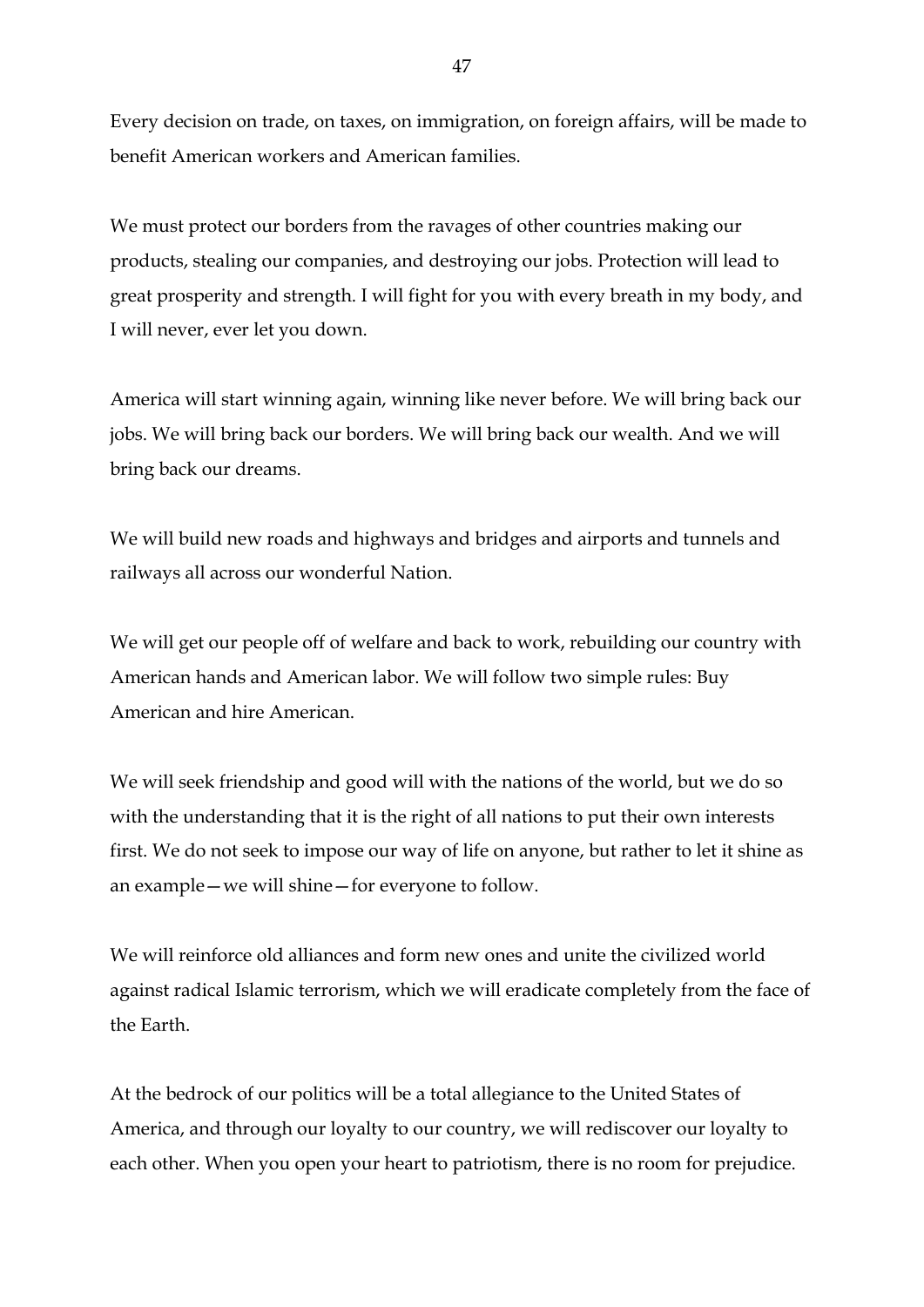Every decision on trade, on taxes, on immigration, on foreign affairs, will be made to benefit American workers and American families.

We must protect our borders from the ravages of other countries making our products, stealing our companies, and destroying our jobs. Protection will lead to great prosperity and strength. I will fight for you with every breath in my body, and I will never, ever let you down.

America will start winning again, winning like never before. We will bring back our jobs. We will bring back our borders. We will bring back our wealth. And we will bring back our dreams.

We will build new roads and highways and bridges and airports and tunnels and railways all across our wonderful Nation.

We will get our people off of welfare and back to work, rebuilding our country with American hands and American labor. We will follow two simple rules: Buy American and hire American.

We will seek friendship and good will with the nations of the world, but we do so with the understanding that it is the right of all nations to put their own interests first. We do not seek to impose our way of life on anyone, but rather to let it shine as an example—we will shine—for everyone to follow.

We will reinforce old alliances and form new ones and unite the civilized world against radical Islamic terrorism, which we will eradicate completely from the face of the Earth.

At the bedrock of our politics will be a total allegiance to the United States of America, and through our loyalty to our country, we will rediscover our loyalty to each other. When you open your heart to patriotism, there is no room for prejudice.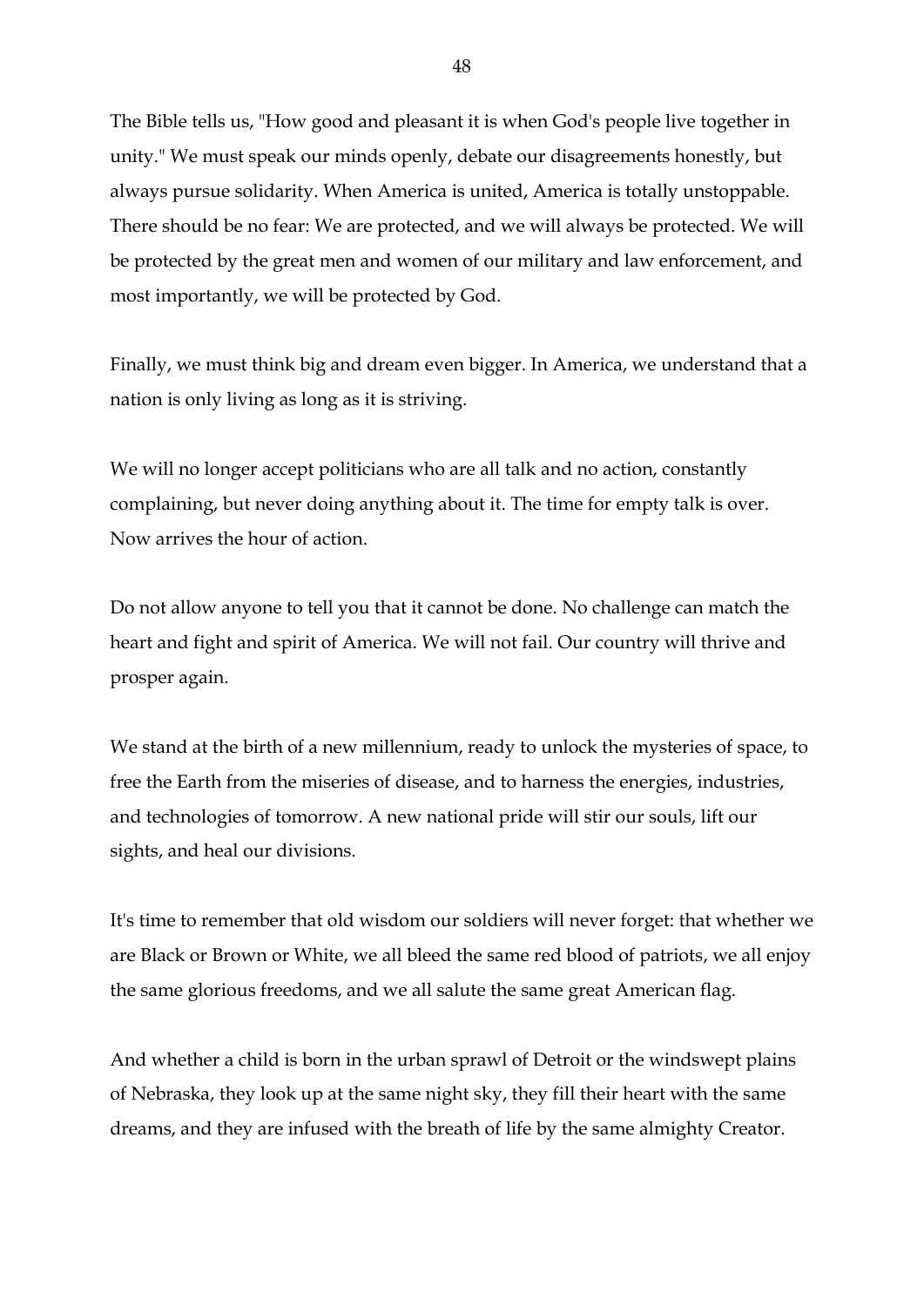The Bible tells us, "How good and pleasant it is when God's people live together in unity." We must speak our minds openly, debate our disagreements honestly, but always pursue solidarity. When America is united, America is totally unstoppable. There should be no fear: We are protected, and we will always be protected. We will be protected by the great men and women of our military and law enforcement, and most importantly, we will be protected by God.

Finally, we must think big and dream even bigger. In America, we understand that a nation is only living as long as it is striving.

We will no longer accept politicians who are all talk and no action, constantly complaining, but never doing anything about it. The time for empty talk is over. Now arrives the hour of action.

Do not allow anyone to tell you that it cannot be done. No challenge can match the heart and fight and spirit of America. We will not fail. Our country will thrive and prosper again.

We stand at the birth of a new millennium, ready to unlock the mysteries of space, to free the Earth from the miseries of disease, and to harness the energies, industries, and technologies of tomorrow. A new national pride will stir our souls, lift our sights, and heal our divisions.

It's time to remember that old wisdom our soldiers will never forget: that whether we are Black or Brown or White, we all bleed the same red blood of patriots, we all enjoy the same glorious freedoms, and we all salute the same great American flag.

And whether a child is born in the urban sprawl of Detroit or the windswept plains of Nebraska, they look up at the same night sky, they fill their heart with the same dreams, and they are infused with the breath of life by the same almighty Creator.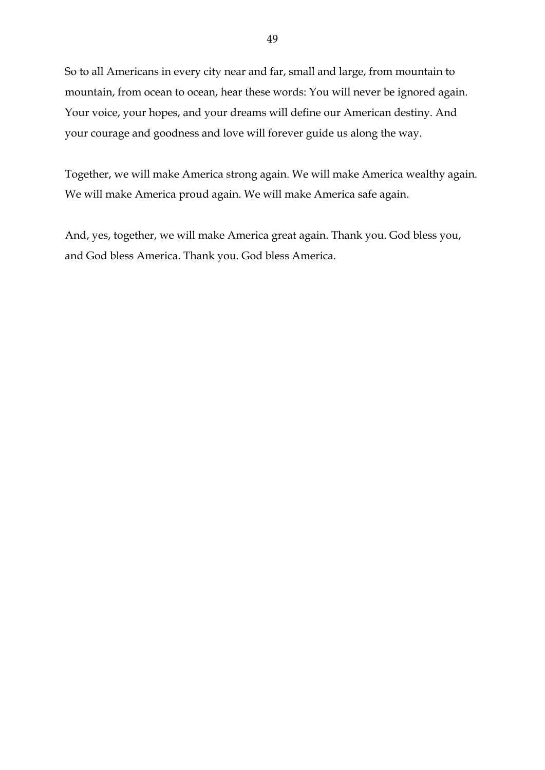So to all Americans in every city near and far, small and large, from mountain to mountain, from ocean to ocean, hear these words: You will never be ignored again. Your voice, your hopes, and your dreams will define our American destiny. And your courage and goodness and love will forever guide us along the way.

Together, we will make America strong again. We will make America wealthy again. We will make America proud again. We will make America safe again.

And, yes, together, we will make America great again. Thank you. God bless you, and God bless America. Thank you. God bless America.